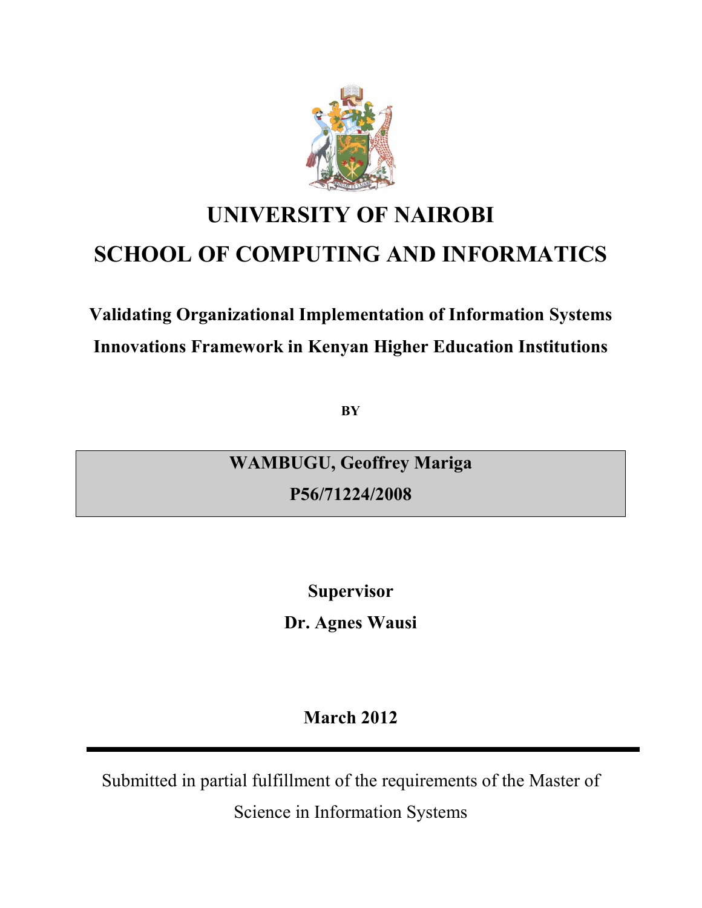# UNIVERSITY OF NAIROBI

# SCHOOL OF COMPUTING AND INFORMATICS

## Validating Organizational Implementation of Information Systems Innovations Framework in Kenyan Higher Education Institutions

**BY**

**WAMBUGU, Geoffrey Mariga**

**P56/71224/2008**

**Supervisor**

**Dr. Agnes Wausi**

**March 2012**

---

Submitted in partial fulfillment of the requirements of the Master of Science in Information Systems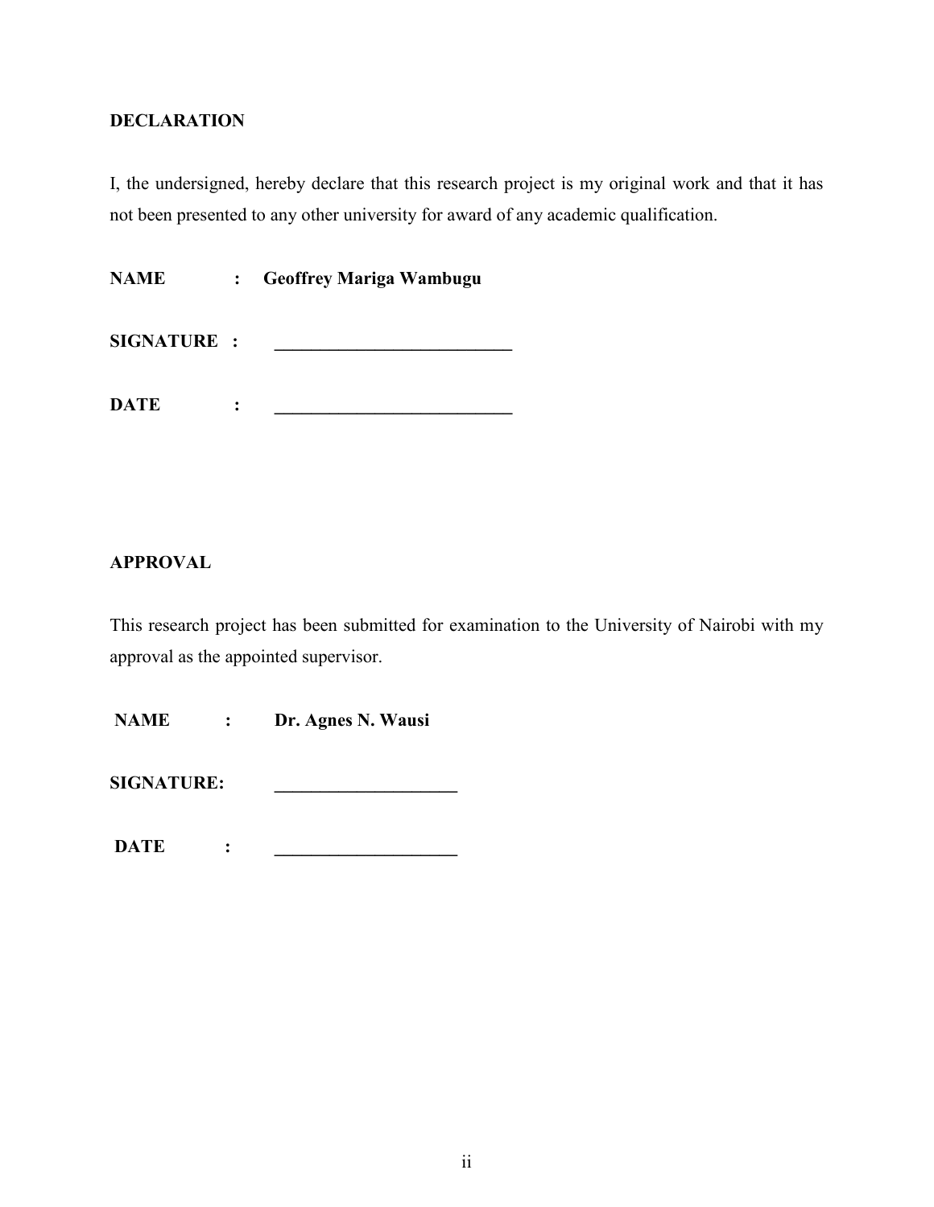## DECLARATION

I, the undersigned, hereby declare that this research project is my original work and that it has not been presented to any other university for award of any academic qualification.

**NAME : Geoffrey Mariga Wambugu**

**SIGNATURE : ___________________________**

**DATE : ___________________________**

## APPROVAL

This research project has been submitted for examination to the University of Nairobi with my approval as the appointed supervisor.

**NAME : Dr. Agnes N. Wausi**

**SIGNATURE: ____________________**

**DATE : ____________________**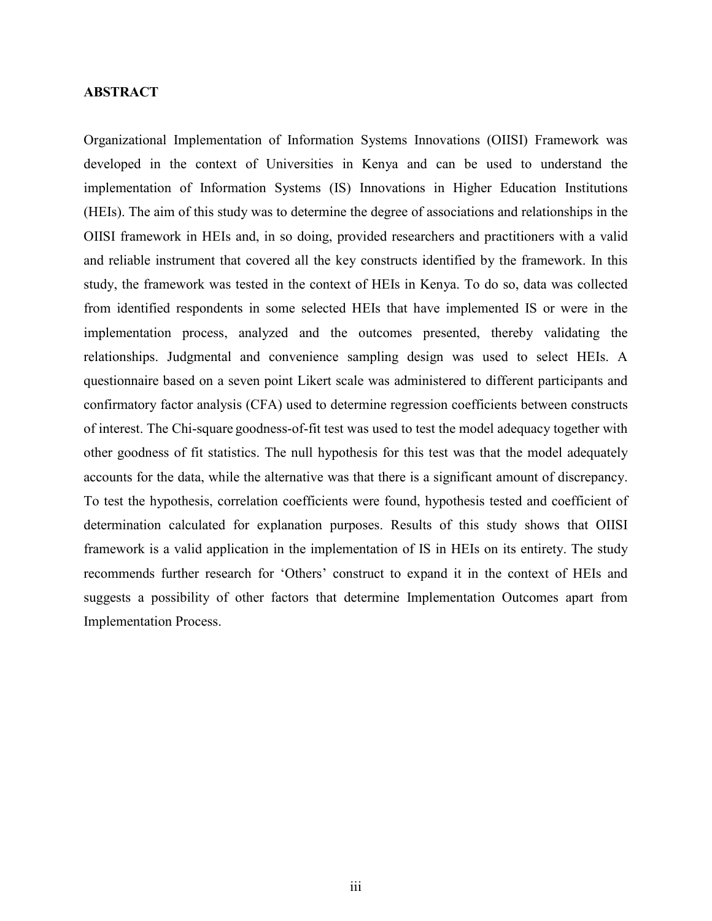## ABSTRACT

Organizational Implementation of Information Systems Innovations (OIISI) Framework was developed in the context of Universities in Kenya and can be used to understand the implementation of Information Systems (IS) Innovations in Higher Education Institutions (HEIs). The aim of this study was to determine the degree of associations and relationships in the OIISI framework in HEIs and, in so doing, provided researchers and practitioners with a valid and reliable instrument that covered all the key constructs identified by the framework. In this study, the framework was tested in the context of HEIs in Kenya. To do so, data was collected from identified respondents in some selected HEIs that have implemented IS or were in the implementation process, analyzed and the outcomes presented, thereby validating the relationships. Judgmental and convenience sampling design was used to select HEIs. A questionnaire based on a seven point Likert scale was administered to different participants and confirmatory factor analysis (CFA) used to determine regression coefficients between constructs of interest. The Chi-square goodness-of-fit test was used to test the model adequacy together with other goodness of fit statistics. The null hypothesis for this test was that the model adequately accounts for the data, while the alternative was that there is a significant amount of discrepancy. To test the hypothesis, correlation coefficients were found, hypothesis tested and coefficient of determination calculated for explanation purposes. Results of this study shows that OIISI framework is a valid application in the implementation of IS in HEIs on its entirety. The study recommends further research for 'Others' construct to expand it in the context of HEIs and suggests a possibility of other factors that determine Implementation Outcomes apart from Implementation Process.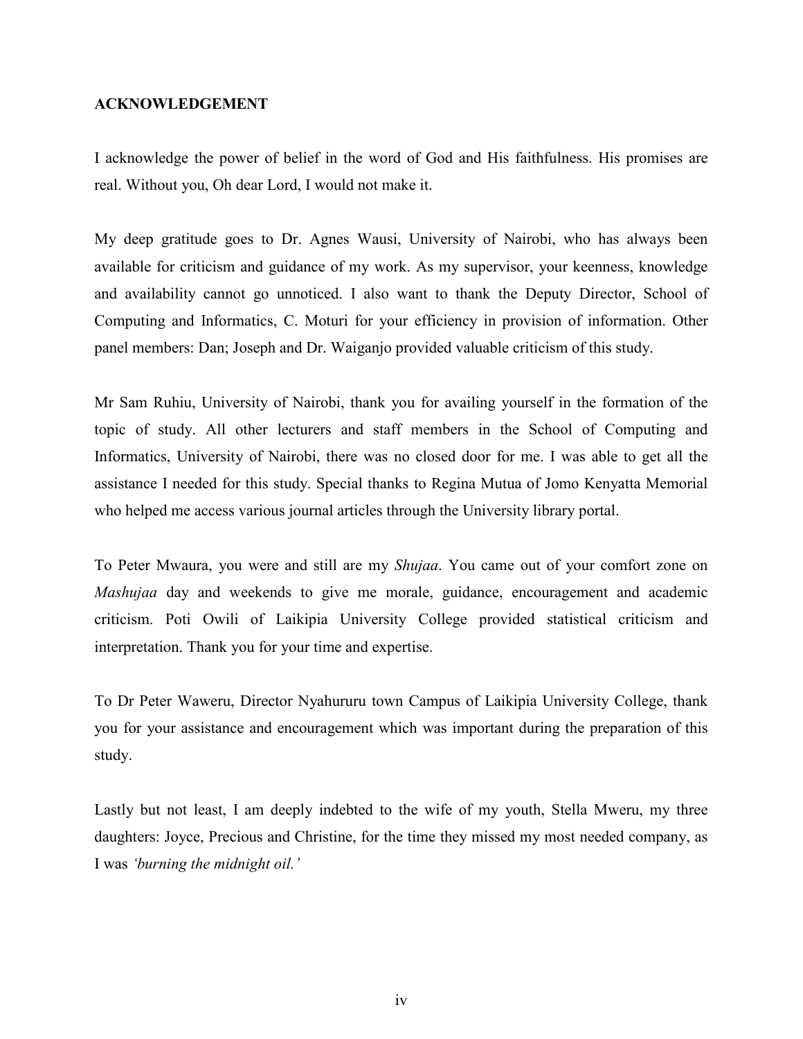## ACKNOWLEDGEMENT

I acknowledge the power of belief in the word of God and His faithfulness. His promises are real. Without you, Oh dear Lord, I would not make it.

My deep gratitude goes to Dr. Agnes Wausi, University of Nairobi, who has always been available for criticism and guidance of my work. As my supervisor, your keenness, knowledge and availability cannot go unnoticed. I also want to thank the Deputy Director, School of Computing and Informatics, C. Moturi for your efficiency in provision of information. Other panel members: Dan; Joseph and Dr. Waiganjo provided valuable criticism of this study.

Mr Sam Ruhiu, University of Nairobi, thank you for availing yourself in the formation of the topic of study. All other lecturers and staff members in the School of Computing and Informatics, University of Nairobi, there was no closed door for me. I was able to get all the assistance I needed for this study. Special thanks to Regina Mutua of Jomo Kenyatta Memorial who helped me access various journal articles through the University library portal.

To Peter Mwaura, you were and still are my *Shujaa*. You came out of your comfort zone on *Mashujaa* day and weekends to give me morale, guidance, encouragement and academic criticism. Poti Owili of Laikipia University College provided statistical criticism and interpretation. Thank you for your time and expertise.

To Dr Peter Waweru, Director Nyahururu town Campus of Laikipia University College, thank you for your assistance and encouragement which was important during the preparation of this study.

Lastly but not least, I am deeply indebted to the wife of my youth, Stella Mweru, my three daughters: Joyce, Precious and Christine, for the time they missed my most needed company, as I was *'burning the midnight oil.'*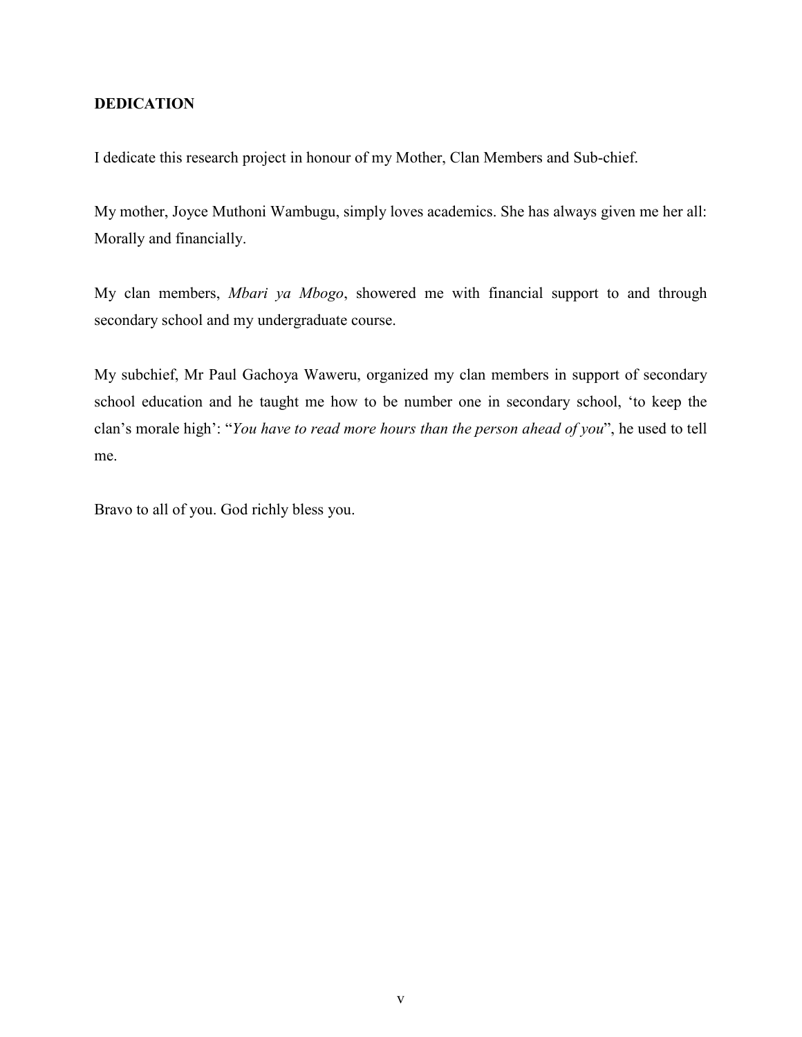## DEDICATION

I dedicate this research project in honour of my Mother, Clan Members and Sub-chief.

My mother, Joyce Muthoni Wambugu, simply loves academics. She has always given me her all: Morally and financially.

My clan members, *Mbari ya Mbogo*, showered me with financial support to and through secondary school and my undergraduate course.

My subchief, Mr Paul Gachoya Waweru, organized my clan members in support of secondary school education and he taught me how to be number one in secondary school, 'to keep the clan's morale high': "*You have to read more hours than the person ahead of you*", he used to tell me.

Bravo to all of you. God richly bless you.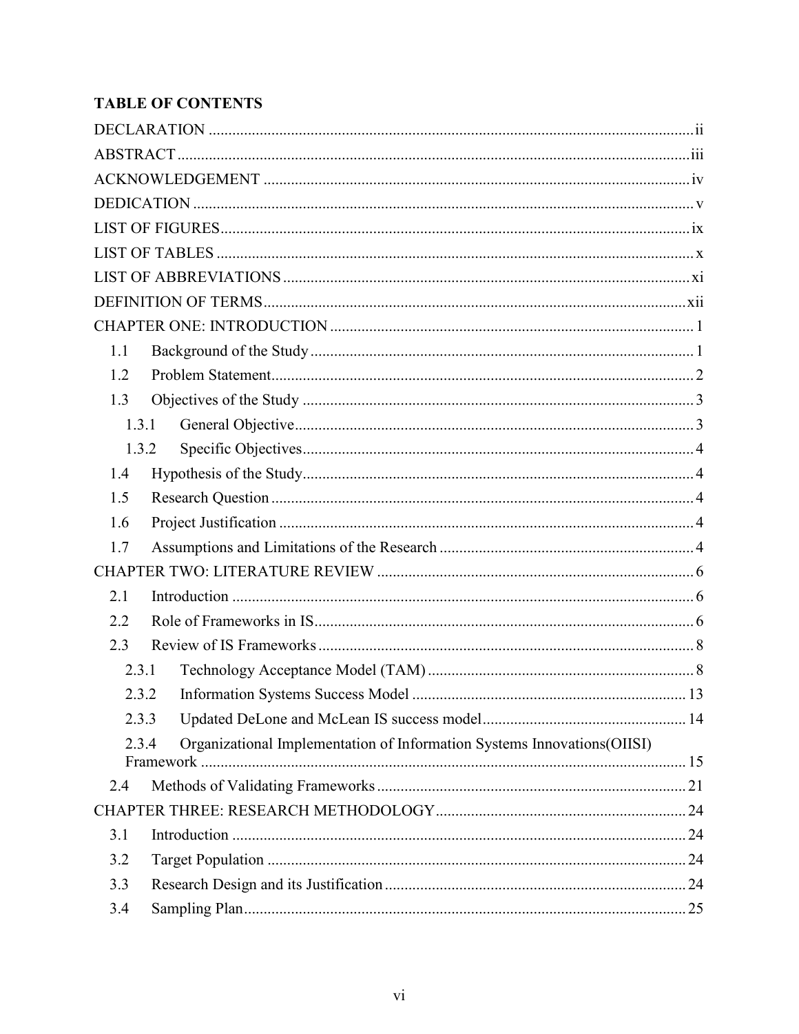**TABLE OF CONTENTS**

DECLARATION ii
ABSTRACT iii
ACKNOWLEDGEMENT iv
DEDICATION v
LIST OF FIGURES ix
LIST OF TABLES x
LIST OF ABBREVIATIONS xi
DEFINITION OF TERMS xii
CHAPTER ONE: INTRODUCTION 1
- 1.1 Background of the Study 1
- 1.2 Problem Statement 2
- 1.3 Objectives of the Study 3
  - 1.3.1 General Objective 3
  - 1.3.2 Specific Objectives 4
- 1.4 Hypothesis of the Study 4
- 1.5 Research Question 4
- 1.6 Project Justification 4
- 1.7 Assumptions and Limitations of the Research 4

CHAPTER TWO: LITERATURE REVIEW 6
- 2.1 Introduction 6
- 2.2 Role of Frameworks in IS 6
- 2.3 Review of IS Frameworks 8
  - 2.3.1 Technology Acceptance Model (TAM) 8
  - 2.3.2 Information Systems Success Model 13
  - 2.3.3 Updated DeLone and McLean IS success model 14
  - 2.3.4 Organizational Implementation of Information Systems Innovations(OIISI) Framework 15
- 2.4 Methods of Validating Frameworks 21

CHAPTER THREE: RESEARCH METHODOLOGY 24
- 3.1 Introduction 24
- 3.2 Target Population 24
- 3.3 Research Design and its Justification 24
- 3.4 Sampling Plan 25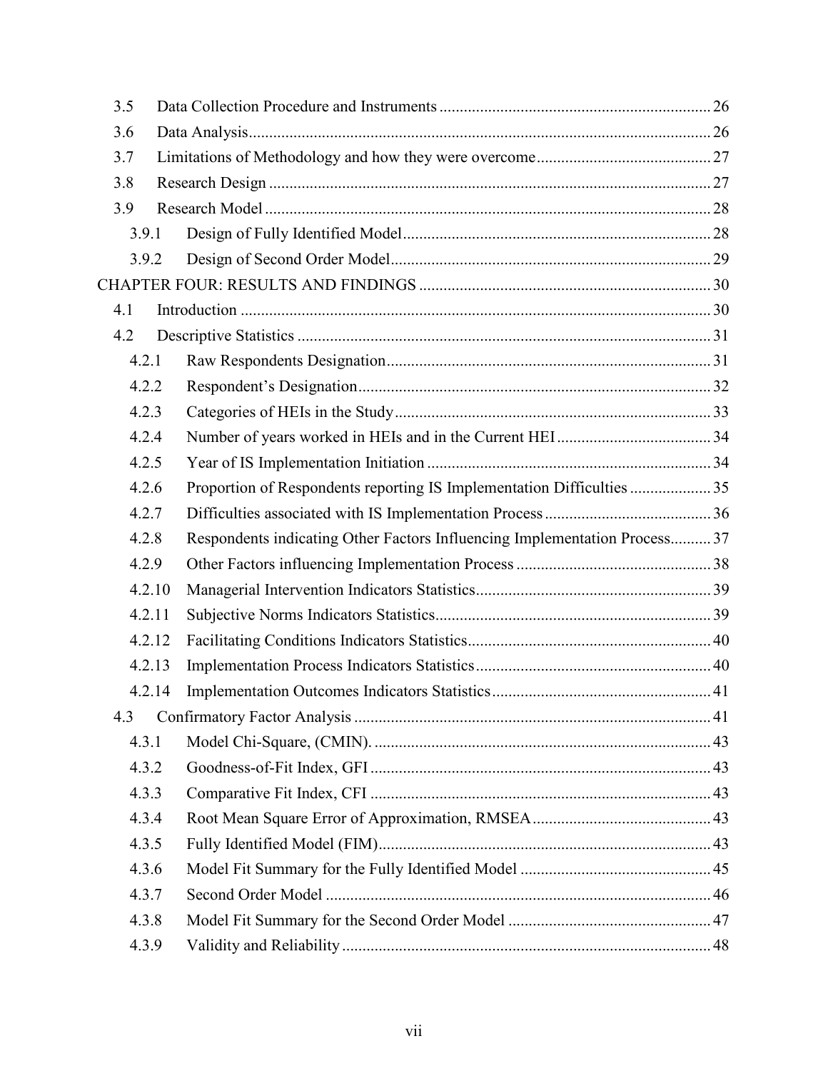3.5 Data Collection Procedure and Instruments ... 26
3.6 Data Analysis ... 26
3.7 Limitations of Methodology and how they were overcome ... 27
3.8 Research Design ... 27
3.9 Research Model ... 28
  3.9.1 Design of Fully Identified Model ... 28
  3.9.2 Design of Second Order Model ... 29

CHAPTER FOUR: RESULTS AND FINDINGS ... 30

4.1 Introduction ... 30
4.2 Descriptive Statistics ... 31
  4.2.1 Raw Respondents Designation ... 31
  4.2.2 Respondent's Designation ... 32
  4.2.3 Categories of HEIs in the Study ... 33
  4.2.4 Number of years worked in HEIs and in the Current HEI ... 34
  4.2.5 Year of IS Implementation Initiation ... 34
  4.2.6 Proportion of Respondents reporting IS Implementation Difficulties ... 35
  4.2.7 Difficulties associated with IS Implementation Process ... 36
  4.2.8 Respondents indicating Other Factors Influencing Implementation Process ... 37
  4.2.9 Other Factors influencing Implementation Process ... 38
  4.2.10 Managerial Intervention Indicators Statistics ... 39
  4.2.11 Subjective Norms Indicators Statistics ... 39
  4.2.12 Facilitating Conditions Indicators Statistics ... 40
  4.2.13 Implementation Process Indicators Statistics ... 40
  4.2.14 Implementation Outcomes Indicators Statistics ... 41
4.3 Confirmatory Factor Analysis ... 41
  4.3.1 Model Chi-Square, (CMIN). ... 43
  4.3.2 Goodness-of-Fit Index, GFI ... 43
  4.3.3 Comparative Fit Index, CFI ... 43
  4.3.4 Root Mean Square Error of Approximation, RMSEA ... 43
  4.3.5 Fully Identified Model (FIM) ... 43
  4.3.6 Model Fit Summary for the Fully Identified Model ... 45
  4.3.7 Second Order Model ... 46
  4.3.8 Model Fit Summary for the Second Order Model ... 47
  4.3.9 Validity and Reliability ... 48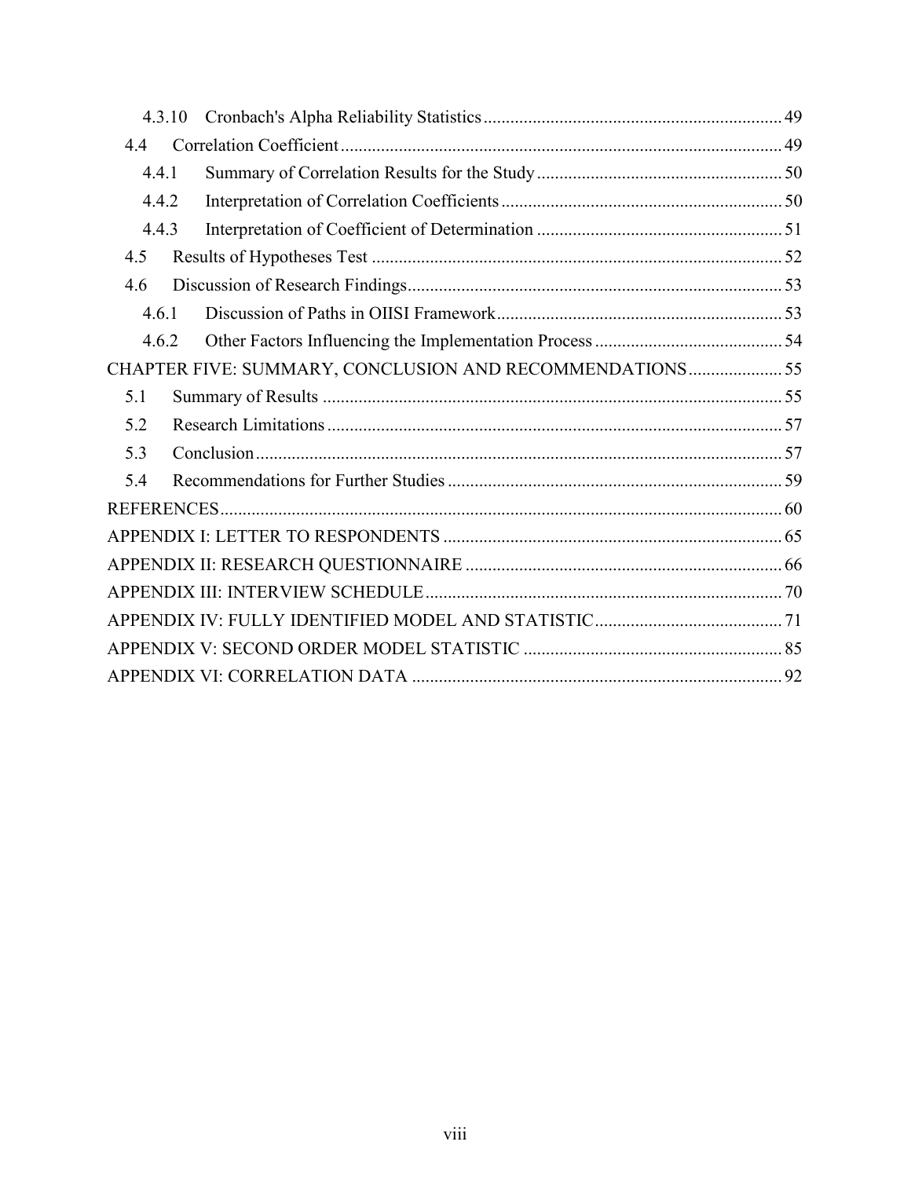4.3.10 Cronbach's Alpha Reliability Statistics .......... 49

4.4 Correlation Coefficient .......... 49

4.4.1 Summary of Correlation Results for the Study .......... 50

4.4.2 Interpretation of Correlation Coefficients .......... 50

4.4.3 Interpretation of Coefficient of Determination .......... 51

4.5 Results of Hypotheses Test .......... 52

4.6 Discussion of Research Findings .......... 53

4.6.1 Discussion of Paths in OIISI Framework .......... 53

4.6.2 Other Factors Influencing the Implementation Process .......... 54

CHAPTER FIVE: SUMMARY, CONCLUSION AND RECOMMENDATIONS .......... 55

5.1 Summary of Results .......... 55

5.2 Research Limitations .......... 57

5.3 Conclusion .......... 57

5.4 Recommendations for Further Studies .......... 59

REFERENCES .......... 60

APPENDIX I: LETTER TO RESPONDENTS .......... 65

APPENDIX II: RESEARCH QUESTIONNAIRE .......... 66

APPENDIX III: INTERVIEW SCHEDULE .......... 70

APPENDIX IV: FULLY IDENTIFIED MODEL AND STATISTIC .......... 71

APPENDIX V: SECOND ORDER MODEL STATISTIC .......... 85

APPENDIX VI: CORRELATION DATA .......... 92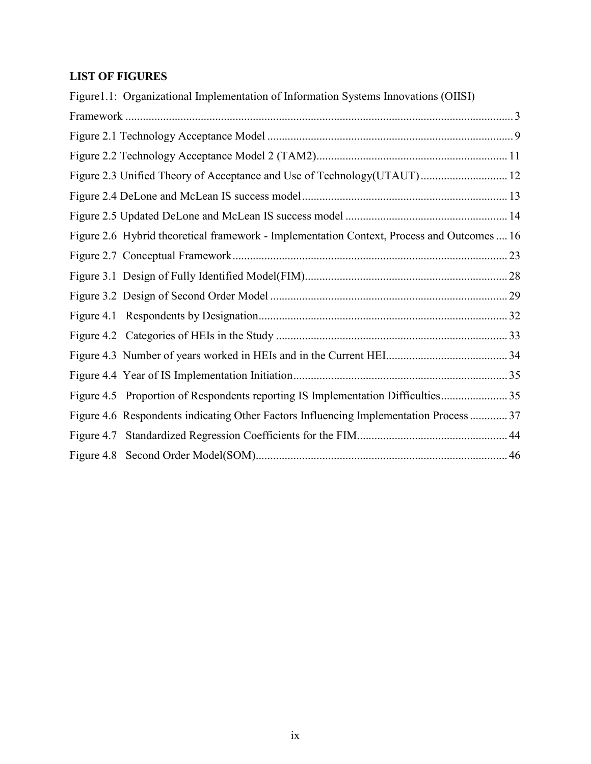## LIST OF FIGURES

Figure1.1: Organizational Implementation of Information Systems Innovations (OIISI) Framework ........ 3

Figure 2.1 Technology Acceptance Model ........ 9

Figure 2.2 Technology Acceptance Model 2 (TAM2) ........ 11

Figure 2.3 Unified Theory of Acceptance and Use of Technology(UTAUT) ........ 12

Figure 2.4 DeLone and McLean IS success model ........ 13

Figure 2.5 Updated DeLone and McLean IS success model ........ 14

Figure 2.6 Hybrid theoretical framework - Implementation Context, Process and Outcomes ........ 16

Figure 2.7 Conceptual Framework ........ 23

Figure 3.1 Design of Fully Identified Model(FIM) ........ 28

Figure 3.2 Design of Second Order Model ........ 29

Figure 4.1 Respondents by Designation ........ 32

Figure 4.2 Categories of HEIs in the Study ........ 33

Figure 4.3 Number of years worked in HEIs and in the Current HEI ........ 34

Figure 4.4 Year of IS Implementation Initiation ........ 35

Figure 4.5 Proportion of Respondents reporting IS Implementation Difficulties ........ 35

Figure 4.6 Respondents indicating Other Factors Influencing Implementation Process ........ 37

Figure 4.7 Standardized Regression Coefficients for the FIM ........ 44

Figure 4.8 Second Order Model(SOM) ........ 46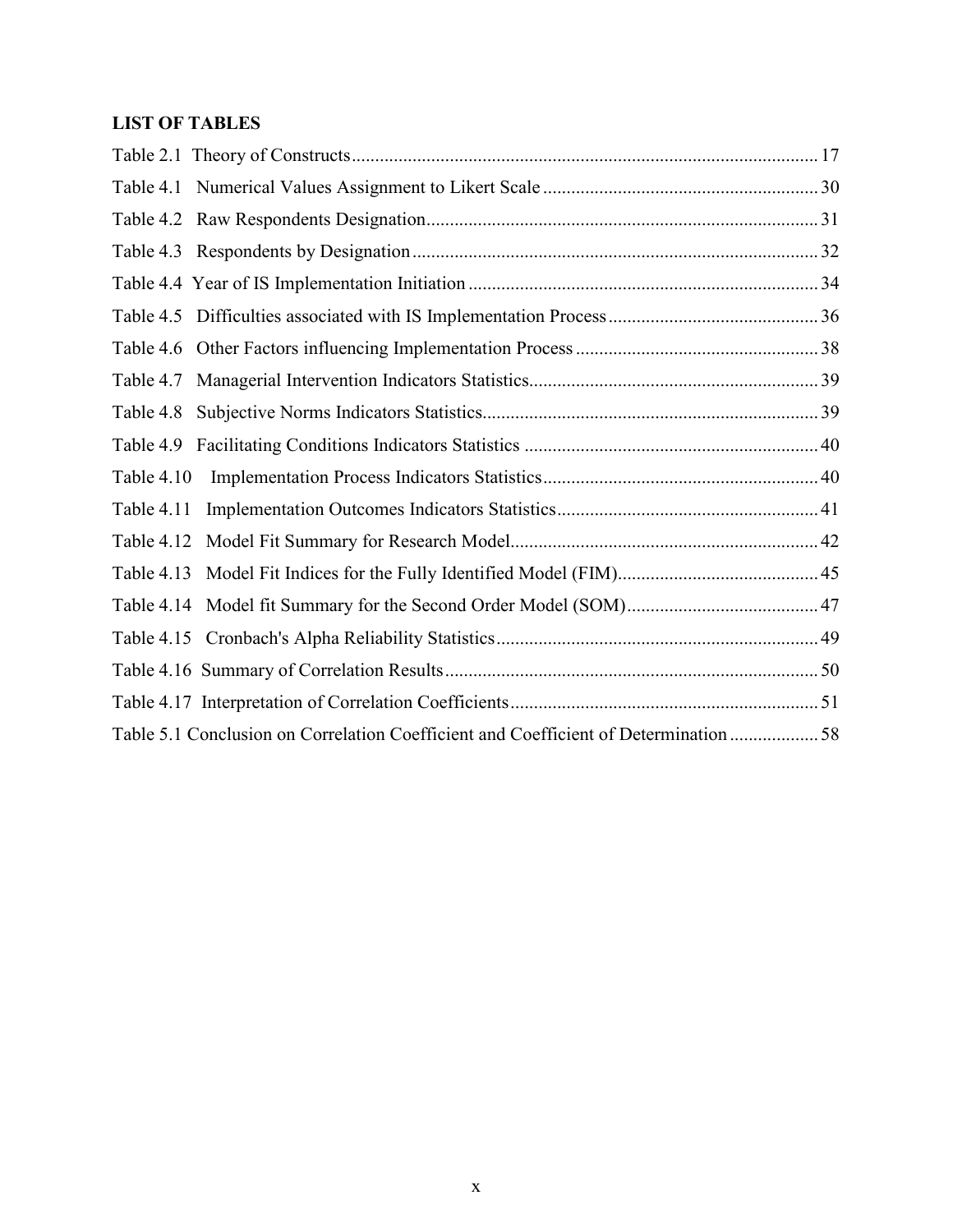## LIST OF TABLES

Table 2.1 Theory of Constructs ........................................................................................................ 17

Table 4.1 Numerical Values Assignment to Likert Scale ........................................................ 30

Table 4.2 Raw Respondents Designation.................................................................................. 31

Table 4.3 Respondents by Designation ..................................................................................... 32

Table 4.4 Year of IS Implementation Initiation ........................................................................ 34

Table 4.5 Difficulties associated with IS Implementation Process ......................................... 36

Table 4.6 Other Factors influencing Implementation Process ................................................ 38

Table 4.7 Managerial Intervention Indicators Statistics........................................................... 39

Table 4.8 Subjective Norms Indicators Statistics...................................................................... 39

Table 4.9 Facilitating Conditions Indicators Statistics ............................................................ 40

Table 4.10 Implementation Process Indicators Statistics......................................................... 40

Table 4.11 Implementation Outcomes Indicators Statistics...................................................... 41

Table 4.12 Model Fit Summary for Research Model................................................................ 42

Table 4.13 Model Fit Indices for the Fully Identified Model (FIM)........................................ 45

Table 4.14 Model fit Summary for the Second Order Model (SOM)...................................... 47

Table 4.15 Cronbach's Alpha Reliability Statistics................................................................... 49

Table 4.16 Summary of Correlation Results.............................................................................. 50

Table 4.17 Interpretation of Correlation Coefficients............................................................... 51

Table 5.1 Conclusion on Correlation Coefficient and Coefficient of Determination ................ 58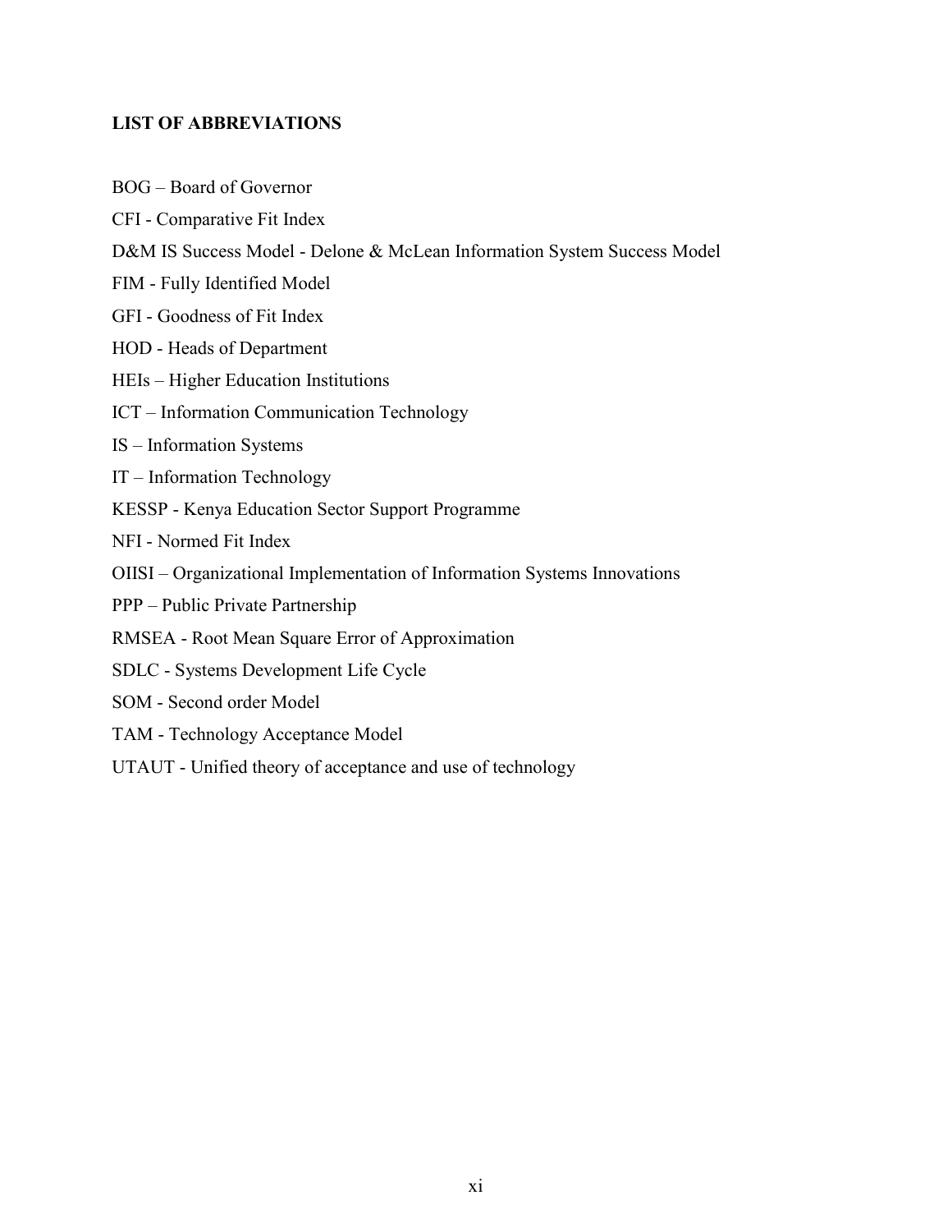## LIST OF ABBREVIATIONS

BOG – Board of Governor

CFI - Comparative Fit Index

D&M IS Success Model - Delone & McLean Information System Success Model

FIM - Fully Identified Model

GFI - Goodness of Fit Index

HOD - Heads of Department

HEIs – Higher Education Institutions

ICT – Information Communication Technology

IS – Information Systems

IT – Information Technology

KESSP - Kenya Education Sector Support Programme

NFI - Normed Fit Index

OIISI – Organizational Implementation of Information Systems Innovations

PPP – Public Private Partnership

RMSEA - Root Mean Square Error of Approximation

SDLC - Systems Development Life Cycle

SOM - Second order Model

TAM - Technology Acceptance Model

UTAUT - Unified theory of acceptance and use of technology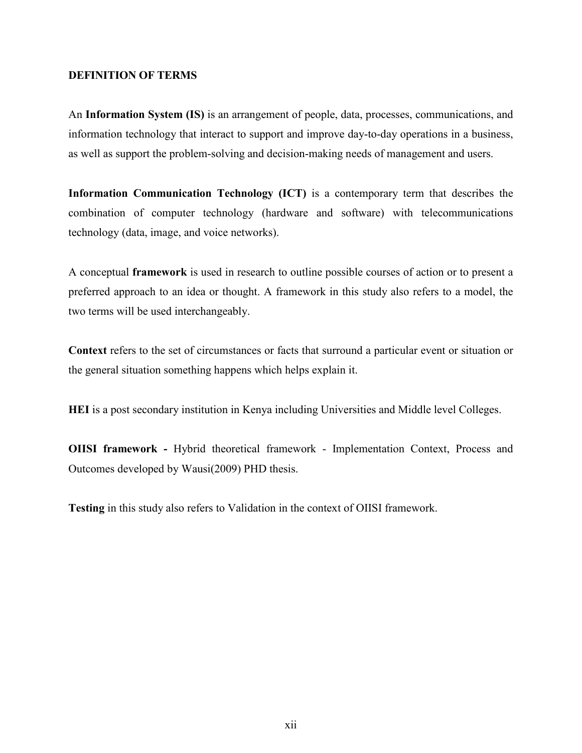## DEFINITION OF TERMS

An **Information System (IS)** is an arrangement of people, data, processes, communications, and information technology that interact to support and improve day-to-day operations in a business, as well as support the problem-solving and decision-making needs of management and users.

**Information Communication Technology (ICT)** is a contemporary term that describes the combination of computer technology (hardware and software) with telecommunications technology (data, image, and voice networks).

A conceptual **framework** is used in research to outline possible courses of action or to present a preferred approach to an idea or thought. A framework in this study also refers to a model, the two terms will be used interchangeably.

**Context** refers to the set of circumstances or facts that surround a particular event or situation or the general situation something happens which helps explain it.

**HEI** is a post secondary institution in Kenya including Universities and Middle level Colleges.

**OIISI framework -** Hybrid theoretical framework - Implementation Context, Process and Outcomes developed by Wausi(2009) PHD thesis.

**Testing** in this study also refers to Validation in the context of OIISI framework.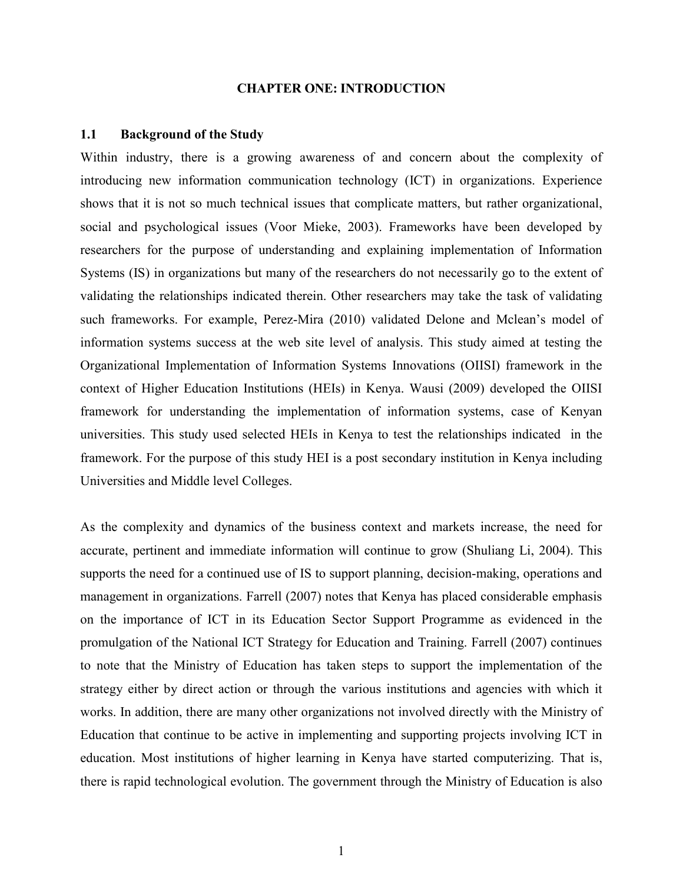# CHAPTER ONE: INTRODUCTION

## 1.1 Background of the Study

Within industry, there is a growing awareness of and concern about the complexity of introducing new information communication technology (ICT) in organizations. Experience shows that it is not so much technical issues that complicate matters, but rather organizational, social and psychological issues (Voor Mieke, 2003). Frameworks have been developed by researchers for the purpose of understanding and explaining implementation of Information Systems (IS) in organizations but many of the researchers do not necessarily go to the extent of validating the relationships indicated therein. Other researchers may take the task of validating such frameworks. For example, Perez-Mira (2010) validated Delone and Mclean's model of information systems success at the web site level of analysis. This study aimed at testing the Organizational Implementation of Information Systems Innovations (OIISI) framework in the context of Higher Education Institutions (HEIs) in Kenya. Wausi (2009) developed the OIISI framework for understanding the implementation of information systems, case of Kenyan universities. This study used selected HEIs in Kenya to test the relationships indicated in the framework. For the purpose of this study HEI is a post secondary institution in Kenya including Universities and Middle level Colleges.

As the complexity and dynamics of the business context and markets increase, the need for accurate, pertinent and immediate information will continue to grow (Shuliang Li, 2004). This supports the need for a continued use of IS to support planning, decision-making, operations and management in organizations. Farrell (2007) notes that Kenya has placed considerable emphasis on the importance of ICT in its Education Sector Support Programme as evidenced in the promulgation of the National ICT Strategy for Education and Training. Farrell (2007) continues to note that the Ministry of Education has taken steps to support the implementation of the strategy either by direct action or through the various institutions and agencies with which it works. In addition, there are many other organizations not involved directly with the Ministry of Education that continue to be active in implementing and supporting projects involving ICT in education. Most institutions of higher learning in Kenya have started computerizing. That is, there is rapid technological evolution. The government through the Ministry of Education is also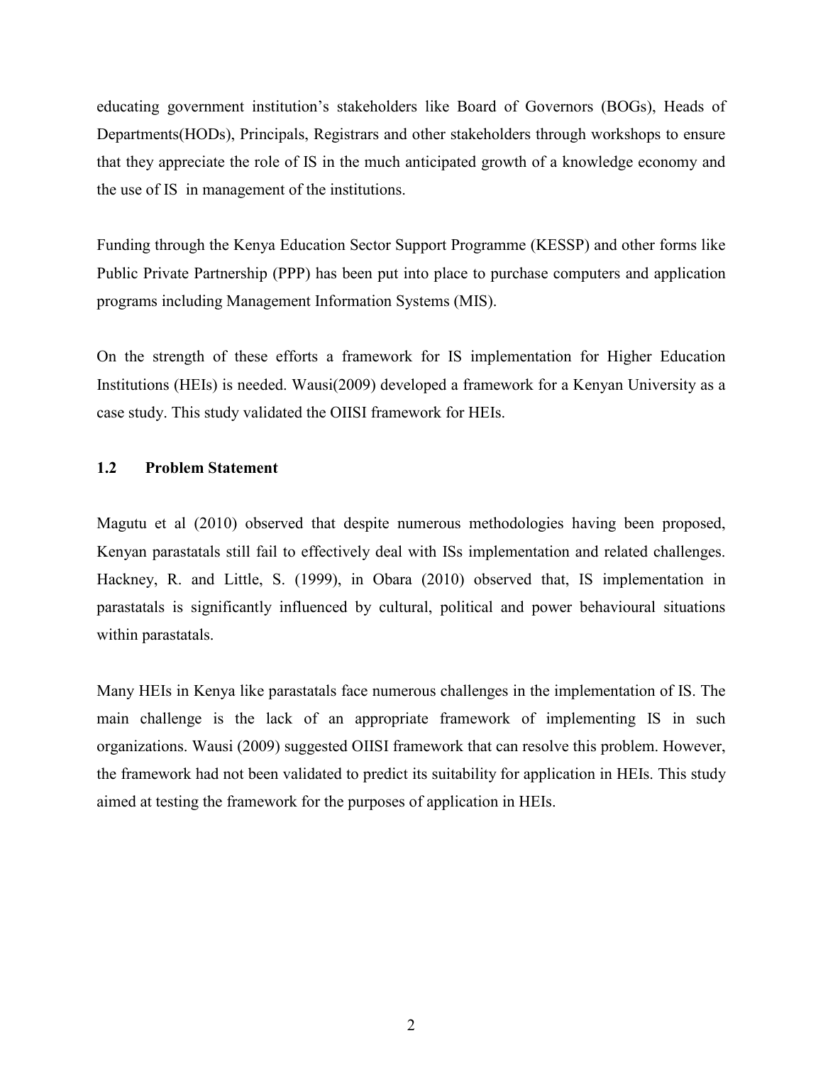educating government institution's stakeholders like Board of Governors (BOGs), Heads of Departments(HODs), Principals, Registrars and other stakeholders through workshops to ensure that they appreciate the role of IS in the much anticipated growth of a knowledge economy and the use of IS in management of the institutions.

Funding through the Kenya Education Sector Support Programme (KESSP) and other forms like Public Private Partnership (PPP) has been put into place to purchase computers and application programs including Management Information Systems (MIS).

On the strength of these efforts a framework for IS implementation for Higher Education Institutions (HEIs) is needed. Wausi(2009) developed a framework for a Kenyan University as a case study. This study validated the OIISI framework for HEIs.

### 1.2 Problem Statement

Magutu et al (2010) observed that despite numerous methodologies having been proposed, Kenyan parastatals still fail to effectively deal with ISs implementation and related challenges. Hackney, R. and Little, S. (1999), in Obara (2010) observed that, IS implementation in parastatals is significantly influenced by cultural, political and power behavioural situations within parastatals.

Many HEIs in Kenya like parastatals face numerous challenges in the implementation of IS. The main challenge is the lack of an appropriate framework of implementing IS in such organizations. Wausi (2009) suggested OIISI framework that can resolve this problem. However, the framework had not been validated to predict its suitability for application in HEIs. This study aimed at testing the framework for the purposes of application in HEIs.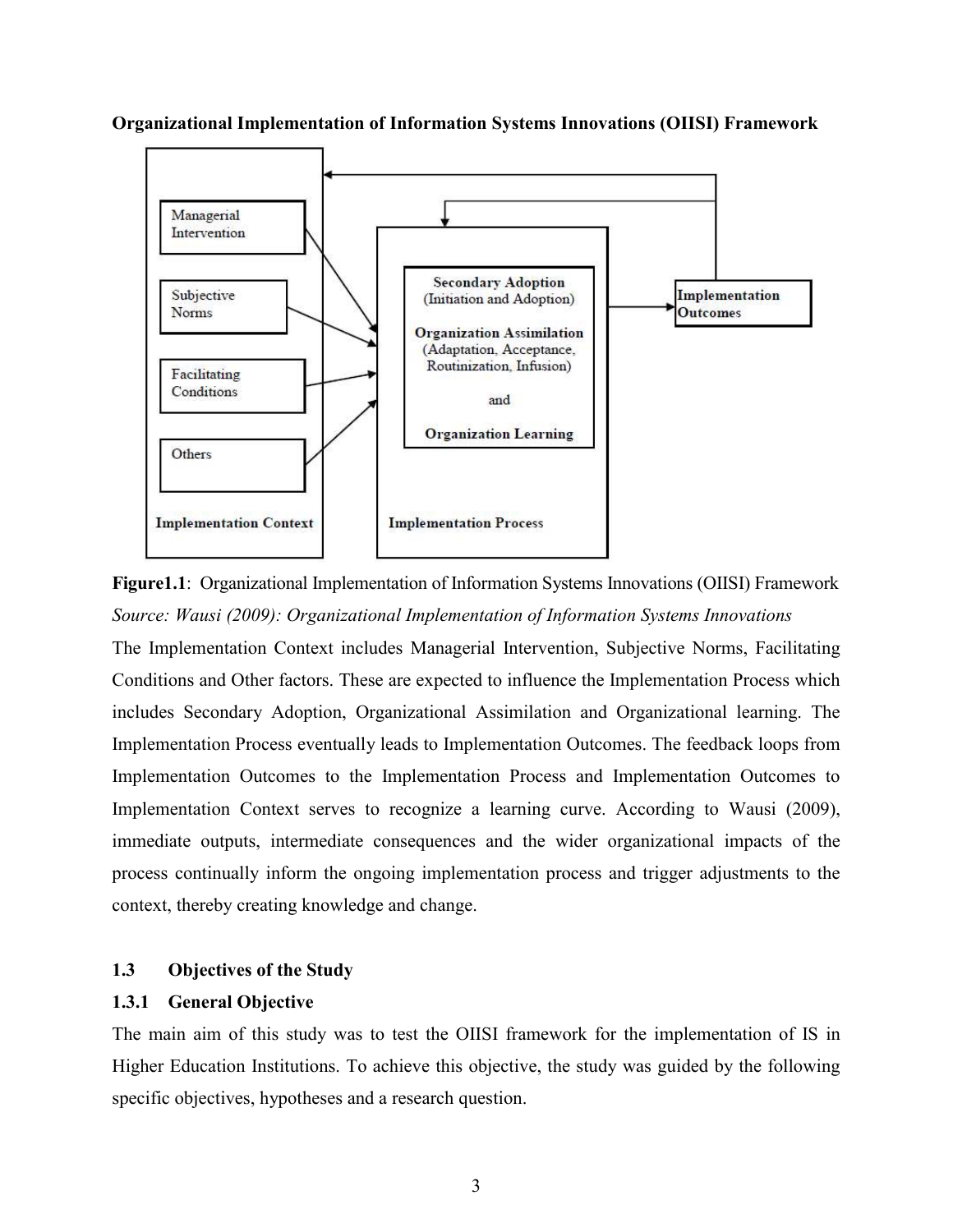**Organizational Implementation of Information Systems Innovations (OIISI) Framework**

**Figure1.1**: Organizational Implementation of Information Systems Innovations (OIISI) Framework

*Source: Wausi (2009): Organizational Implementation of Information Systems Innovations*

The Implementation Context includes Managerial Intervention, Subjective Norms, Facilitating Conditions and Other factors. These are expected to influence the Implementation Process which includes Secondary Adoption, Organizational Assimilation and Organizational learning. The Implementation Process eventually leads to Implementation Outcomes. The feedback loops from Implementation Outcomes to the Implementation Process and Implementation Outcomes to Implementation Context serves to recognize a learning curve. According to Wausi (2009), immediate outputs, intermediate consequences and the wider organizational impacts of the process continually inform the ongoing implementation process and trigger adjustments to the context, thereby creating knowledge and change.

## 1.3 Objectives of the Study

### 1.3.1 General Objective

The main aim of this study was to test the OIISI framework for the implementation of IS in Higher Education Institutions. To achieve this objective, the study was guided by the following specific objectives, hypotheses and a research question.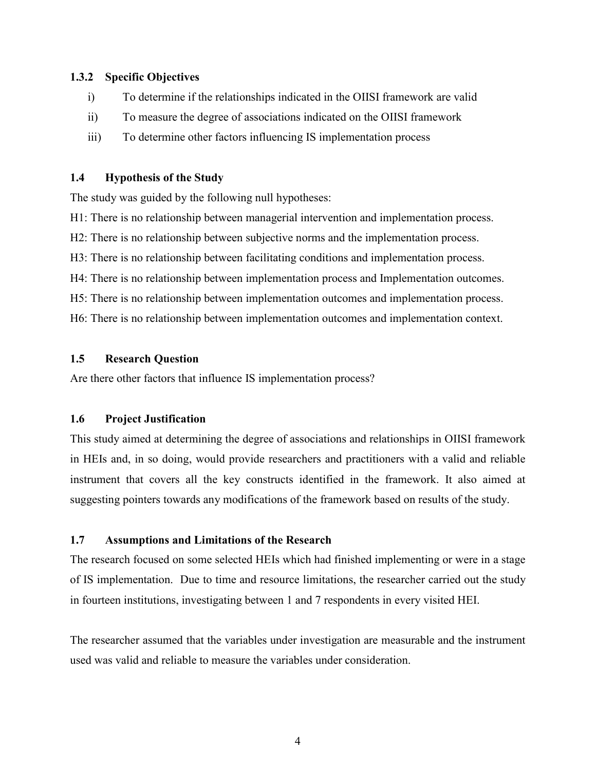### 1.3.2 Specific Objectives

i) To determine if the relationships indicated in the OIISI framework are valid

ii) To measure the degree of associations indicated on the OIISI framework

iii) To determine other factors influencing IS implementation process

## 1.4 Hypothesis of the Study

The study was guided by the following null hypotheses:

H1: There is no relationship between managerial intervention and implementation process.

H2: There is no relationship between subjective norms and the implementation process.

H3: There is no relationship between facilitating conditions and implementation process.

H4: There is no relationship between implementation process and Implementation outcomes.

H5: There is no relationship between implementation outcomes and implementation process.

H6: There is no relationship between implementation outcomes and implementation context.

## 1.5 Research Question

Are there other factors that influence IS implementation process?

## 1.6 Project Justification

This study aimed at determining the degree of associations and relationships in OIISI framework in HEIs and, in so doing, would provide researchers and practitioners with a valid and reliable instrument that covers all the key constructs identified in the framework. It also aimed at suggesting pointers towards any modifications of the framework based on results of the study.

## 1.7 Assumptions and Limitations of the Research

The research focused on some selected HEIs which had finished implementing or were in a stage of IS implementation. Due to time and resource limitations, the researcher carried out the study in fourteen institutions, investigating between 1 and 7 respondents in every visited HEI.

The researcher assumed that the variables under investigation are measurable and the instrument used was valid and reliable to measure the variables under consideration.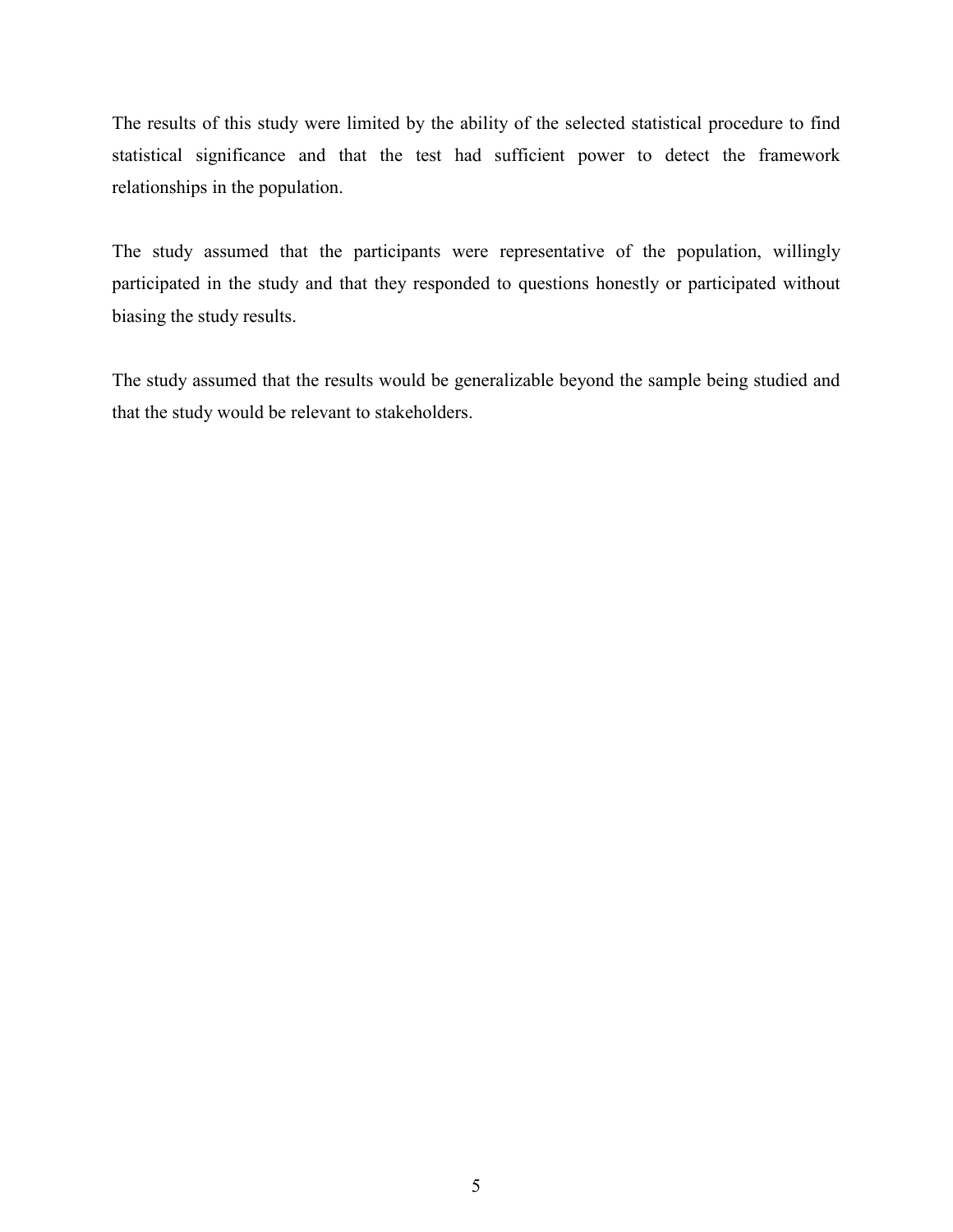The results of this study were limited by the ability of the selected statistical procedure to find statistical significance and that the test had sufficient power to detect the framework relationships in the population.

The study assumed that the participants were representative of the population, willingly participated in the study and that they responded to questions honestly or participated without biasing the study results.

The study assumed that the results would be generalizable beyond the sample being studied and that the study would be relevant to stakeholders.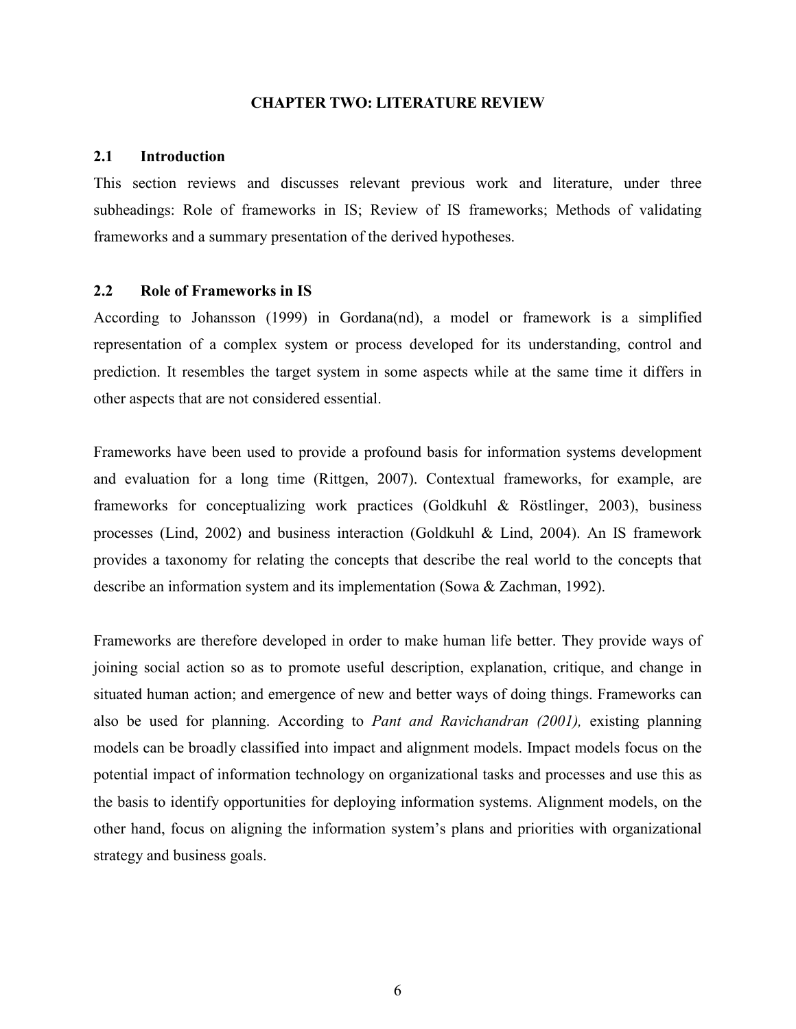# CHAPTER TWO: LITERATURE REVIEW

## 2.1 Introduction

This section reviews and discusses relevant previous work and literature, under three subheadings: Role of frameworks in IS; Review of IS frameworks; Methods of validating frameworks and a summary presentation of the derived hypotheses.

## 2.2 Role of Frameworks in IS

According to Johansson (1999) in Gordana(nd), a model or framework is a simplified representation of a complex system or process developed for its understanding, control and prediction. It resembles the target system in some aspects while at the same time it differs in other aspects that are not considered essential.

Frameworks have been used to provide a profound basis for information systems development and evaluation for a long time (Rittgen, 2007). Contextual frameworks, for example, are frameworks for conceptualizing work practices (Goldkuhl & Röstlinger, 2003), business processes (Lind, 2002) and business interaction (Goldkuhl & Lind, 2004). An IS framework provides a taxonomy for relating the concepts that describe the real world to the concepts that describe an information system and its implementation (Sowa & Zachman, 1992).

Frameworks are therefore developed in order to make human life better. They provide ways of joining social action so as to promote useful description, explanation, critique, and change in situated human action; and emergence of new and better ways of doing things. Frameworks can also be used for planning. According to *Pant and Ravichandran (2001),* existing planning models can be broadly classified into impact and alignment models. Impact models focus on the potential impact of information technology on organizational tasks and processes and use this as the basis to identify opportunities for deploying information systems. Alignment models, on the other hand, focus on aligning the information system's plans and priorities with organizational strategy and business goals.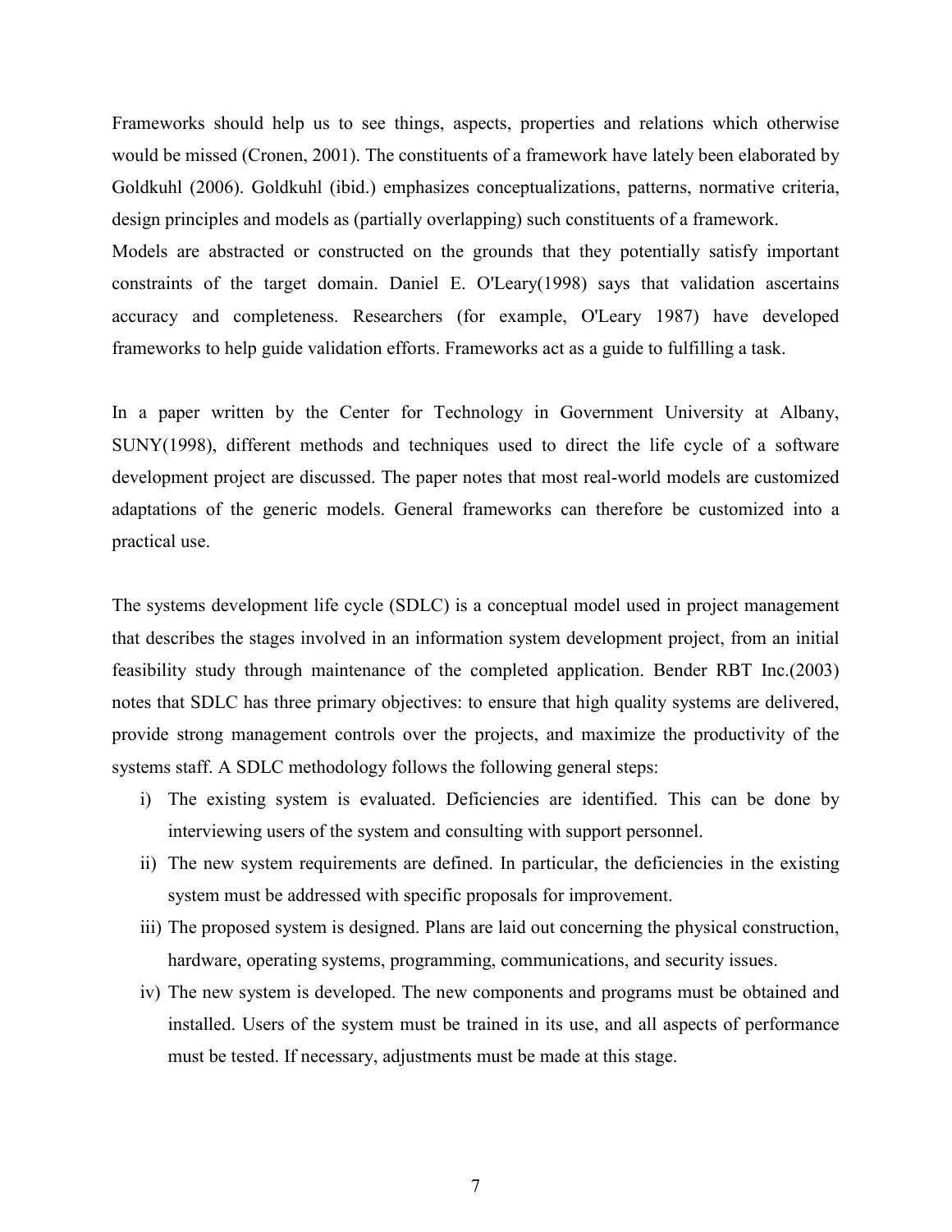Frameworks should help us to see things, aspects, properties and relations which otherwise would be missed (Cronen, 2001). The constituents of a framework have lately been elaborated by Goldkuhl (2006). Goldkuhl (ibid.) emphasizes conceptualizations, patterns, normative criteria, design principles and models as (partially overlapping) such constituents of a framework.
Models are abstracted or constructed on the grounds that they potentially satisfy important constraints of the target domain. Daniel E. O'Leary(1998) says that validation ascertains accuracy and completeness. Researchers (for example, O'Leary 1987) have developed frameworks to help guide validation efforts. Frameworks act as a guide to fulfilling a task.

In a paper written by the Center for Technology in Government University at Albany, SUNY(1998), different methods and techniques used to direct the life cycle of a software development project are discussed. The paper notes that most real-world models are customized adaptations of the generic models. General frameworks can therefore be customized into a practical use.

The systems development life cycle (SDLC) is a conceptual model used in project management that describes the stages involved in an information system development project, from an initial feasibility study through maintenance of the completed application. Bender RBT Inc.(2003) notes that SDLC has three primary objectives: to ensure that high quality systems are delivered, provide strong management controls over the projects, and maximize the productivity of the systems staff. A SDLC methodology follows the following general steps:

i) The existing system is evaluated. Deficiencies are identified. This can be done by interviewing users of the system and consulting with support personnel.
ii) The new system requirements are defined. In particular, the deficiencies in the existing system must be addressed with specific proposals for improvement.
iii) The proposed system is designed. Plans are laid out concerning the physical construction, hardware, operating systems, programming, communications, and security issues.
iv) The new system is developed. The new components and programs must be obtained and installed. Users of the system must be trained in its use, and all aspects of performance must be tested. If necessary, adjustments must be made at this stage.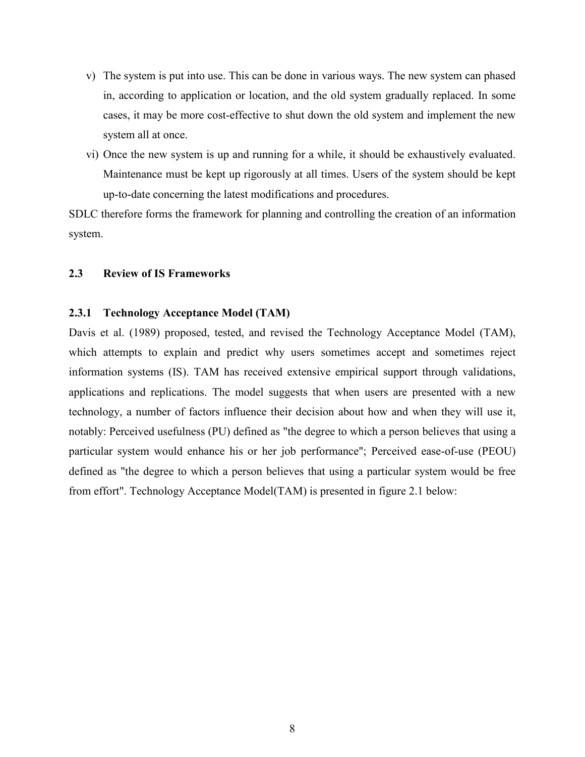v) The system is put into use. This can be done in various ways. The new system can phased in, according to application or location, and the old system gradually replaced. In some cases, it may be more cost-effective to shut down the old system and implement the new system all at once.

vi) Once the new system is up and running for a while, it should be exhaustively evaluated. Maintenance must be kept up rigorously at all times. Users of the system should be kept up-to-date concerning the latest modifications and procedures.

SDLC therefore forms the framework for planning and controlling the creation of an information system.

## 2.3 Review of IS Frameworks

### 2.3.1 Technology Acceptance Model (TAM)

Davis et al. (1989) proposed, tested, and revised the Technology Acceptance Model (TAM), which attempts to explain and predict why users sometimes accept and sometimes reject information systems (IS). TAM has received extensive empirical support through validations, applications and replications. The model suggests that when users are presented with a new technology, a number of factors influence their decision about how and when they will use it, notably: Perceived usefulness (PU) defined as "the degree to which a person believes that using a particular system would enhance his or her job performance"; Perceived ease-of-use (PEOU) defined as "the degree to which a person believes that using a particular system would be free from effort". Technology Acceptance Model(TAM) is presented in figure 2.1 below: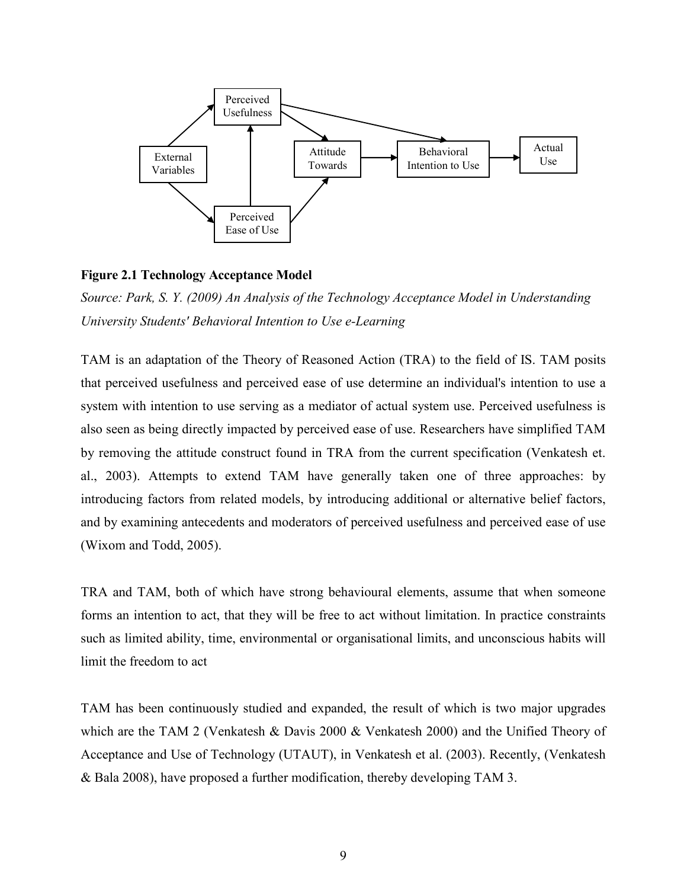**Figure 2.1 Technology Acceptance Model**

*Source: Park, S. Y. (2009) An Analysis of the Technology Acceptance Model in Understanding University Students' Behavioral Intention to Use e-Learning*

TAM is an adaptation of the Theory of Reasoned Action (TRA) to the field of IS. TAM posits that perceived usefulness and perceived ease of use determine an individual's intention to use a system with intention to use serving as a mediator of actual system use. Perceived usefulness is also seen as being directly impacted by perceived ease of use. Researchers have simplified TAM by removing the attitude construct found in TRA from the current specification (Venkatesh et. al., 2003). Attempts to extend TAM have generally taken one of three approaches: by introducing factors from related models, by introducing additional or alternative belief factors, and by examining antecedents and moderators of perceived usefulness and perceived ease of use (Wixom and Todd, 2005).

TRA and TAM, both of which have strong behavioural elements, assume that when someone forms an intention to act, that they will be free to act without limitation. In practice constraints such as limited ability, time, environmental or organisational limits, and unconscious habits will limit the freedom to act

TAM has been continuously studied and expanded, the result of which is two major upgrades which are the TAM 2 (Venkatesh & Davis 2000 & Venkatesh 2000) and the Unified Theory of Acceptance and Use of Technology (UTAUT), in Venkatesh et al. (2003). Recently, (Venkatesh & Bala 2008), have proposed a further modification, thereby developing TAM 3.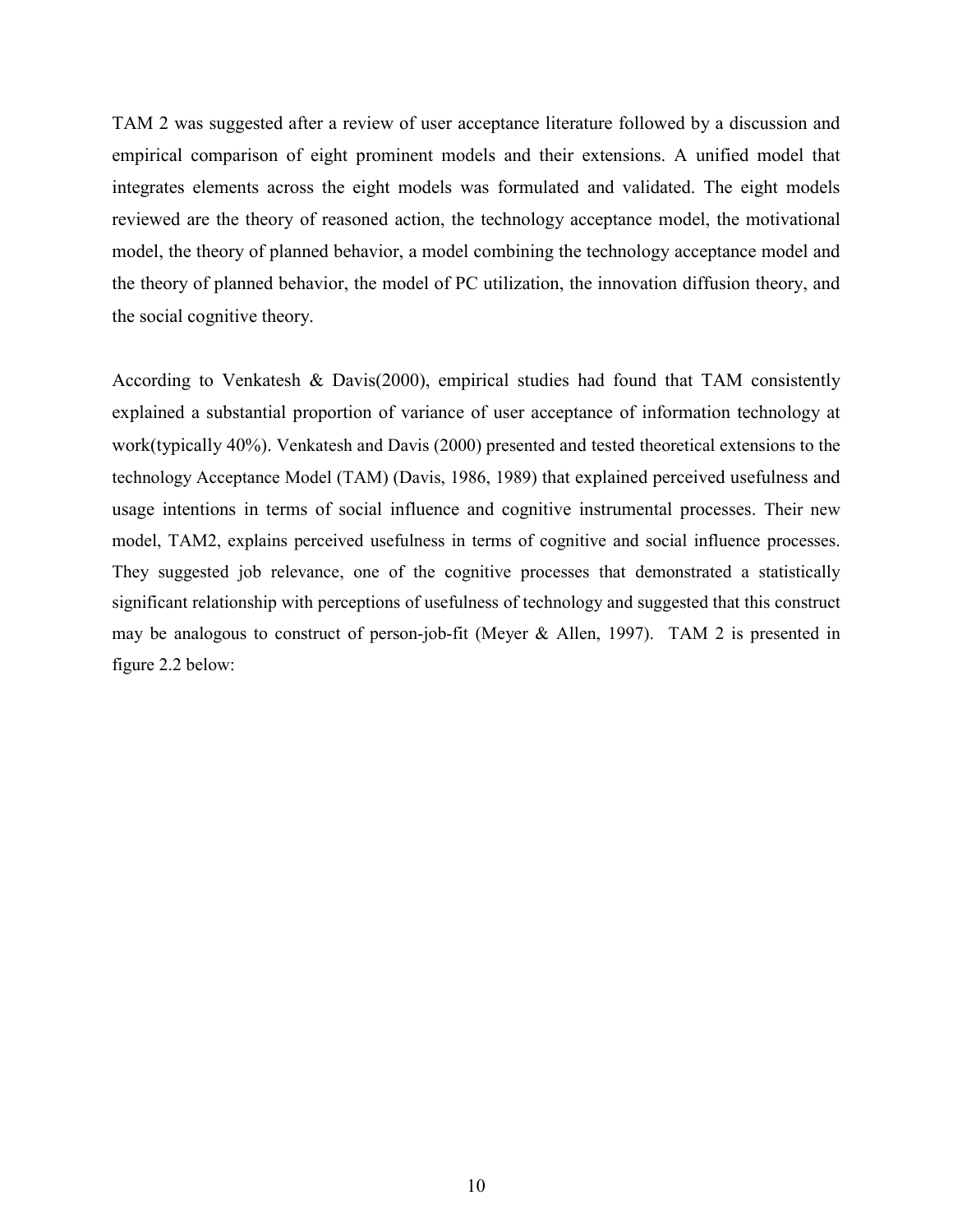TAM 2 was suggested after a review of user acceptance literature followed by a discussion and empirical comparison of eight prominent models and their extensions. A unified model that integrates elements across the eight models was formulated and validated. The eight models reviewed are the theory of reasoned action, the technology acceptance model, the motivational model, the theory of planned behavior, a model combining the technology acceptance model and the theory of planned behavior, the model of PC utilization, the innovation diffusion theory, and the social cognitive theory.

According to Venkatesh & Davis(2000), empirical studies had found that TAM consistently explained a substantial proportion of variance of user acceptance of information technology at work(typically 40%). Venkatesh and Davis (2000) presented and tested theoretical extensions to the technology Acceptance Model (TAM) (Davis, 1986, 1989) that explained perceived usefulness and usage intentions in terms of social influence and cognitive instrumental processes. Their new model, TAM2, explains perceived usefulness in terms of cognitive and social influence processes. They suggested job relevance, one of the cognitive processes that demonstrated a statistically significant relationship with perceptions of usefulness of technology and suggested that this construct may be analogous to construct of person-job-fit (Meyer & Allen, 1997). TAM 2 is presented in figure 2.2 below: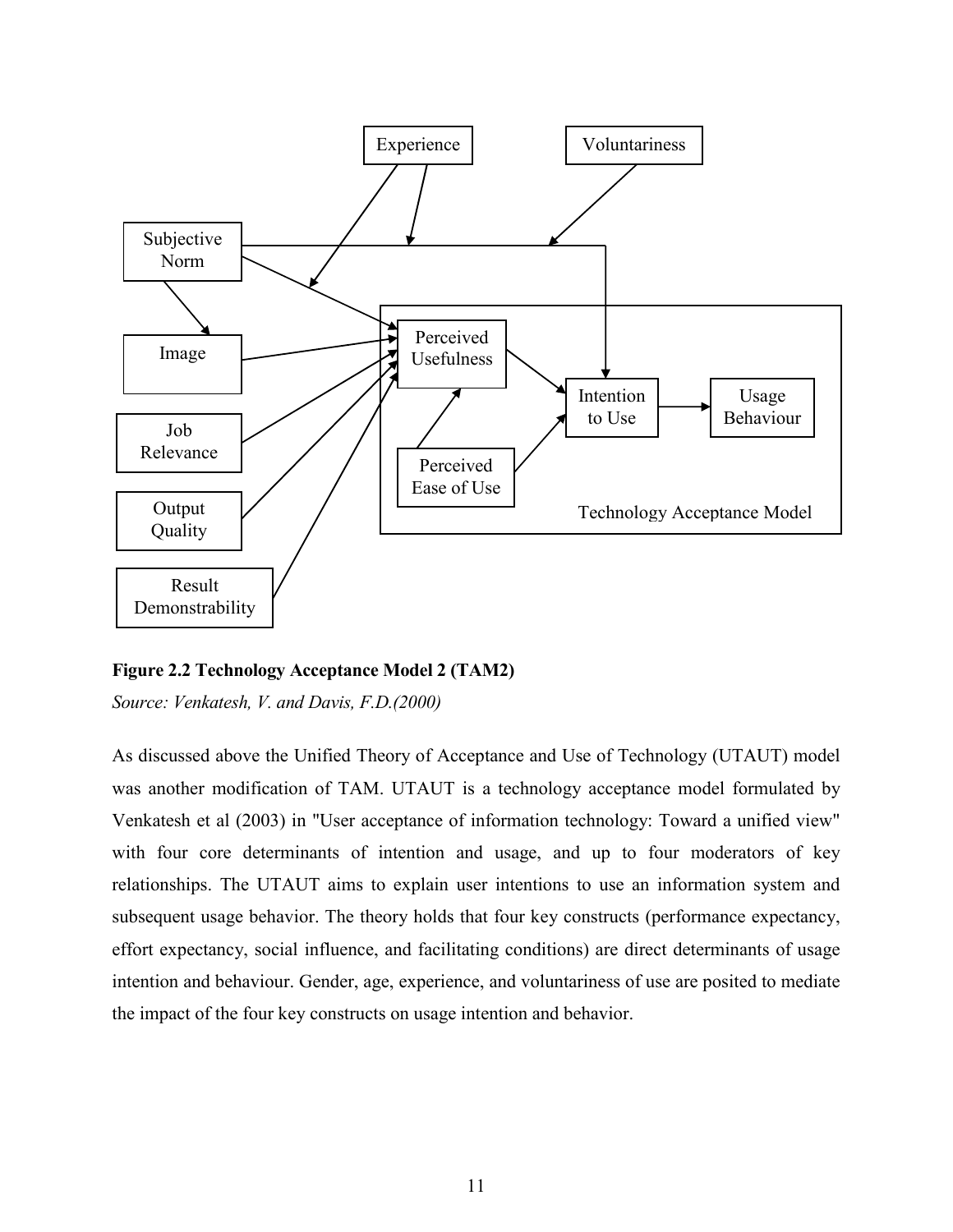**Figure 2.2 Technology Acceptance Model 2 (TAM2)**

*Source: Venkatesh, V. and Davis, F.D.(2000)*

As discussed above the Unified Theory of Acceptance and Use of Technology (UTAUT) model was another modification of TAM. UTAUT is a technology acceptance model formulated by Venkatesh et al (2003) in "User acceptance of information technology: Toward a unified view" with four core determinants of intention and usage, and up to four moderators of key relationships. The UTAUT aims to explain user intentions to use an information system and subsequent usage behavior. The theory holds that four key constructs (performance expectancy, effort expectancy, social influence, and facilitating conditions) are direct determinants of usage intention and behaviour. Gender, age, experience, and voluntariness of use are posited to mediate the impact of the four key constructs on usage intention and behavior.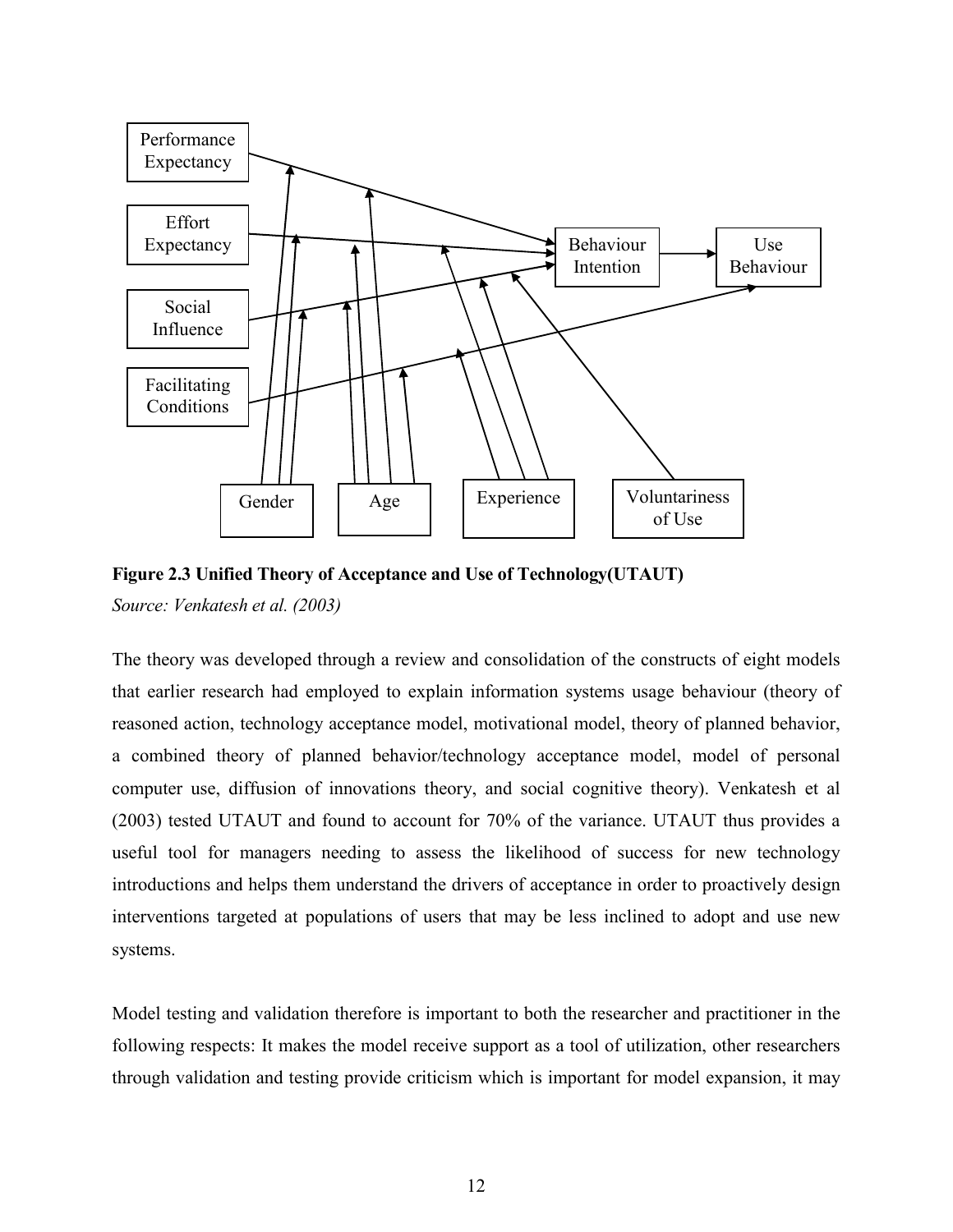**Figure 2.3 Unified Theory of Acceptance and Use of Technology(UTAUT)**

*Source: Venkatesh et al. (2003)*

The theory was developed through a review and consolidation of the constructs of eight models that earlier research had employed to explain information systems usage behaviour (theory of reasoned action, technology acceptance model, motivational model, theory of planned behavior, a combined theory of planned behavior/technology acceptance model, model of personal computer use, diffusion of innovations theory, and social cognitive theory). Venkatesh et al (2003) tested UTAUT and found to account for 70% of the variance. UTAUT thus provides a useful tool for managers needing to assess the likelihood of success for new technology introductions and helps them understand the drivers of acceptance in order to proactively design interventions targeted at populations of users that may be less inclined to adopt and use new systems.

Model testing and validation therefore is important to both the researcher and practitioner in the following respects: It makes the model receive support as a tool of utilization, other researchers through validation and testing provide criticism which is important for model expansion, it may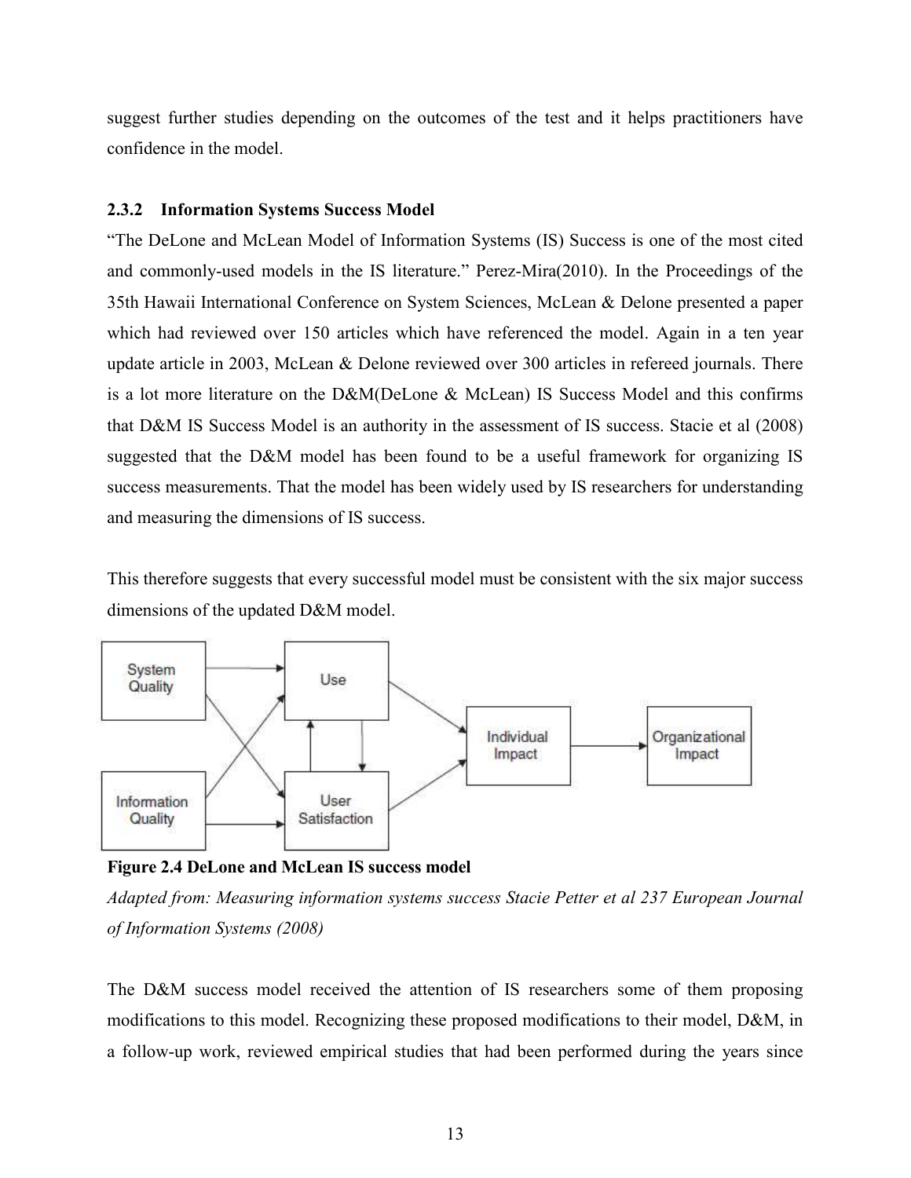suggest further studies depending on the outcomes of the test and it helps practitioners have confidence in the model.

### 2.3.2 Information Systems Success Model

"The DeLone and McLean Model of Information Systems (IS) Success is one of the most cited and commonly-used models in the IS literature." Perez-Mira(2010). In the Proceedings of the 35th Hawaii International Conference on System Sciences, McLean & Delone presented a paper which had reviewed over 150 articles which have referenced the model. Again in a ten year update article in 2003, McLean & Delone reviewed over 300 articles in refereed journals. There is a lot more literature on the D&M(DeLone & McLean) IS Success Model and this confirms that D&M IS Success Model is an authority in the assessment of IS success. Stacie et al (2008) suggested that the D&M model has been found to be a useful framework for organizing IS success measurements. That the model has been widely used by IS researchers for understanding and measuring the dimensions of IS success.

This therefore suggests that every successful model must be consistent with the six major success dimensions of the updated D&M model.

**Figure 2.4 DeLone and McLean IS success model**

*Adapted from: Measuring information systems success Stacie Petter et al 237 European Journal of Information Systems (2008)*

The D&M success model received the attention of IS researchers some of them proposing modifications to this model. Recognizing these proposed modifications to their model, D&M, in a follow-up work, reviewed empirical studies that had been performed during the years since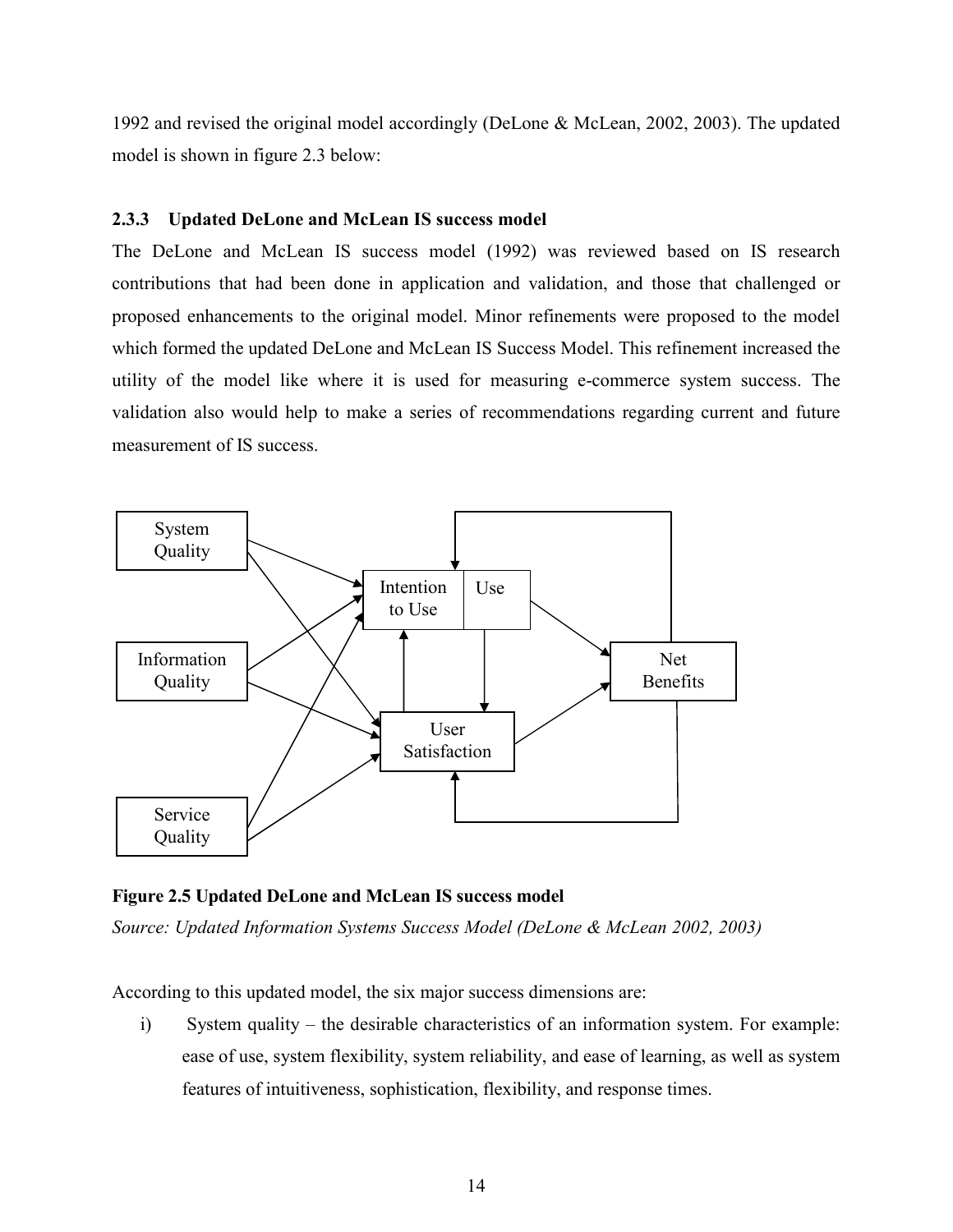1992 and revised the original model accordingly (DeLone & McLean, 2002, 2003). The updated model is shown in figure 2.3 below:

### 2.3.3 Updated DeLone and McLean IS success model

The DeLone and McLean IS success model (1992) was reviewed based on IS research contributions that had been done in application and validation, and those that challenged or proposed enhancements to the original model. Minor refinements were proposed to the model which formed the updated DeLone and McLean IS Success Model. This refinement increased the utility of the model like where it is used for measuring e-commerce system success. The validation also would help to make a series of recommendations regarding current and future measurement of IS success.

System Quality | Information Quality | Service Quality | Intention to Use | Use | User Satisfaction | Net Benefits

**Figure 2.5 Updated DeLone and McLean IS success model**

*Source: Updated Information Systems Success Model (DeLone & McLean 2002, 2003)*

According to this updated model, the six major success dimensions are:

i) System quality – the desirable characteristics of an information system. For example: ease of use, system flexibility, system reliability, and ease of learning, as well as system features of intuitiveness, sophistication, flexibility, and response times.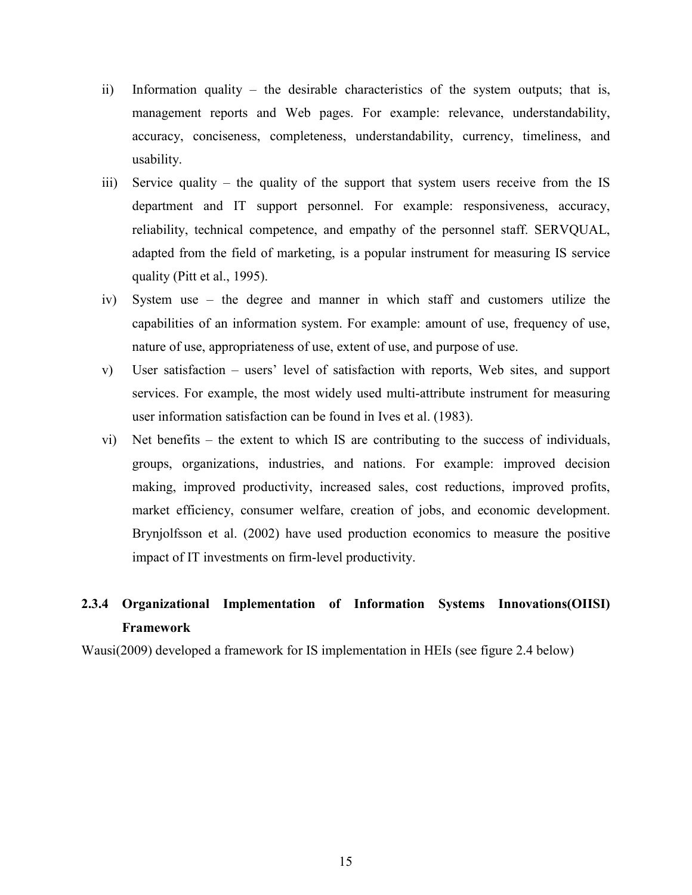ii) Information quality – the desirable characteristics of the system outputs; that is, management reports and Web pages. For example: relevance, understandability, accuracy, conciseness, completeness, understandability, currency, timeliness, and usability.

iii) Service quality – the quality of the support that system users receive from the IS department and IT support personnel. For example: responsiveness, accuracy, reliability, technical competence, and empathy of the personnel staff. SERVQUAL, adapted from the field of marketing, is a popular instrument for measuring IS service quality (Pitt et al., 1995).

iv) System use – the degree and manner in which staff and customers utilize the capabilities of an information system. For example: amount of use, frequency of use, nature of use, appropriateness of use, extent of use, and purpose of use.

v) User satisfaction – users' level of satisfaction with reports, Web sites, and support services. For example, the most widely used multi-attribute instrument for measuring user information satisfaction can be found in Ives et al. (1983).

vi) Net benefits – the extent to which IS are contributing to the success of individuals, groups, organizations, industries, and nations. For example: improved decision making, improved productivity, increased sales, cost reductions, improved profits, market efficiency, consumer welfare, creation of jobs, and economic development. Brynjolfsson et al. (2002) have used production economics to measure the positive impact of IT investments on firm-level productivity.

### 2.3.4 Organizational Implementation of Information Systems Innovations(OIISI) Framework

Wausi(2009) developed a framework for IS implementation in HEIs (see figure 2.4 below)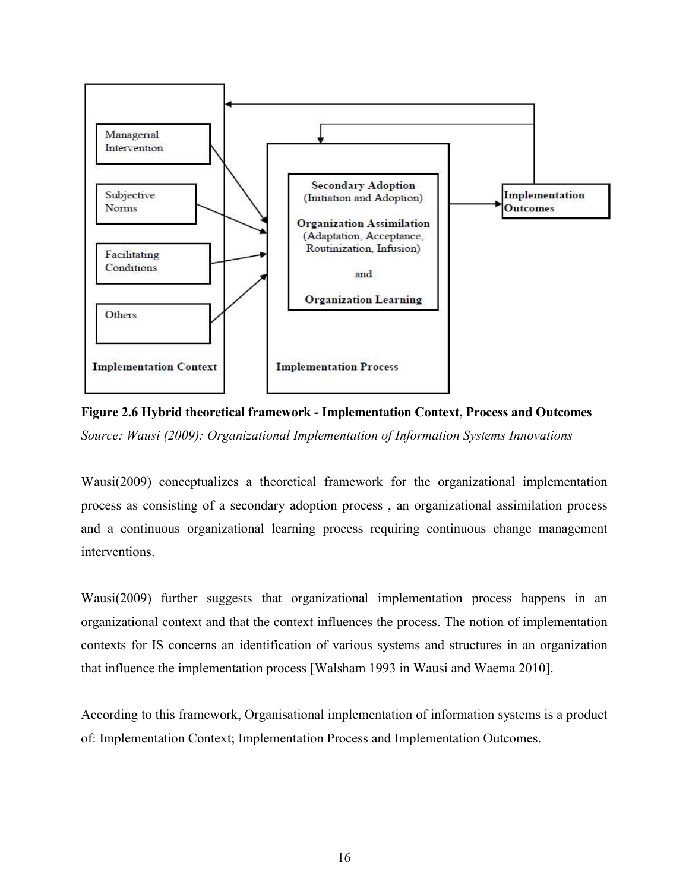**Figure 2.6 Hybrid theoretical framework - Implementation Context, Process and Outcomes**

*Source: Wausi (2009): Organizational Implementation of Information Systems Innovations*

Wausi(2009) conceptualizes a theoretical framework for the organizational implementation process as consisting of a secondary adoption process , an organizational assimilation process and a continuous organizational learning process requiring continuous change management interventions.

Wausi(2009) further suggests that organizational implementation process happens in an organizational context and that the context influences the process. The notion of implementation contexts for IS concerns an identification of various systems and structures in an organization that influence the implementation process [Walsham 1993 in Wausi and Waema 2010].

According to this framework, Organisational implementation of information systems is a product of: Implementation Context; Implementation Process and Implementation Outcomes.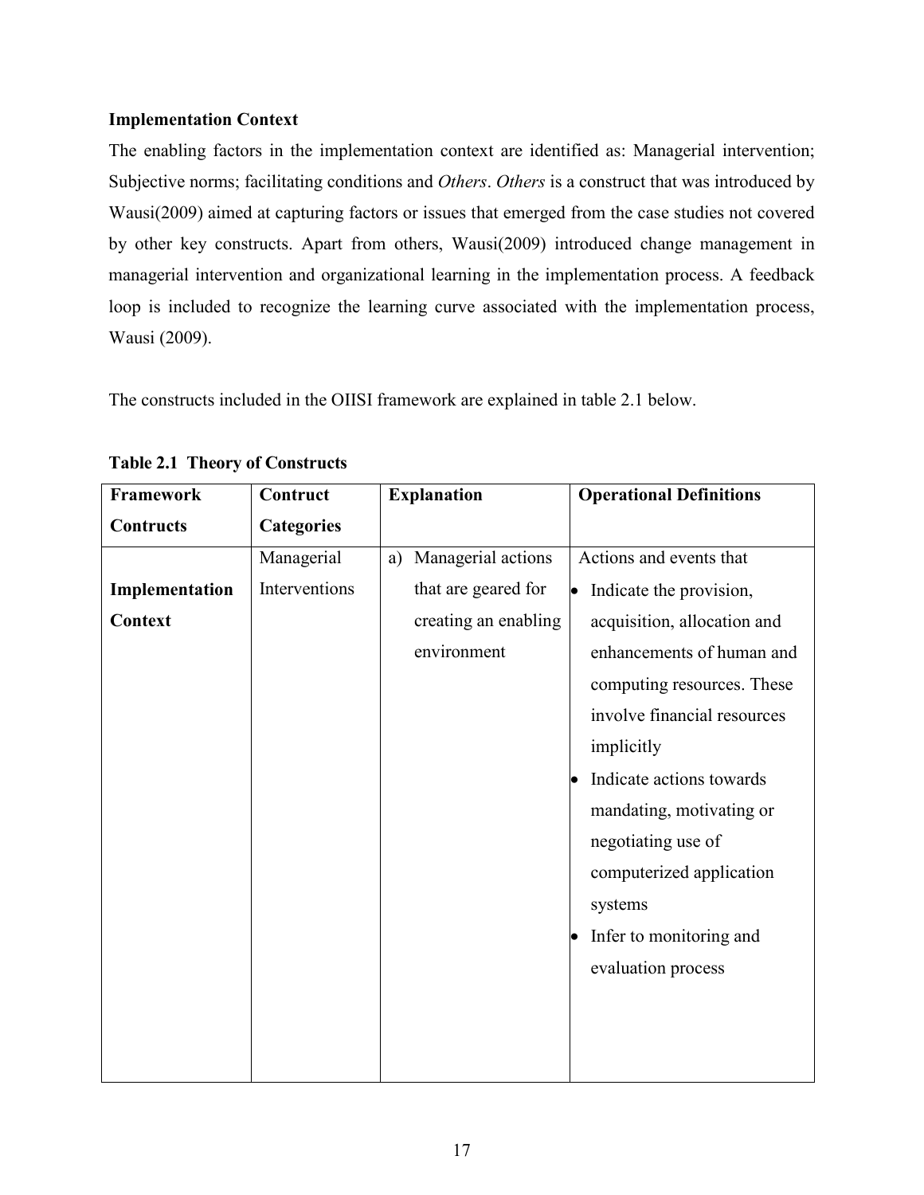**Implementation Context**

The enabling factors in the implementation context are identified as: Managerial intervention; Subjective norms; facilitating conditions and *Others*. *Others* is a construct that was introduced by Wausi(2009) aimed at capturing factors or issues that emerged from the case studies not covered by other key constructs. Apart from others, Wausi(2009) introduced change management in managerial intervention and organizational learning in the implementation process. A feedback loop is included to recognize the learning curve associated with the implementation process, Wausi (2009).

The constructs included in the OIISI framework are explained in table 2.1 below.

**Table 2.1 Theory of Constructs**

| Framework Contructs | Contruct Categories | Explanation | Operational Definitions |
|---|---|---|---|
| **Implementation Context** | Managerial Interventions | a) Managerial actions that are geared for creating an enabling environment | Actions and events that<br>• Indicate the provision, acquisition, allocation and enhancements of human and computing resources. These involve financial resources implicitly<br>• Indicate actions towards mandating, motivating or negotiating use of computerized application systems<br>• Infer to monitoring and evaluation process |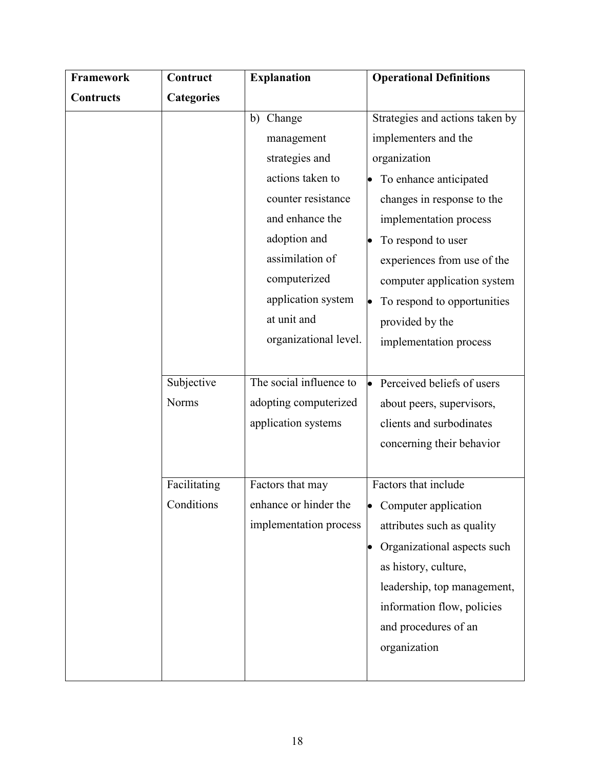| Framework Contructs | Contruct Categories | Explanation | Operational Definitions |
|---|---|---|---|
| | | b) Change management strategies and actions taken to counter resistance and enhance the adoption and assimilation of computerized application system at unit and organizational level. | Strategies and actions taken by implementers and the organization<br>• To enhance anticipated changes in response to the implementation process<br>• To respond to user experiences from use of the computer application system<br>• To respond to opportunities provided by the implementation process |
| | Subjective Norms | The social influence to adopting computerized application systems | • Perceived beliefs of users about peers, supervisors, clients and subordinates concerning their behavior |
| | Facilitating Conditions | Factors that may enhance or hinder the implementation process | Factors that include<br>• Computer application attributes such as quality<br>• Organizational aspects such as history, culture, leadership, top management, information flow, policies and procedures of an organization |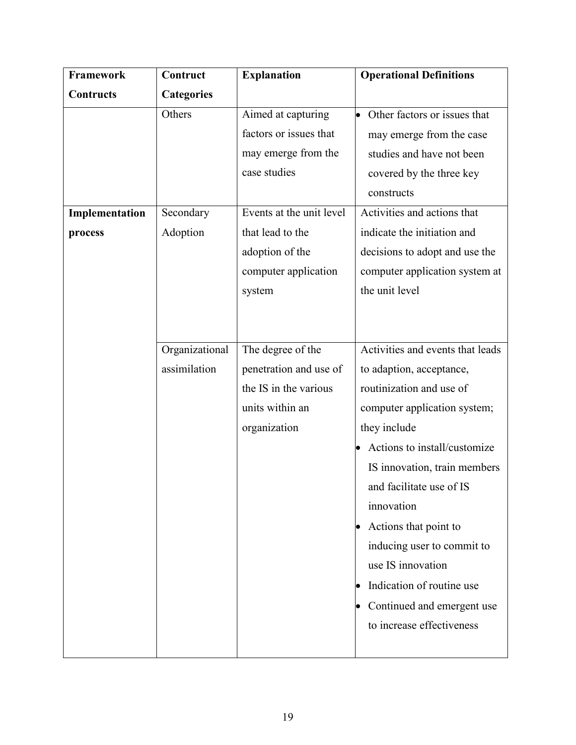| **Framework Contructs** | **Contruct Categories** | **Explanation** | **Operational Definitions** |
|---|---|---|---|
| | Others | Aimed at capturing factors or issues that may emerge from the case studies | • Other factors or issues that may emerge from the case studies and have not been covered by the three key constructs |
| **Implementation process** | Secondary Adoption | Events at the unit level that lead to the adoption of the computer application system | Activities and actions that indicate the initiation and decisions to adopt and use the computer application system at the unit level |
| | Organizational assimilation | The degree of the penetration and use of the IS in the various units within an organization | Activities and events that leads to adaption, acceptance, routinization and use of computer application system; they include<br>• Actions to install/customize IS innovation, train members and facilitate use of IS innovation<br>• Actions that point to inducing user to commit to use IS innovation<br>• Indication of routine use<br>• Continued and emergent use to increase effectiveness |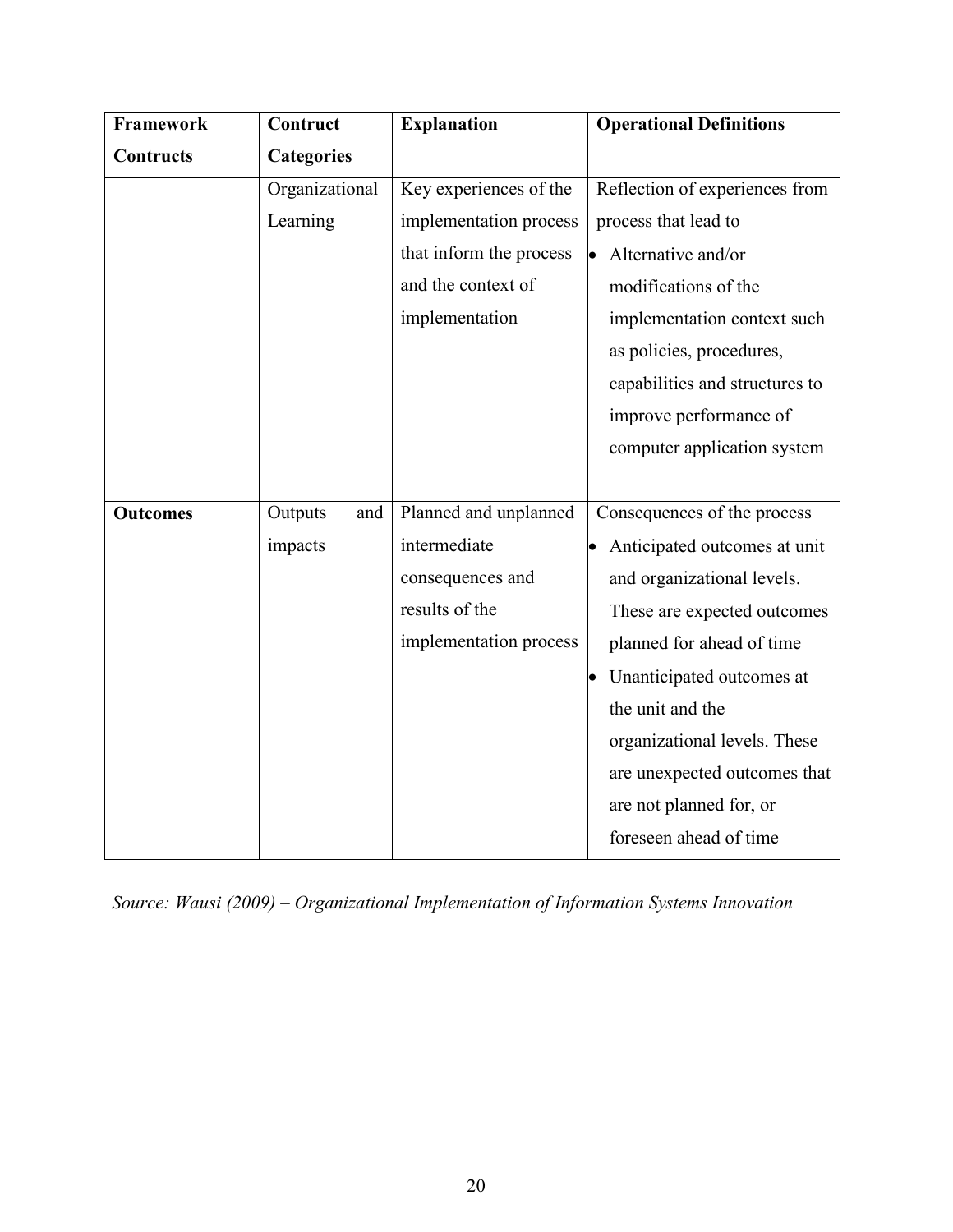| **Framework Contructs** | **Contruct Categories** | **Explanation** | **Operational Definitions** |
|---|---|---|---|
| | Organizational Learning | Key experiences of the implementation process that inform the process and the context of implementation | Reflection of experiences from process that lead to<br>• Alternative and/or modifications of the implementation context such as policies, procedures, capabilities and structures to improve performance of computer application system |
| **Outcomes** | Outputs and impacts | Planned and unplanned intermediate consequences and results of the implementation process | Consequences of the process<br>• Anticipated outcomes at unit and organizational levels. These are expected outcomes planned for ahead of time<br>• Unanticipated outcomes at the unit and the organizational levels. These are unexpected outcomes that are not planned for, or foreseen ahead of time |

*Source: Wausi (2009) – Organizational Implementation of Information Systems Innovation*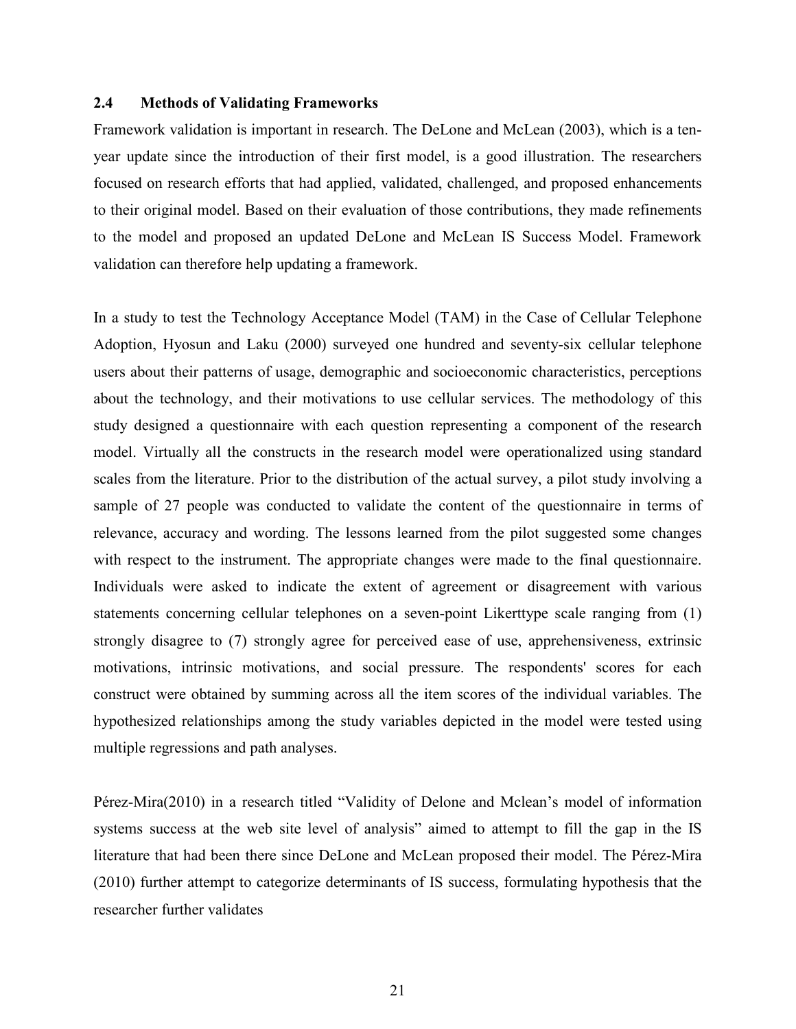## 2.4 Methods of Validating Frameworks

Framework validation is important in research. The DeLone and McLean (2003), which is a ten-year update since the introduction of their first model, is a good illustration. The researchers focused on research efforts that had applied, validated, challenged, and proposed enhancements to their original model. Based on their evaluation of those contributions, they made refinements to the model and proposed an updated DeLone and McLean IS Success Model. Framework validation can therefore help updating a framework.

In a study to test the Technology Acceptance Model (TAM) in the Case of Cellular Telephone Adoption, Hyosun and Laku (2000) surveyed one hundred and seventy-six cellular telephone users about their patterns of usage, demographic and socioeconomic characteristics, perceptions about the technology, and their motivations to use cellular services. The methodology of this study designed a questionnaire with each question representing a component of the research model. Virtually all the constructs in the research model were operationalized using standard scales from the literature. Prior to the distribution of the actual survey, a pilot study involving a sample of 27 people was conducted to validate the content of the questionnaire in terms of relevance, accuracy and wording. The lessons learned from the pilot suggested some changes with respect to the instrument. The appropriate changes were made to the final questionnaire. Individuals were asked to indicate the extent of agreement or disagreement with various statements concerning cellular telephones on a seven-point Likerttype scale ranging from (1) strongly disagree to (7) strongly agree for perceived ease of use, apprehensiveness, extrinsic motivations, intrinsic motivations, and social pressure. The respondents' scores for each construct were obtained by summing across all the item scores of the individual variables. The hypothesized relationships among the study variables depicted in the model were tested using multiple regressions and path analyses.

Pérez-Mira(2010) in a research titled "Validity of Delone and Mclean's model of information systems success at the web site level of analysis" aimed to attempt to fill the gap in the IS literature that had been there since DeLone and McLean proposed their model. The Pérez-Mira (2010) further attempt to categorize determinants of IS success, formulating hypothesis that the researcher further validates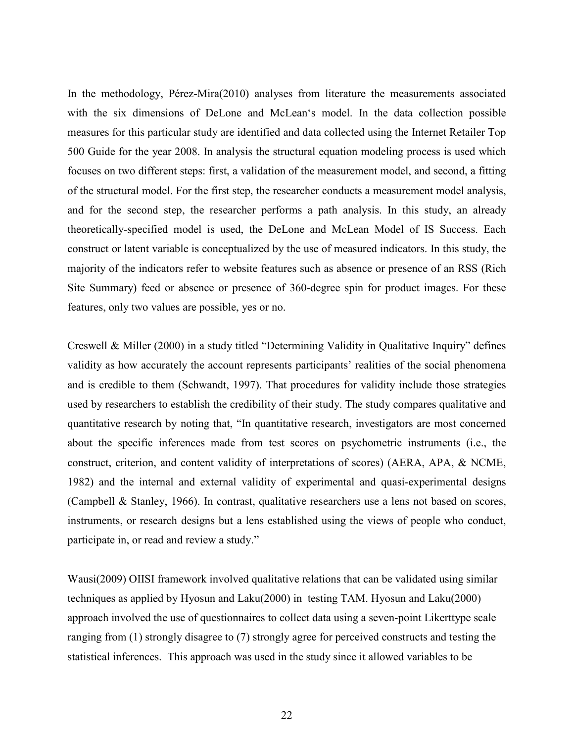In the methodology, Pérez-Mira(2010) analyses from literature the measurements associated with the six dimensions of DeLone and McLean's model. In the data collection possible measures for this particular study are identified and data collected using the Internet Retailer Top 500 Guide for the year 2008. In analysis the structural equation modeling process is used which focuses on two different steps: first, a validation of the measurement model, and second, a fitting of the structural model. For the first step, the researcher conducts a measurement model analysis, and for the second step, the researcher performs a path analysis. In this study, an already theoretically-specified model is used, the DeLone and McLean Model of IS Success. Each construct or latent variable is conceptualized by the use of measured indicators. In this study, the majority of the indicators refer to website features such as absence or presence of an RSS (Rich Site Summary) feed or absence or presence of 360-degree spin for product images. For these features, only two values are possible, yes or no.

Creswell & Miller (2000) in a study titled "Determining Validity in Qualitative Inquiry" defines validity as how accurately the account represents participants' realities of the social phenomena and is credible to them (Schwandt, 1997). That procedures for validity include those strategies used by researchers to establish the credibility of their study. The study compares qualitative and quantitative research by noting that, "In quantitative research, investigators are most concerned about the specific inferences made from test scores on psychometric instruments (i.e., the construct, criterion, and content validity of interpretations of scores) (AERA, APA, & NCME, 1982) and the internal and external validity of experimental and quasi-experimental designs (Campbell & Stanley, 1966). In contrast, qualitative researchers use a lens not based on scores, instruments, or research designs but a lens established using the views of people who conduct, participate in, or read and review a study."

Wausi(2009) OIISI framework involved qualitative relations that can be validated using similar techniques as applied by Hyosun and Laku(2000) in testing TAM. Hyosun and Laku(2000) approach involved the use of questionnaires to collect data using a seven-point Likerttype scale ranging from (1) strongly disagree to (7) strongly agree for perceived constructs and testing the statistical inferences. This approach was used in the study since it allowed variables to be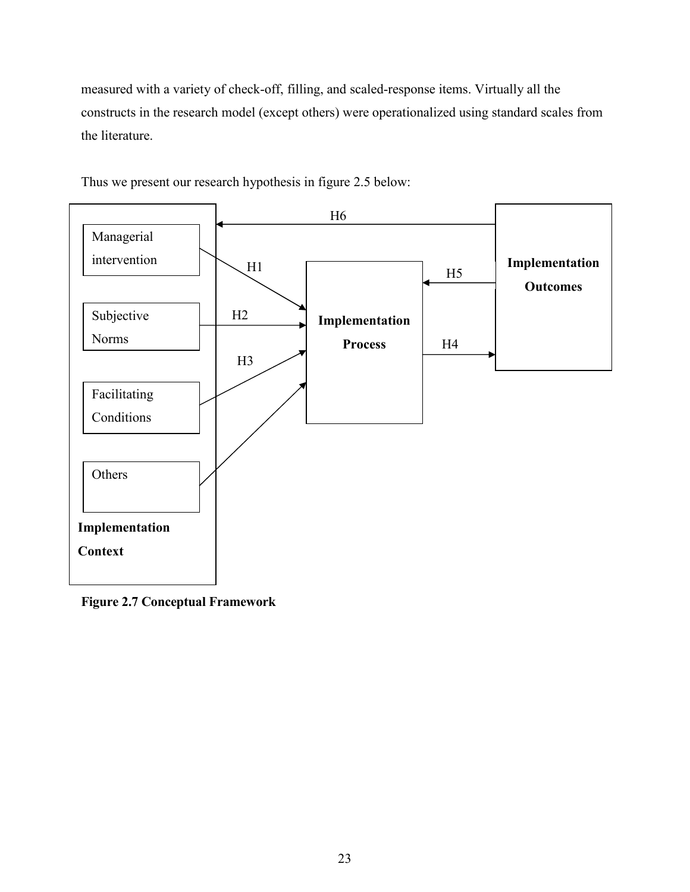measured with a variety of check-off, filling, and scaled-response items. Virtually all the constructs in the research model (except others) were operationalized using standard scales from the literature.

Thus we present our research hypothesis in figure 2.5 below:

Managerial intervention

Subjective Norms

Facilitating Conditions

Others

**Implementation Context**

H1 H2 H3

**Implementation Process**

H4 H5 H6

**Implementation Outcomes**

**Figure 2.7 Conceptual Framework**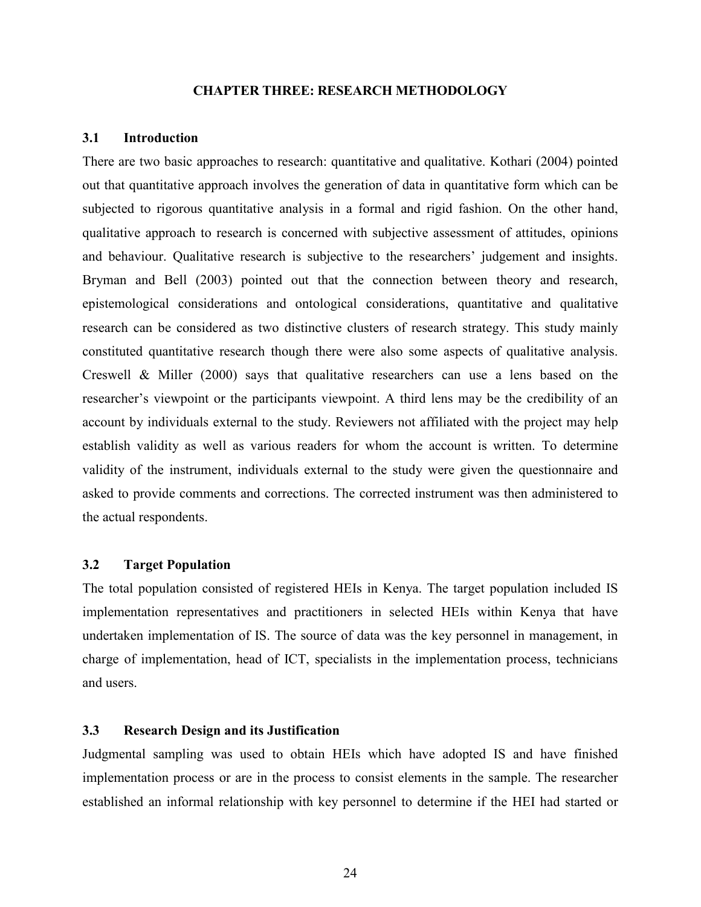# CHAPTER THREE: RESEARCH METHODOLOGY

## 3.1 Introduction

There are two basic approaches to research: quantitative and qualitative. Kothari (2004) pointed out that quantitative approach involves the generation of data in quantitative form which can be subjected to rigorous quantitative analysis in a formal and rigid fashion. On the other hand, qualitative approach to research is concerned with subjective assessment of attitudes, opinions and behaviour. Qualitative research is subjective to the researchers' judgement and insights. Bryman and Bell (2003) pointed out that the connection between theory and research, epistemological considerations and ontological considerations, quantitative and qualitative research can be considered as two distinctive clusters of research strategy. This study mainly constituted quantitative research though there were also some aspects of qualitative analysis. Creswell & Miller (2000) says that qualitative researchers can use a lens based on the researcher's viewpoint or the participants viewpoint. A third lens may be the credibility of an account by individuals external to the study. Reviewers not affiliated with the project may help establish validity as well as various readers for whom the account is written. To determine validity of the instrument, individuals external to the study were given the questionnaire and asked to provide comments and corrections. The corrected instrument was then administered to the actual respondents.

## 3.2 Target Population

The total population consisted of registered HEIs in Kenya. The target population included IS implementation representatives and practitioners in selected HEIs within Kenya that have undertaken implementation of IS. The source of data was the key personnel in management, in charge of implementation, head of ICT, specialists in the implementation process, technicians and users.

## 3.3 Research Design and its Justification

Judgmental sampling was used to obtain HEIs which have adopted IS and have finished implementation process or are in the process to consist elements in the sample. The researcher established an informal relationship with key personnel to determine if the HEI had started or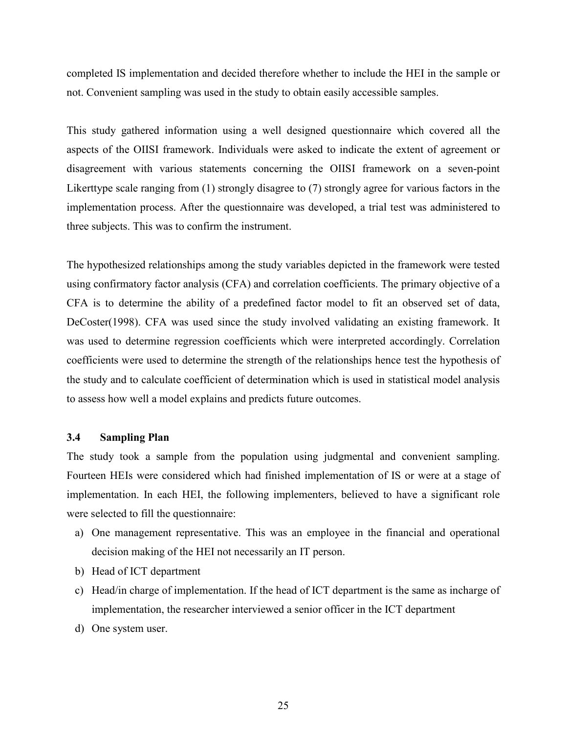completed IS implementation and decided therefore whether to include the HEI in the sample or not. Convenient sampling was used in the study to obtain easily accessible samples.

This study gathered information using a well designed questionnaire which covered all the aspects of the OIISI framework. Individuals were asked to indicate the extent of agreement or disagreement with various statements concerning the OIISI framework on a seven-point Likerttype scale ranging from (1) strongly disagree to (7) strongly agree for various factors in the implementation process. After the questionnaire was developed, a trial test was administered to three subjects. This was to confirm the instrument.

The hypothesized relationships among the study variables depicted in the framework were tested using confirmatory factor analysis (CFA) and correlation coefficients. The primary objective of a CFA is to determine the ability of a predefined factor model to fit an observed set of data, DeCoster(1998). CFA was used since the study involved validating an existing framework. It was used to determine regression coefficients which were interpreted accordingly. Correlation coefficients were used to determine the strength of the relationships hence test the hypothesis of the study and to calculate coefficient of determination which is used in statistical model analysis to assess how well a model explains and predicts future outcomes.

### 3.4 Sampling Plan

The study took a sample from the population using judgmental and convenient sampling. Fourteen HEIs were considered which had finished implementation of IS or were at a stage of implementation. In each HEI, the following implementers, believed to have a significant role were selected to fill the questionnaire:

a) One management representative. This was an employee in the financial and operational decision making of the HEI not necessarily an IT person.
b) Head of ICT department
c) Head/in charge of implementation. If the head of ICT department is the same as incharge of implementation, the researcher interviewed a senior officer in the ICT department
d) One system user.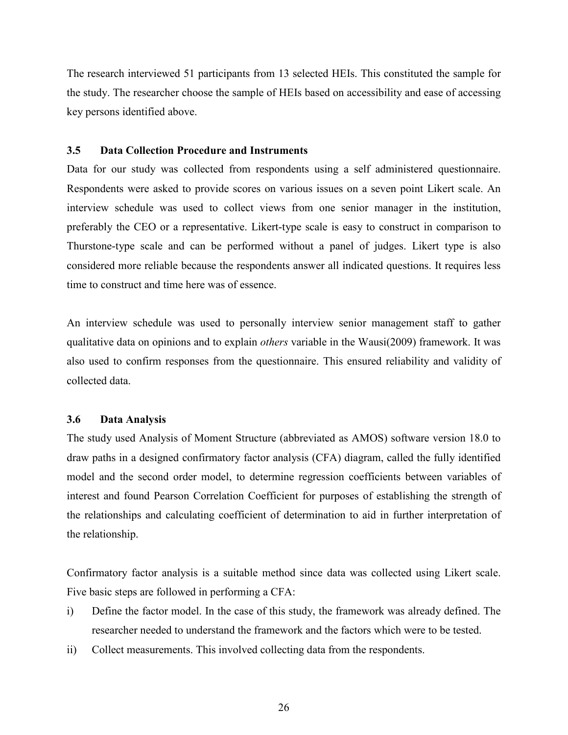The research interviewed 51 participants from 13 selected HEIs. This constituted the sample for the study. The researcher choose the sample of HEIs based on accessibility and ease of accessing key persons identified above.

### 3.5 Data Collection Procedure and Instruments

Data for our study was collected from respondents using a self administered questionnaire. Respondents were asked to provide scores on various issues on a seven point Likert scale. An interview schedule was used to collect views from one senior manager in the institution, preferably the CEO or a representative. Likert-type scale is easy to construct in comparison to Thurstone-type scale and can be performed without a panel of judges. Likert type is also considered more reliable because the respondents answer all indicated questions. It requires less time to construct and time here was of essence.

An interview schedule was used to personally interview senior management staff to gather qualitative data on opinions and to explain *others* variable in the Wausi(2009) framework. It was also used to confirm responses from the questionnaire. This ensured reliability and validity of collected data.

### 3.6 Data Analysis

The study used Analysis of Moment Structure (abbreviated as AMOS) software version 18.0 to draw paths in a designed confirmatory factor analysis (CFA) diagram, called the fully identified model and the second order model, to determine regression coefficients between variables of interest and found Pearson Correlation Coefficient for purposes of establishing the strength of the relationships and calculating coefficient of determination to aid in further interpretation of the relationship.

Confirmatory factor analysis is a suitable method since data was collected using Likert scale. Five basic steps are followed in performing a CFA:

i) Define the factor model. In the case of this study, the framework was already defined. The researcher needed to understand the framework and the factors which were to be tested.
ii) Collect measurements. This involved collecting data from the respondents.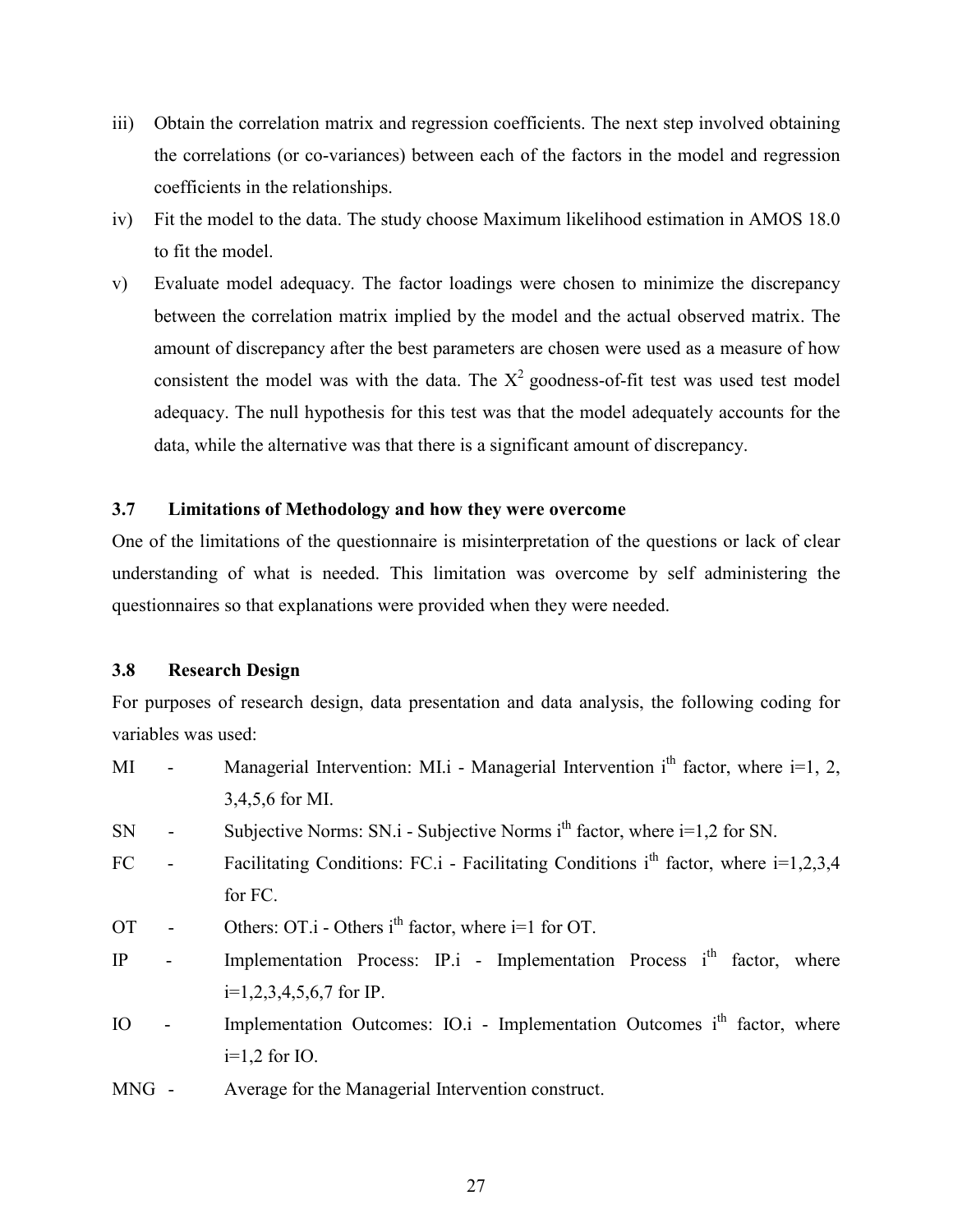iii) Obtain the correlation matrix and regression coefficients. The next step involved obtaining the correlations (or co-variances) between each of the factors in the model and regression coefficients in the relationships.

iv) Fit the model to the data. The study choose Maximum likelihood estimation in AMOS 18.0 to fit the model.

v) Evaluate model adequacy. The factor loadings were chosen to minimize the discrepancy between the correlation matrix implied by the model and the actual observed matrix. The amount of discrepancy after the best parameters are chosen were used as a measure of how consistent the model was with the data. The $X^2$ goodness-of-fit test was used test model adequacy. The null hypothesis for this test was that the model adequately accounts for the data, while the alternative was that there is a significant amount of discrepancy.

### 3.7 Limitations of Methodology and how they were overcome

One of the limitations of the questionnaire is misinterpretation of the questions or lack of clear understanding of what is needed. This limitation was overcome by self administering the questionnaires so that explanations were provided when they were needed.

### 3.8 Research Design

For purposes of research design, data presentation and data analysis, the following coding for variables was used:

MI - Managerial Intervention: MI.i - Managerial Intervention $i^{th}$ factor, where i=1, 2, 3,4,5,6 for MI.

SN - Subjective Norms: SN.i - Subjective Norms $i^{th}$ factor, where i=1,2 for SN.

FC - Facilitating Conditions: FC.i - Facilitating Conditions $i^{th}$ factor, where i=1,2,3,4 for FC.

OT - Others: OT.i - Others $i^{th}$ factor, where i=1 for OT.

IP - Implementation Process: IP.i - Implementation Process $i^{th}$ factor, where i=1,2,3,4,5,6,7 for IP.

IO - Implementation Outcomes: IO.i - Implementation Outcomes $i^{th}$ factor, where i=1,2 for IO.

MNG - Average for the Managerial Intervention construct.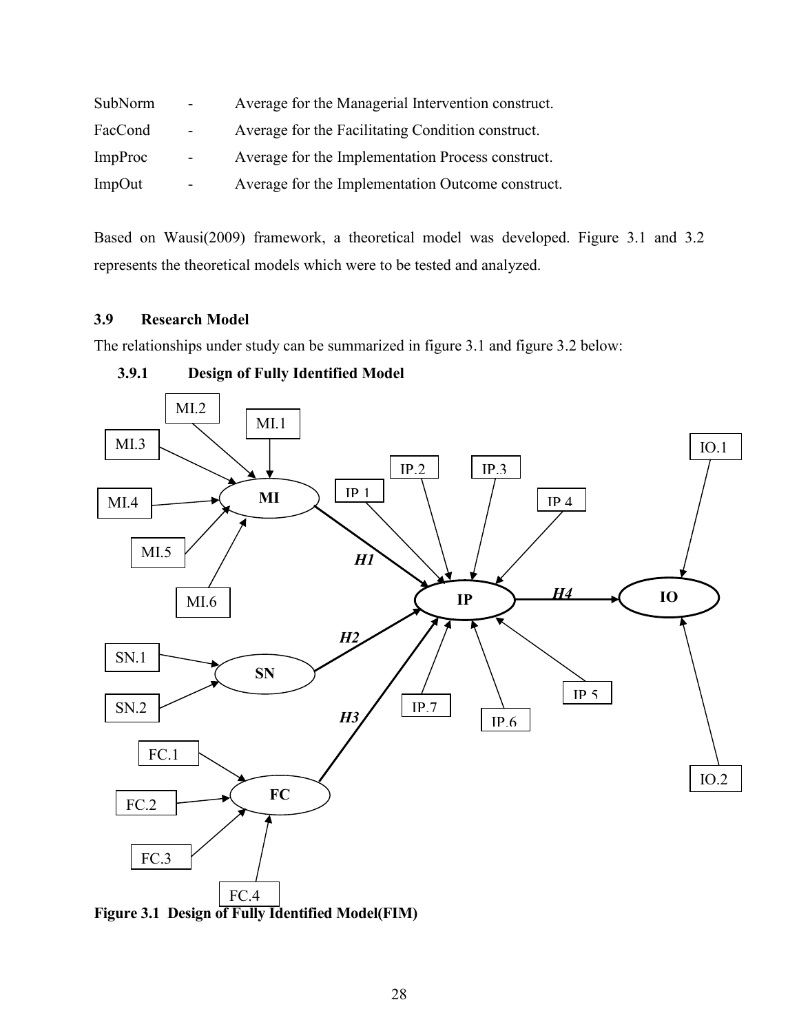| | | |
|---|---|---|
| SubNorm | - | Average for the Managerial Intervention construct. |
| FacCond | - | Average for the Facilitating Condition construct. |
| ImpProc | - | Average for the Implementation Process construct. |
| ImpOut | - | Average for the Implementation Outcome construct. |

Based on Wausi(2009) framework, a theoretical model was developed. Figure 3.1 and 3.2 represents the theoretical models which were to be tested and analyzed.

### 3.9 Research Model

The relationships under study can be summarized in figure 3.1 and figure 3.2 below:

#### 3.9.1 Design of Fully Identified Model

MI.2 MI.1 MI.3 MI.4 MI MI.5 MI.6 IP 1 IP.2 IP.3 IP 4 IO.1 H1 IP H4 IO H2 SN.1 SN SN.2 H3 IP.7 IP.6 IP 5 FC.1 FC.2 FC FC.3 FC.4 IO.2

**Figure 3.1 Design of Fully Identified Model(FIM)**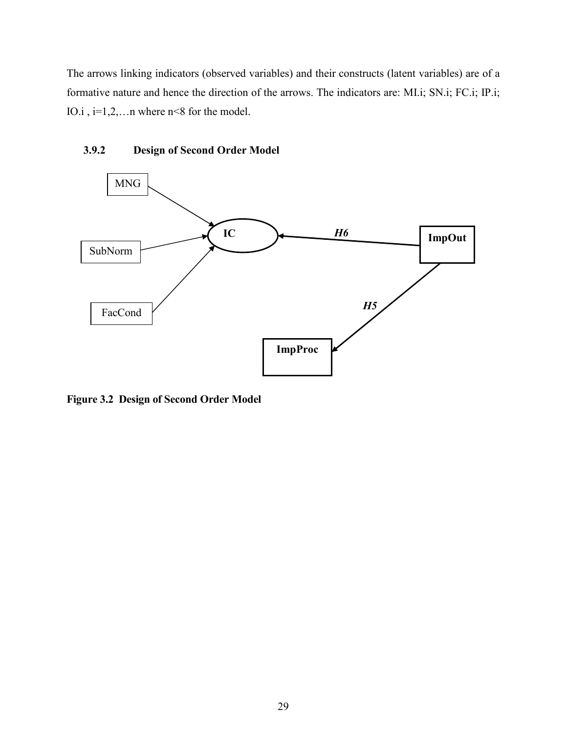The arrows linking indicators (observed variables) and their constructs (latent variables) are of a formative nature and hence the direction of the arrows. The indicators are: MI.i; SN.i; FC.i; IP.i; IO.i , i=1,2,…n where n<8 for the model.

### 3.9.2 Design of Second Order Model

MNG

SubNorm

FacCond

IC

*H6*

ImpOut

*H5*

ImpProc

**Figure 3.2 Design of Second Order Model**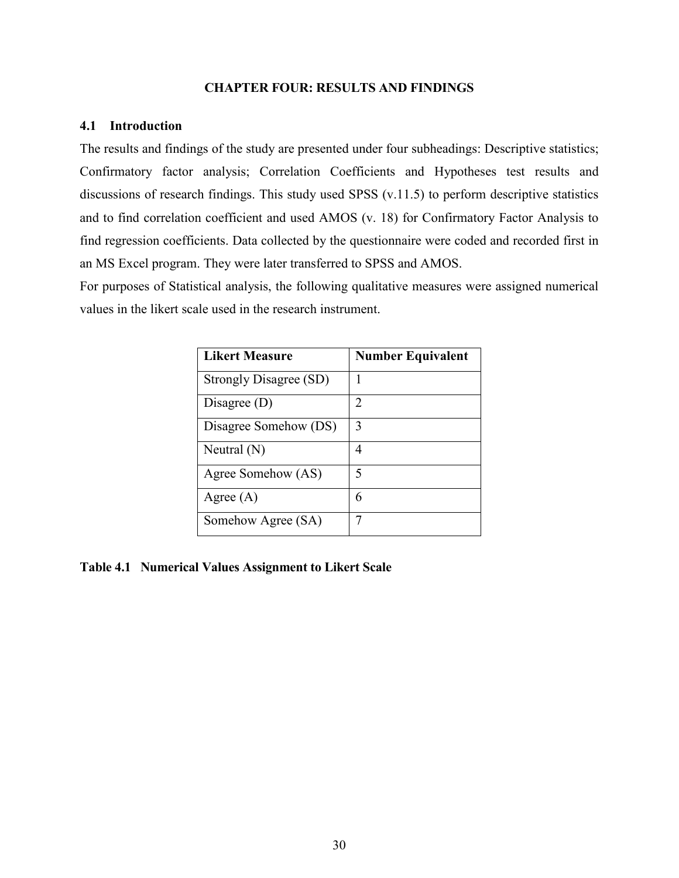# CHAPTER FOUR: RESULTS AND FINDINGS

## 4.1 Introduction

The results and findings of the study are presented under four subheadings: Descriptive statistics; Confirmatory factor analysis; Correlation Coefficients and Hypotheses test results and discussions of research findings. This study used SPSS (v.11.5) to perform descriptive statistics and to find correlation coefficient and used AMOS (v. 18) for Confirmatory Factor Analysis to find regression coefficients. Data collected by the questionnaire were coded and recorded first in an MS Excel program. They were later transferred to SPSS and AMOS.

For purposes of Statistical analysis, the following qualitative measures were assigned numerical values in the likert scale used in the research instrument.

| Likert Measure | Number Equivalent |
| --- | --- |
| Strongly Disagree (SD) | 1 |
| Disagree (D) | 2 |
| Disagree Somehow (DS) | 3 |
| Neutral (N) | 4 |
| Agree Somehow (AS) | 5 |
| Agree (A) | 6 |
| Somehow Agree (SA) | 7 |

**Table 4.1 Numerical Values Assignment to Likert Scale**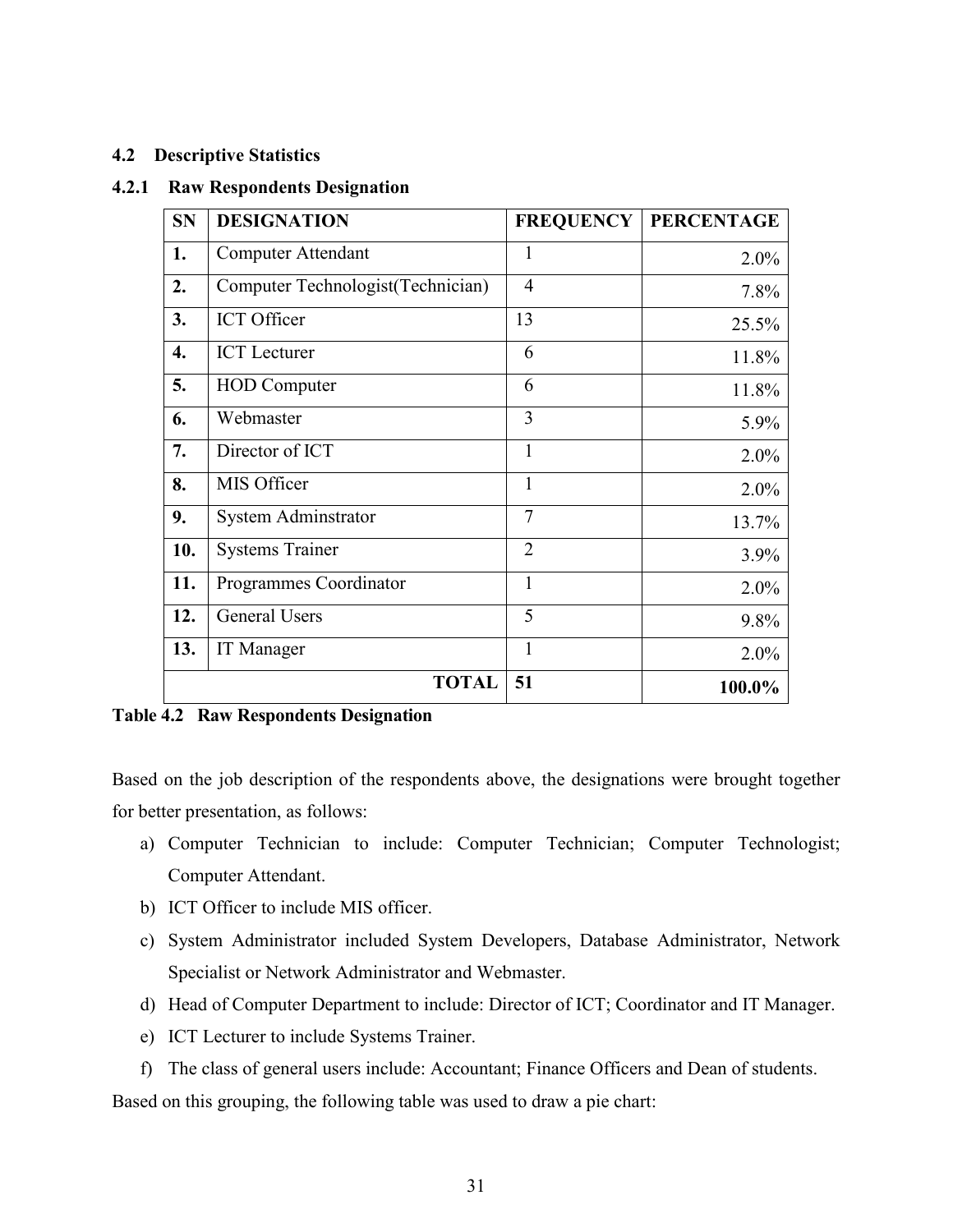## 4.2 Descriptive Statistics

### 4.2.1 Raw Respondents Designation

| SN | DESIGNATION | FREQUENCY | PERCENTAGE |
|---|---|---|---|
| **1.** | Computer Attendant | 1 | 2.0% |
| **2.** | Computer Technologist(Technician) | 4 | 7.8% |
| **3.** | ICT Officer | 13 | 25.5% |
| **4.** | ICT Lecturer | 6 | 11.8% |
| **5.** | HOD Computer | 6 | 11.8% |
| **6.** | Webmaster | 3 | 5.9% |
| **7.** | Director of ICT | 1 | 2.0% |
| **8.** | MIS Officer | 1 | 2.0% |
| **9.** | System Adminstrator | 7 | 13.7% |
| **10.** | Systems Trainer | 2 | 3.9% |
| **11.** | Programmes Coordinator | 1 | 2.0% |
| **12.** | General Users | 5 | 9.8% |
| **13.** | IT Manager | 1 | 2.0% |
| | **TOTAL** | **51** | **100.0%** |

**Table 4.2 Raw Respondents Designation**

Based on the job description of the respondents above, the designations were brought together for better presentation, as follows:

a) Computer Technician to include: Computer Technician; Computer Technologist; Computer Attendant.
b) ICT Officer to include MIS officer.
c) System Administrator included System Developers, Database Administrator, Network Specialist or Network Administrator and Webmaster.
d) Head of Computer Department to include: Director of ICT; Coordinator and IT Manager.
e) ICT Lecturer to include Systems Trainer.
f) The class of general users include: Accountant; Finance Officers and Dean of students.

Based on this grouping, the following table was used to draw a pie chart: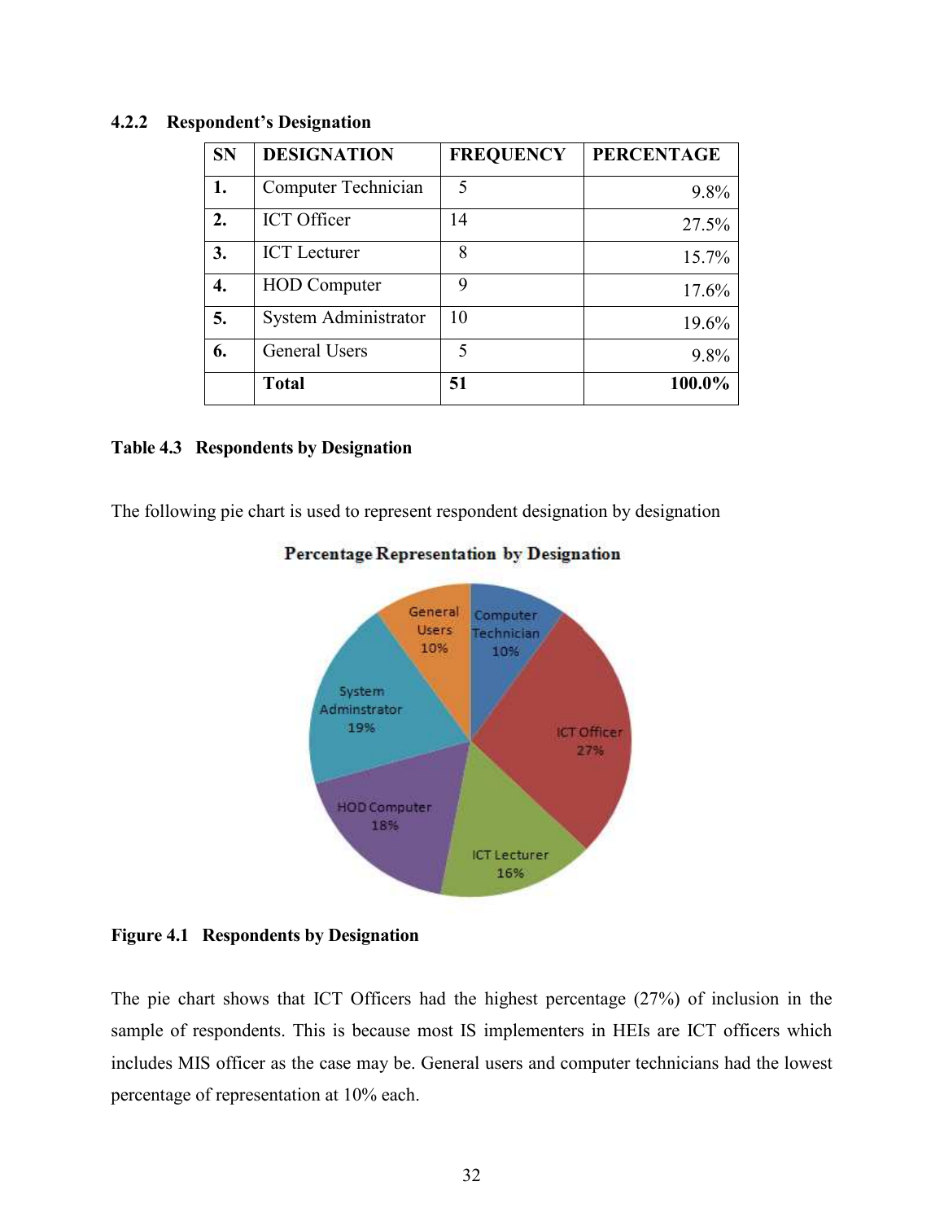### 4.2.2 Respondent's Designation

| SN | DESIGNATION | FREQUENCY | PERCENTAGE |
|---|---|---|---|
| 1. | Computer Technician | 5 | 9.8% |
| 2. | ICT Officer | 14 | 27.5% |
| 3. | ICT Lecturer | 8 | 15.7% |
| 4. | HOD Computer | 9 | 17.6% |
| 5. | System Administrator | 10 | 19.6% |
| 6. | General Users | 5 | 9.8% |
| | **Total** | **51** | **100.0%** |

**Table 4.3 Respondents by Designation**

The following pie chart is used to represent respondent designation by designation

**Figure 4.1 Respondents by Designation**

The pie chart shows that ICT Officers had the highest percentage (27%) of inclusion in the sample of respondents. This is because most IS implementers in HEIs are ICT officers which includes MIS officer as the case may be. General users and computer technicians had the lowest percentage of representation at 10% each.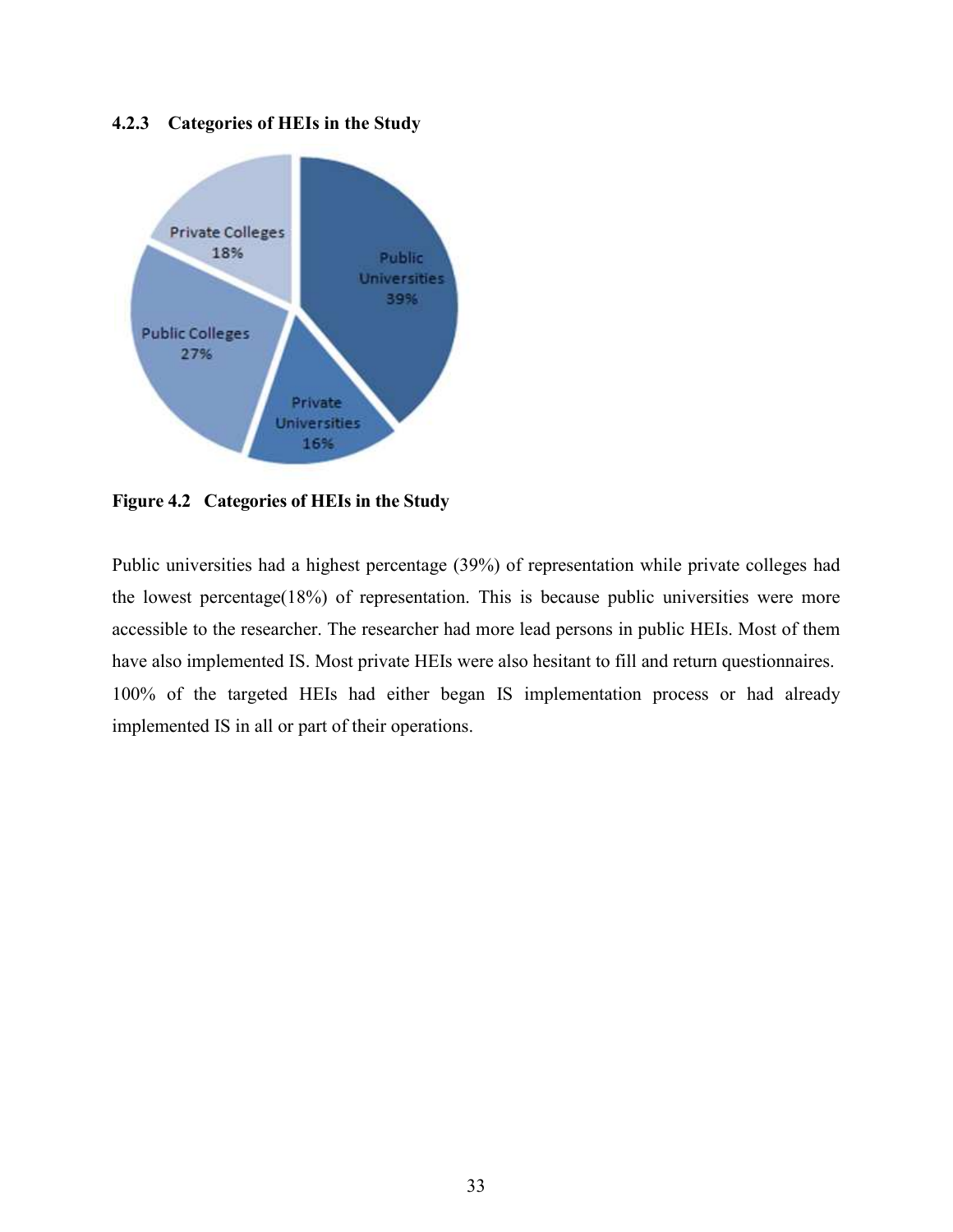### 4.2.3 Categories of HEIs in the Study

**Figure 4.2 Categories of HEIs in the Study**

Public universities had a highest percentage (39%) of representation while private colleges had the lowest percentage(18%) of representation. This is because public universities were more accessible to the researcher. The researcher had more lead persons in public HEIs. Most of them have also implemented IS. Most private HEIs were also hesitant to fill and return questionnaires. 100% of the targeted HEIs had either began IS implementation process or had already implemented IS in all or part of their operations.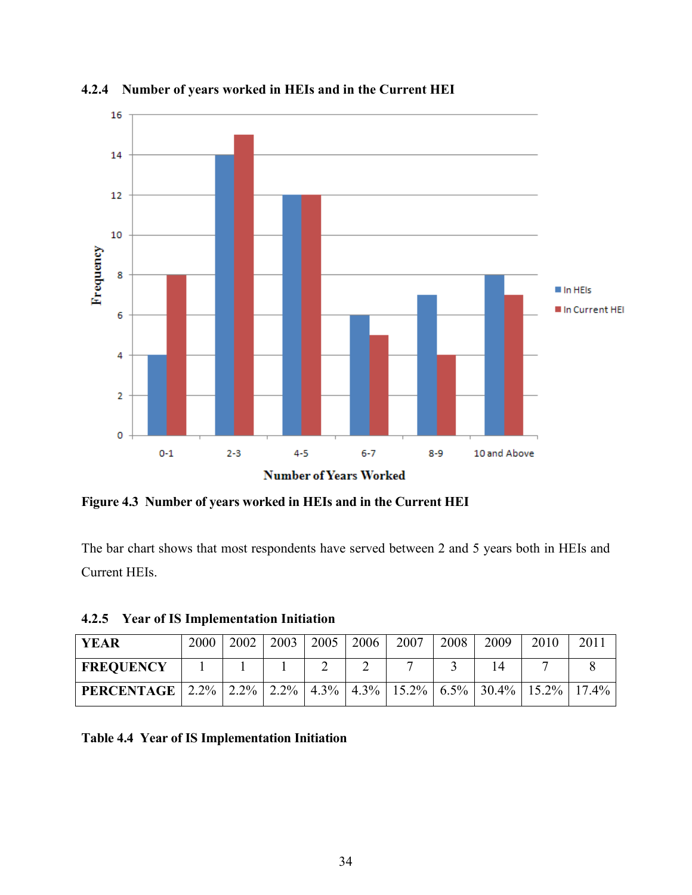### 4.2.4 Number of years worked in HEIs and in the Current HEI

**Figure 4.3 Number of years worked in HEIs and in the Current HEI**

The bar chart shows that most respondents have served between 2 and 5 years both in HEIs and Current HEIs.

### 4.2.5 Year of IS Implementation Initiation

| YEAR | 2000 | 2002 | 2003 | 2005 | 2006 | 2007 | 2008 | 2009 | 2010 | 2011 |
|---|---|---|---|---|---|---|---|---|---|---|
| FREQUENCY | 1 | 1 | 1 | 2 | 2 | 7 | 3 | 14 | 7 | 8 |
| PERCENTAGE | 2.2% | 2.2% | 2.2% | 4.3% | 4.3% | 15.2% | 6.5% | 30.4% | 15.2% | 17.4% |

**Table 4.4 Year of IS Implementation Initiation**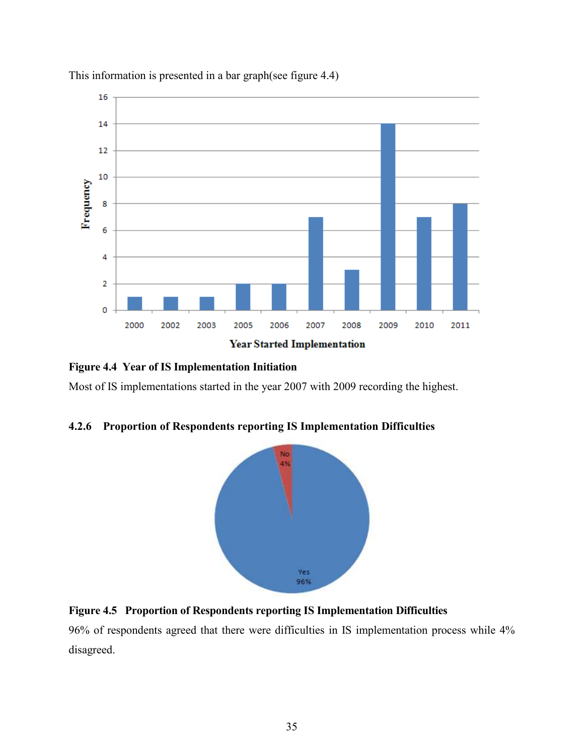This information is presented in a bar graph(see figure 4.4)

**Figure 4.4 Year of IS Implementation Initiation**

Most of IS implementations started in the year 2007 with 2009 recording the highest.

### 4.2.6 Proportion of Respondents reporting IS Implementation Difficulties

**Figure 4.5 Proportion of Respondents reporting IS Implementation Difficulties**

96% of respondents agreed that there were difficulties in IS implementation process while 4% disagreed.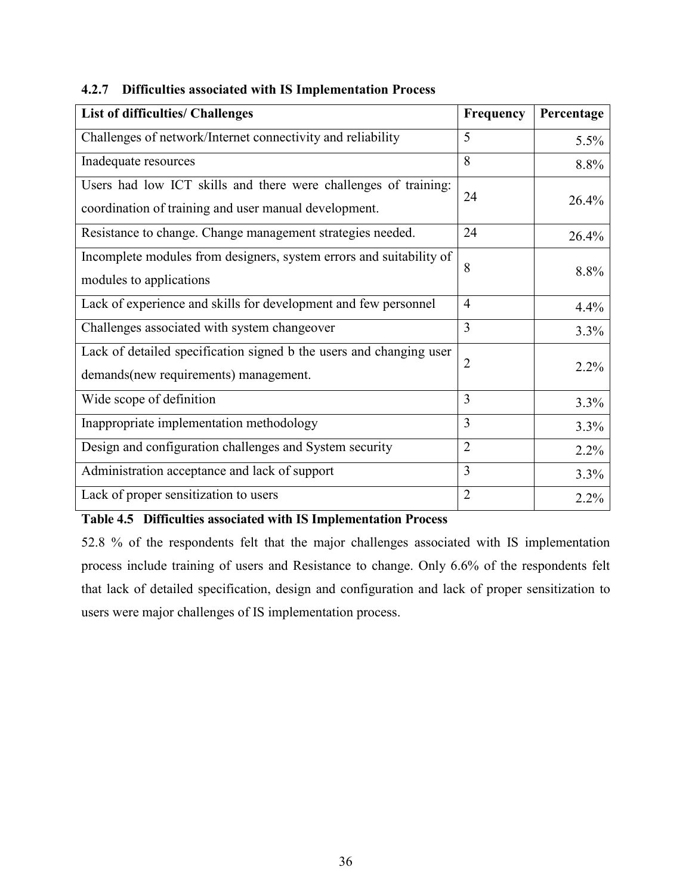### 4.2.7 Difficulties associated with IS Implementation Process

| List of difficulties/ Challenges | Frequency | Percentage |
|---|---|---|
| Challenges of network/Internet connectivity and reliability | 5 | 5.5% |
| Inadequate resources | 8 | 8.8% |
| Users had low ICT skills and there were challenges of training: coordination of training and user manual development. | 24 | 26.4% |
| Resistance to change. Change management strategies needed. | 24 | 26.4% |
| Incomplete modules from designers, system errors and suitability of modules to applications | 8 | 8.8% |
| Lack of experience and skills for development and few personnel | 4 | 4.4% |
| Challenges associated with system changeover | 3 | 3.3% |
| Lack of detailed specification signed b the users and changing user demands(new requirements) management. | 2 | 2.2% |
| Wide scope of definition | 3 | 3.3% |
| Inappropriate implementation methodology | 3 | 3.3% |
| Design and configuration challenges and System security | 2 | 2.2% |
| Administration acceptance and lack of support | 3 | 3.3% |
| Lack of proper sensitization to users | 2 | 2.2% |

**Table 4.5 Difficulties associated with IS Implementation Process**

52.8 % of the respondents felt that the major challenges associated with IS implementation process include training of users and Resistance to change. Only 6.6% of the respondents felt that lack of detailed specification, design and configuration and lack of proper sensitization to users were major challenges of IS implementation process.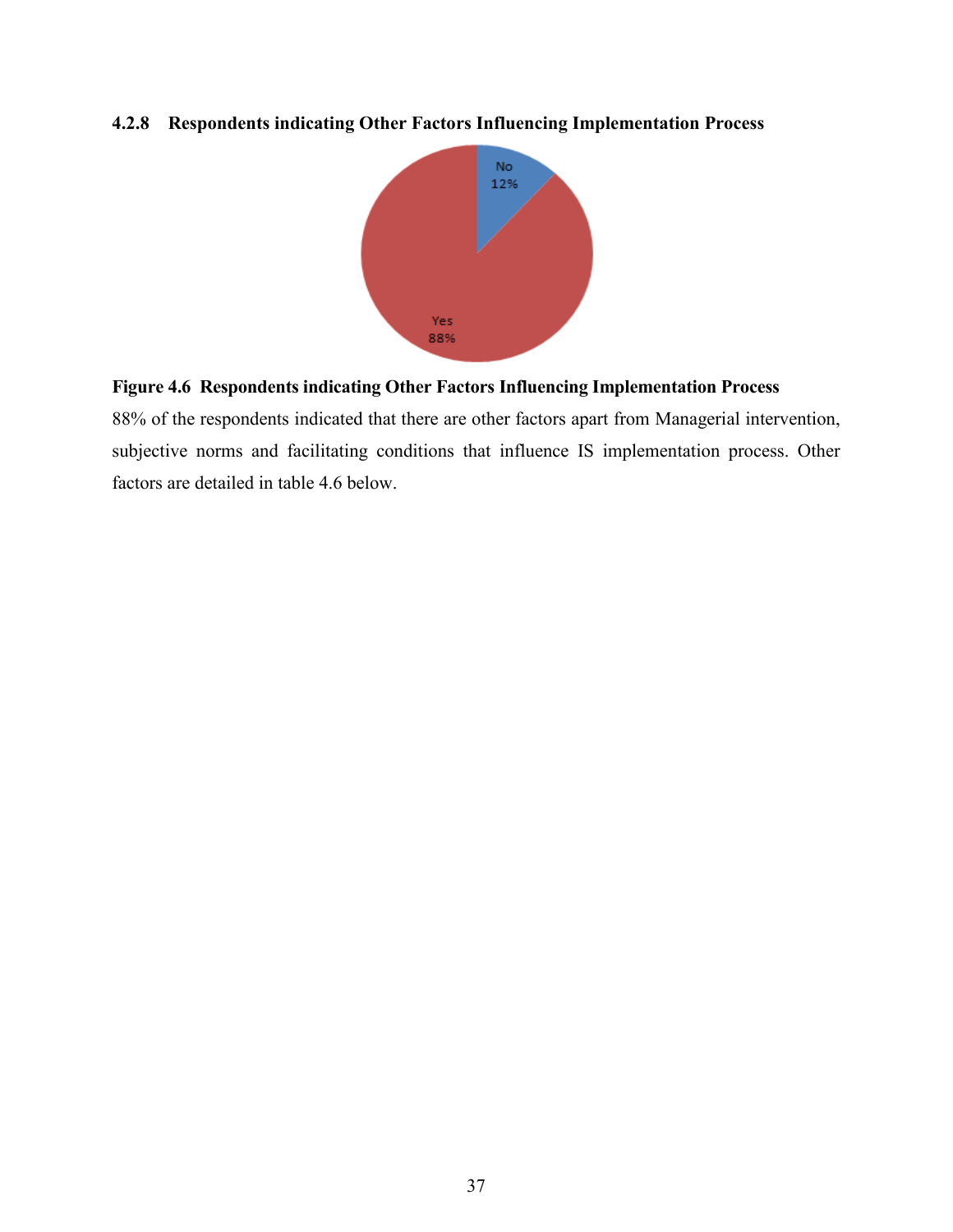### 4.2.8 Respondents indicating Other Factors Influencing Implementation Process

**Figure 4.6 Respondents indicating Other Factors Influencing Implementation Process**

88% of the respondents indicated that there are other factors apart from Managerial intervention, subjective norms and facilitating conditions that influence IS implementation process. Other factors are detailed in table 4.6 below.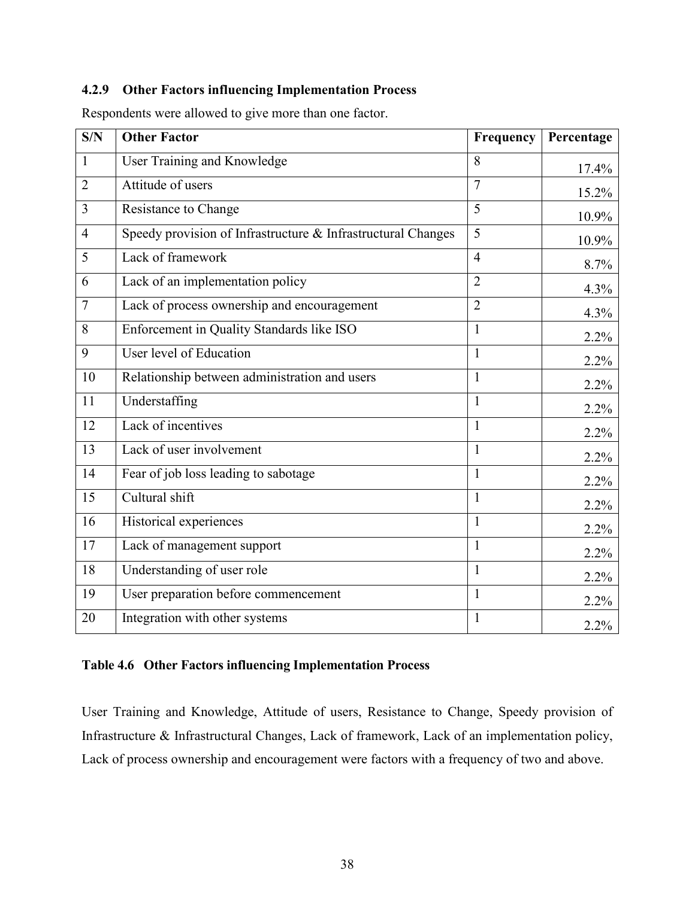### 4.2.9 Other Factors influencing Implementation Process

Respondents were allowed to give more than one factor.

| S/N | Other Factor | Frequency | Percentage |
|---|---|---|---|
| 1 | User Training and Knowledge | 8 | 17.4% |
| 2 | Attitude of users | 7 | 15.2% |
| 3 | Resistance to Change | 5 | 10.9% |
| 4 | Speedy provision of Infrastructure & Infrastructural Changes | 5 | 10.9% |
| 5 | Lack of framework | 4 | 8.7% |
| 6 | Lack of an implementation policy | 2 | 4.3% |
| 7 | Lack of process ownership and encouragement | 2 | 4.3% |
| 8 | Enforcement in Quality Standards like ISO | 1 | 2.2% |
| 9 | User level of Education | 1 | 2.2% |
| 10 | Relationship between administration and users | 1 | 2.2% |
| 11 | Understaffing | 1 | 2.2% |
| 12 | Lack of incentives | 1 | 2.2% |
| 13 | Lack of user involvement | 1 | 2.2% |
| 14 | Fear of job loss leading to sabotage | 1 | 2.2% |
| 15 | Cultural shift | 1 | 2.2% |
| 16 | Historical experiences | 1 | 2.2% |
| 17 | Lack of management support | 1 | 2.2% |
| 18 | Understanding of user role | 1 | 2.2% |
| 19 | User preparation before commencement | 1 | 2.2% |
| 20 | Integration with other systems | 1 | 2.2% |

**Table 4.6 Other Factors influencing Implementation Process**

User Training and Knowledge, Attitude of users, Resistance to Change, Speedy provision of Infrastructure & Infrastructural Changes, Lack of framework, Lack of an implementation policy, Lack of process ownership and encouragement were factors with a frequency of two and above.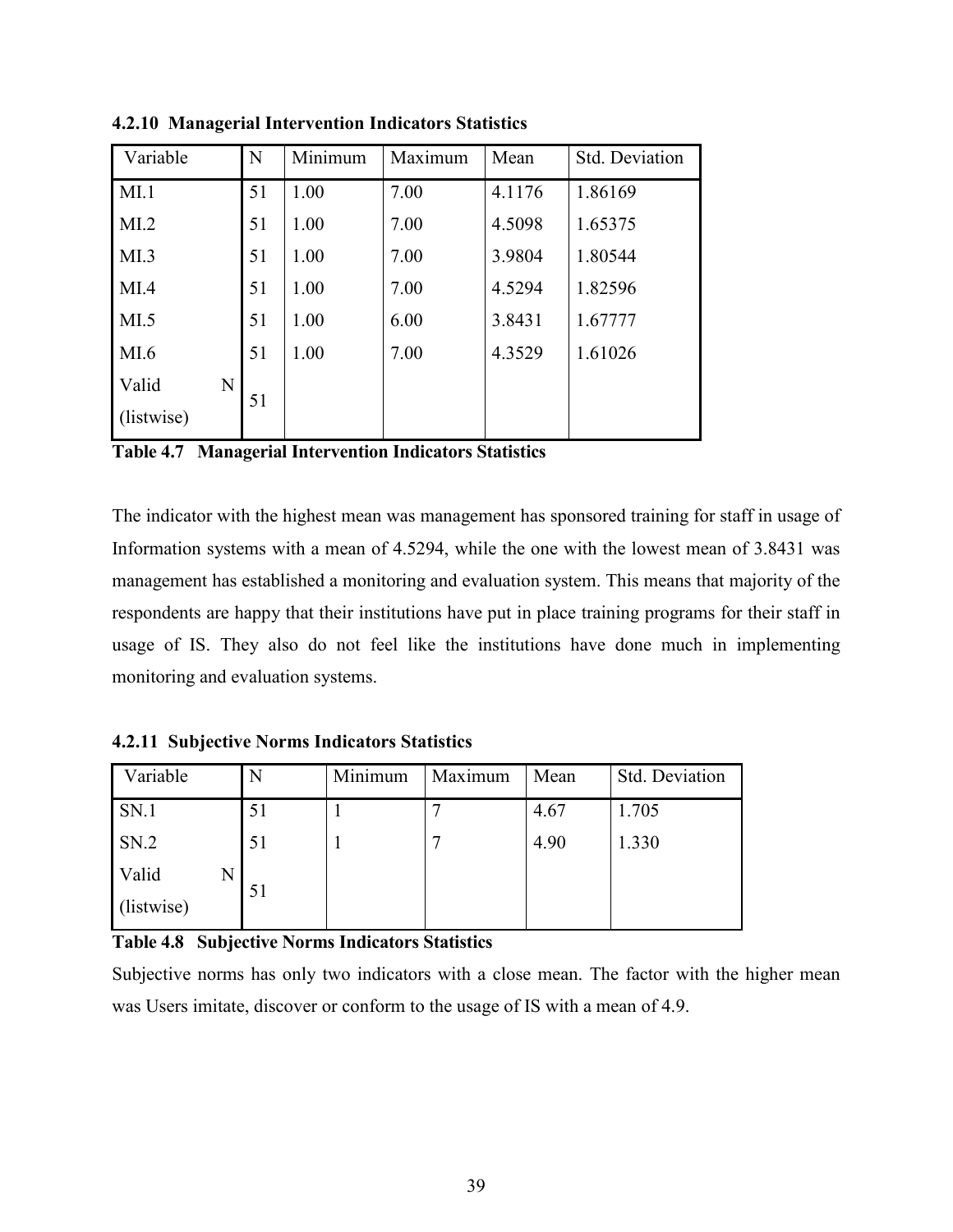#### 4.2.10 Managerial Intervention Indicators Statistics

| Variable | N | Minimum | Maximum | Mean | Std. Deviation |
|---|---|---|---|---|---|
| MI.1 | 51 | 1.00 | 7.00 | 4.1176 | 1.86169 |
| MI.2 | 51 | 1.00 | 7.00 | 4.5098 | 1.65375 |
| MI.3 | 51 | 1.00 | 7.00 | 3.9804 | 1.80544 |
| MI.4 | 51 | 1.00 | 7.00 | 4.5294 | 1.82596 |
| MI.5 | 51 | 1.00 | 6.00 | 3.8431 | 1.67777 |
| MI.6 | 51 | 1.00 | 7.00 | 4.3529 | 1.61026 |
| Valid N (listwise) | 51 | | | | |

**Table 4.7 Managerial Intervention Indicators Statistics**

The indicator with the highest mean was management has sponsored training for staff in usage of Information systems with a mean of 4.5294, while the one with the lowest mean of 3.8431 was management has established a monitoring and evaluation system. This means that majority of the respondents are happy that their institutions have put in place training programs for their staff in usage of IS. They also do not feel like the institutions have done much in implementing monitoring and evaluation systems.

#### 4.2.11 Subjective Norms Indicators Statistics

| Variable | N | Minimum | Maximum | Mean | Std. Deviation |
|---|---|---|---|---|---|
| SN.1 | 51 | 1 | 7 | 4.67 | 1.705 |
| SN.2 | 51 | 1 | 7 | 4.90 | 1.330 |
| Valid N (listwise) | 51 | | | | |

**Table 4.8 Subjective Norms Indicators Statistics**

Subjective norms has only two indicators with a close mean. The factor with the higher mean was Users imitate, discover or conform to the usage of IS with a mean of 4.9.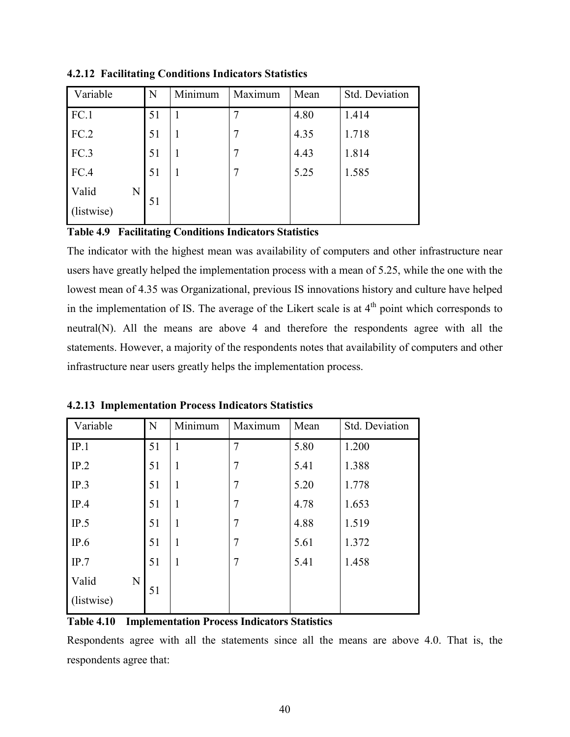### 4.2.12 Facilitating Conditions Indicators Statistics

| Variable | N | Minimum | Maximum | Mean | Std. Deviation |
|---|---|---|---|---|---|
| FC.1 | 51 | 1 | 7 | 4.80 | 1.414 |
| FC.2 | 51 | 1 | 7 | 4.35 | 1.718 |
| FC.3 | 51 | 1 | 7 | 4.43 | 1.814 |
| FC.4 | 51 | 1 | 7 | 5.25 | 1.585 |
| Valid N (listwise) | 51 | | | | |

**Table 4.9 Facilitating Conditions Indicators Statistics**

The indicator with the highest mean was availability of computers and other infrastructure near users have greatly helped the implementation process with a mean of 5.25, while the one with the lowest mean of 4.35 was Organizational, previous IS innovations history and culture have helped in the implementation of IS. The average of the Likert scale is at 4th point which corresponds to neutral(N). All the means are above 4 and therefore the respondents agree with all the statements. However, a majority of the respondents notes that availability of computers and other infrastructure near users greatly helps the implementation process.

### 4.2.13 Implementation Process Indicators Statistics

| Variable | N | Minimum | Maximum | Mean | Std. Deviation |
|---|---|---|---|---|---|
| IP.1 | 51 | 1 | 7 | 5.80 | 1.200 |
| IP.2 | 51 | 1 | 7 | 5.41 | 1.388 |
| IP.3 | 51 | 1 | 7 | 5.20 | 1.778 |
| IP.4 | 51 | 1 | 7 | 4.78 | 1.653 |
| IP.5 | 51 | 1 | 7 | 4.88 | 1.519 |
| IP.6 | 51 | 1 | 7 | 5.61 | 1.372 |
| IP.7 | 51 | 1 | 7 | 5.41 | 1.458 |
| Valid N (listwise) | 51 | | | | |

**Table 4.10 Implementation Process Indicators Statistics**

Respondents agree with all the statements since all the means are above 4.0. That is, the respondents agree that: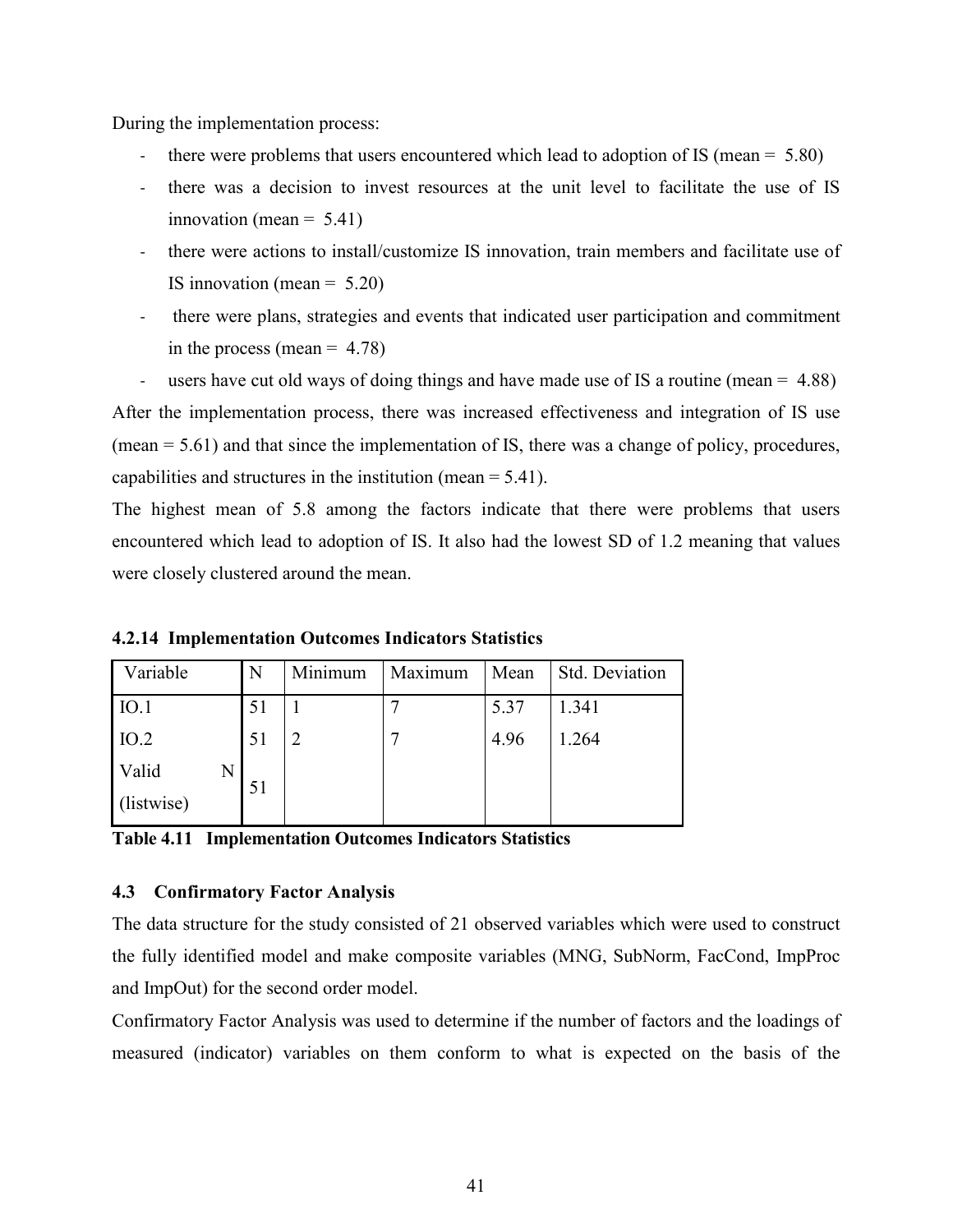During the implementation process:

- there were problems that users encountered which lead to adoption of IS (mean = 5.80)
- there was a decision to invest resources at the unit level to facilitate the use of IS innovation (mean = 5.41)
- there were actions to install/customize IS innovation, train members and facilitate use of IS innovation (mean = 5.20)
- there were plans, strategies and events that indicated user participation and commitment in the process (mean = 4.78)
- users have cut old ways of doing things and have made use of IS a routine (mean = 4.88)

After the implementation process, there was increased effectiveness and integration of IS use (mean = 5.61) and that since the implementation of IS, there was a change of policy, procedures, capabilities and structures in the institution (mean = 5.41).

The highest mean of 5.8 among the factors indicate that there were problems that users encountered which lead to adoption of IS. It also had the lowest SD of 1.2 meaning that values were closely clustered around the mean.

### 4.2.14 Implementation Outcomes Indicators Statistics

| Variable | N | Minimum | Maximum | Mean | Std. Deviation |
|---|---|---|---|---|---|
| IO.1 | 51 | 1 | 7 | 5.37 | 1.341 |
| IO.2 | 51 | 2 | 7 | 4.96 | 1.264 |
| Valid N (listwise) | 51 | | | | |

**Table 4.11 Implementation Outcomes Indicators Statistics**

## 4.3 Confirmatory Factor Analysis

The data structure for the study consisted of 21 observed variables which were used to construct the fully identified model and make composite variables (MNG, SubNorm, FacCond, ImpProc and ImpOut) for the second order model.

Confirmatory Factor Analysis was used to determine if the number of factors and the loadings of measured (indicator) variables on them conform to what is expected on the basis of the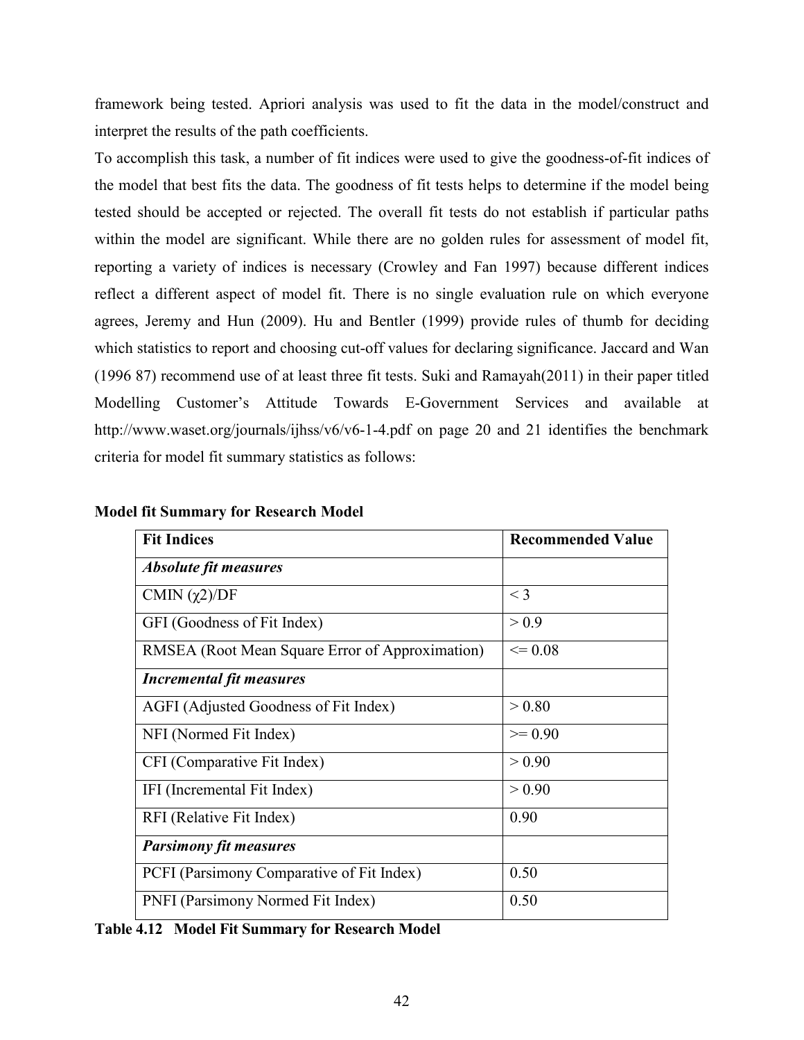framework being tested. Apriori analysis was used to fit the data in the model/construct and interpret the results of the path coefficients.

To accomplish this task, a number of fit indices were used to give the goodness-of-fit indices of the model that best fits the data. The goodness of fit tests helps to determine if the model being tested should be accepted or rejected. The overall fit tests do not establish if particular paths within the model are significant. While there are no golden rules for assessment of model fit, reporting a variety of indices is necessary (Crowley and Fan 1997) because different indices reflect a different aspect of model fit. There is no single evaluation rule on which everyone agrees, Jeremy and Hun (2009). Hu and Bentler (1999) provide rules of thumb for deciding which statistics to report and choosing cut-off values for declaring significance. Jaccard and Wan (1996 87) recommend use of at least three fit tests. Suki and Ramayah(2011) in their paper titled Modelling Customer's Attitude Towards E-Government Services and available at http://www.waset.org/journals/ijhss/v6/v6-1-4.pdf on page 20 and 21 identifies the benchmark criteria for model fit summary statistics as follows:

**Model fit Summary for Research Model**

| **Fit Indices** | **Recommended Value** |
|---|---|
| ***Absolute fit measures*** | |
| CMIN ($\chi$2)/DF | < 3 |
| GFI (Goodness of Fit Index) | > 0.9 |
| RMSEA (Root Mean Square Error of Approximation) | <= 0.08 |
| ***Incremental fit measures*** | |
| AGFI (Adjusted Goodness of Fit Index) | > 0.80 |
| NFI (Normed Fit Index) | >= 0.90 |
| CFI (Comparative Fit Index) | > 0.90 |
| IFI (Incremental Fit Index) | > 0.90 |
| RFI (Relative Fit Index) | 0.90 |
| ***Parsimony fit measures*** | |
| PCFI (Parsimony Comparative of Fit Index) | 0.50 |
| PNFI (Parsimony Normed Fit Index) | 0.50 |

**Table 4.12 Model Fit Summary for Research Model**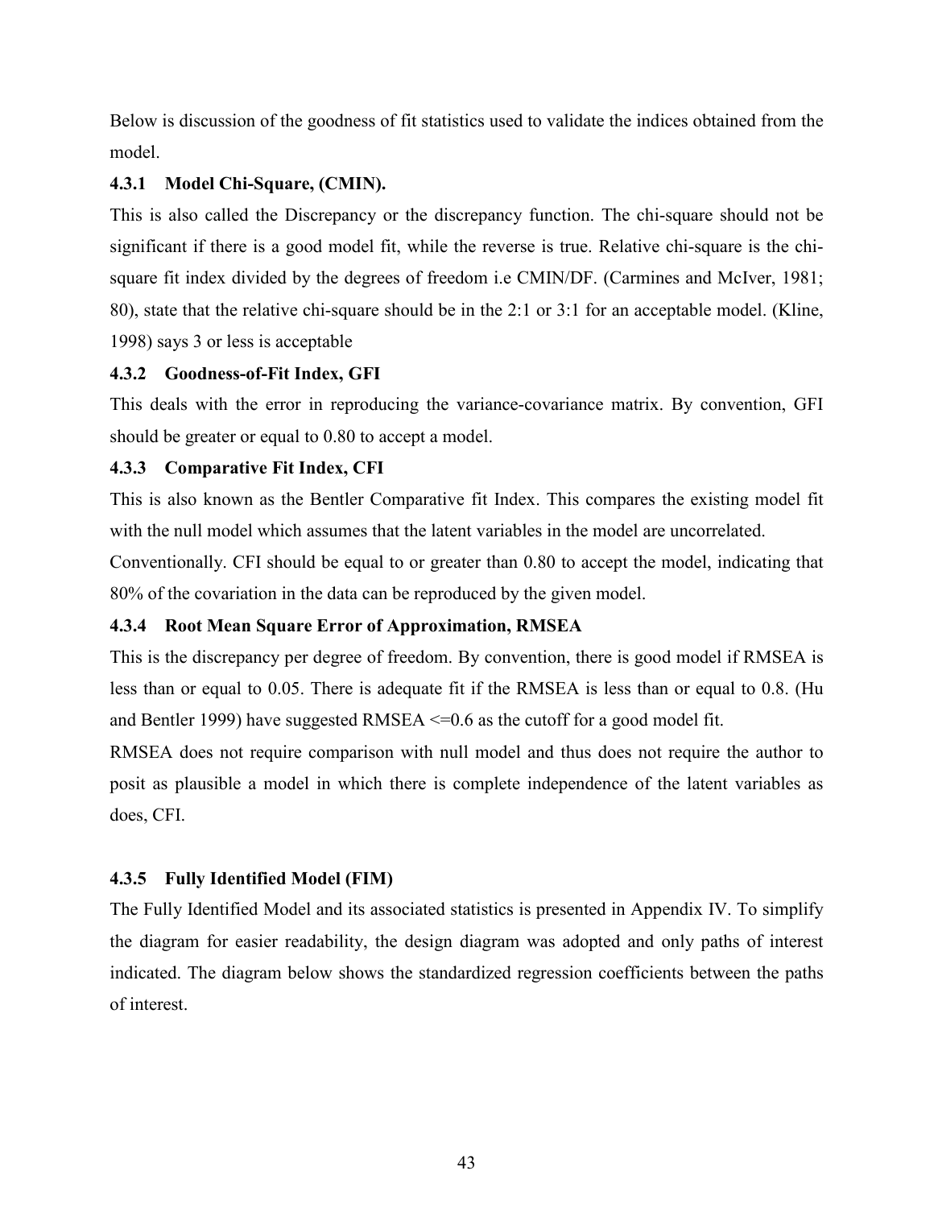Below is discussion of the goodness of fit statistics used to validate the indices obtained from the model.

### 4.3.1 Model Chi-Square, (CMIN).

This is also called the Discrepancy or the discrepancy function. The chi-square should not be significant if there is a good model fit, while the reverse is true. Relative chi-square is the chi-square fit index divided by the degrees of freedom i.e CMIN/DF. (Carmines and McIver, 1981; 80), state that the relative chi-square should be in the 2:1 or 3:1 for an acceptable model. (Kline, 1998) says 3 or less is acceptable

### 4.3.2 Goodness-of-Fit Index, GFI

This deals with the error in reproducing the variance-covariance matrix. By convention, GFI should be greater or equal to 0.80 to accept a model.

### 4.3.3 Comparative Fit Index, CFI

This is also known as the Bentler Comparative fit Index. This compares the existing model fit with the null model which assumes that the latent variables in the model are uncorrelated.

Conventionally. CFI should be equal to or greater than 0.80 to accept the model, indicating that 80% of the covariation in the data can be reproduced by the given model.

### 4.3.4 Root Mean Square Error of Approximation, RMSEA

This is the discrepancy per degree of freedom. By convention, there is good model if RMSEA is less than or equal to 0.05. There is adequate fit if the RMSEA is less than or equal to 0.8. (Hu and Bentler 1999) have suggested RMSEA <=0.6 as the cutoff for a good model fit.

RMSEA does not require comparison with null model and thus does not require the author to posit as plausible a model in which there is complete independence of the latent variables as does, CFI.

### 4.3.5 Fully Identified Model (FIM)

The Fully Identified Model and its associated statistics is presented in Appendix IV. To simplify the diagram for easier readability, the design diagram was adopted and only paths of interest indicated. The diagram below shows the standardized regression coefficients between the paths of interest.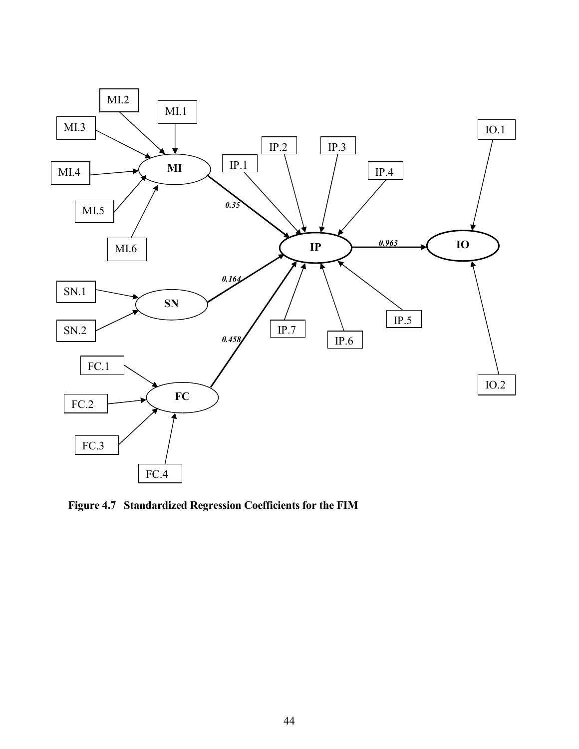MI.2

MI.1

MI.3

MI.4

MI

MI.5

MI.6

IP.1

IP.2

IP.3

IP.4

*0.35*

IP

*0.963*

IO

IO.1

IO.2

*0.164*

SN.1

SN

SN.2

*0.458*

IP.7

IP.6

IP.5

FC.1

FC.2

FC

FC.3

FC.4

**Figure 4.7 Standardized Regression Coefficients for the FIM**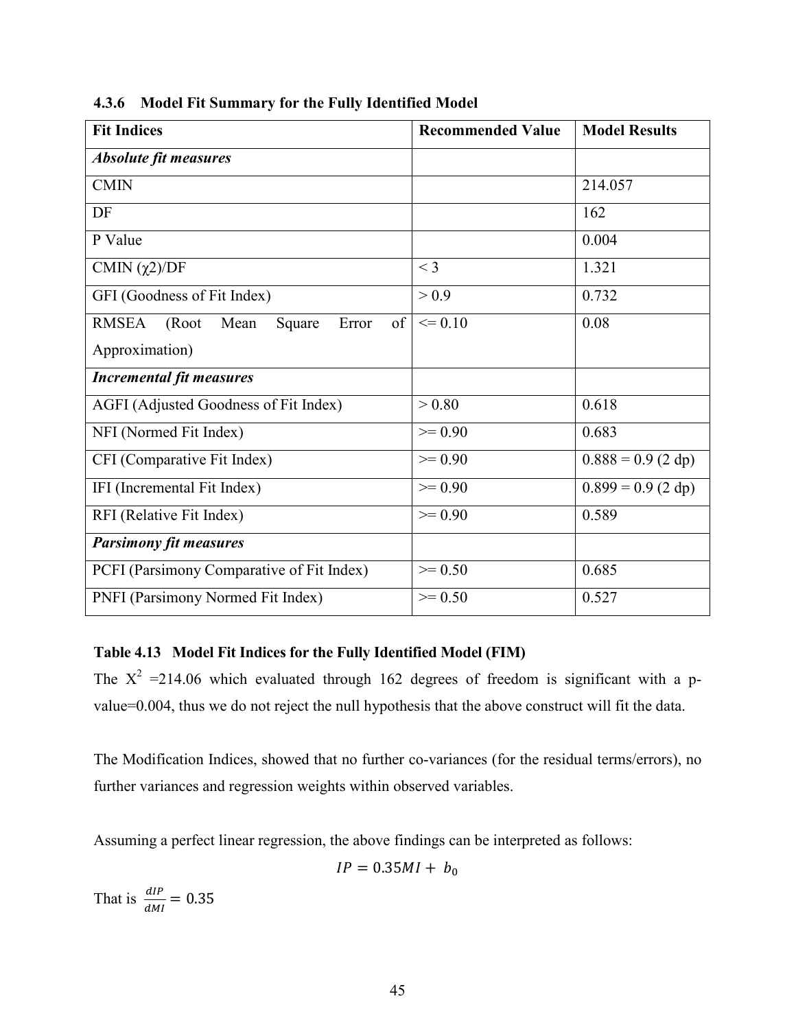### 4.3.6 Model Fit Summary for the Fully Identified Model

| Fit Indices | Recommended Value | Model Results |
|---|---|---|
| ***Absolute fit measures*** | | |
| CMIN | | 214.057 |
| DF | | 162 |
| P Value | | 0.004 |
| CMIN ($\chi 2$)/DF | < 3 | 1.321 |
| GFI (Goodness of Fit Index) | > 0.9 | 0.732 |
| RMSEA (Root Mean Square Error of Approximation) | <= 0.10 | 0.08 |
| ***Incremental fit measures*** | | |
| AGFI (Adjusted Goodness of Fit Index) | > 0.80 | 0.618 |
| NFI (Normed Fit Index) | >= 0.90 | 0.683 |
| CFI (Comparative Fit Index) | >= 0.90 | 0.888 = 0.9 (2 dp) |
| IFI (Incremental Fit Index) | >= 0.90 | 0.899 = 0.9 (2 dp) |
| RFI (Relative Fit Index) | >= 0.90 | 0.589 |
| ***Parsimony fit measures*** | | |
| PCFI (Parsimony Comparative of Fit Index) | >= 0.50 | 0.685 |
| PNFI (Parsimony Normed Fit Index) | >= 0.50 | 0.527 |

**Table 4.13 Model Fit Indices for the Fully Identified Model (FIM)**

The $X^2$ =214.06 which evaluated through 162 degrees of freedom is significant with a p-value=0.004, thus we do not reject the null hypothesis that the above construct will fit the data.

The Modification Indices, showed that no further co-variances (for the residual terms/errors), no further variances and regression weights within observed variables.

Assuming a perfect linear regression, the above findings can be interpreted as follows:

$$IP = 0.35MI + b_0$$

That is $\frac{dIP}{dMI} = 0.35$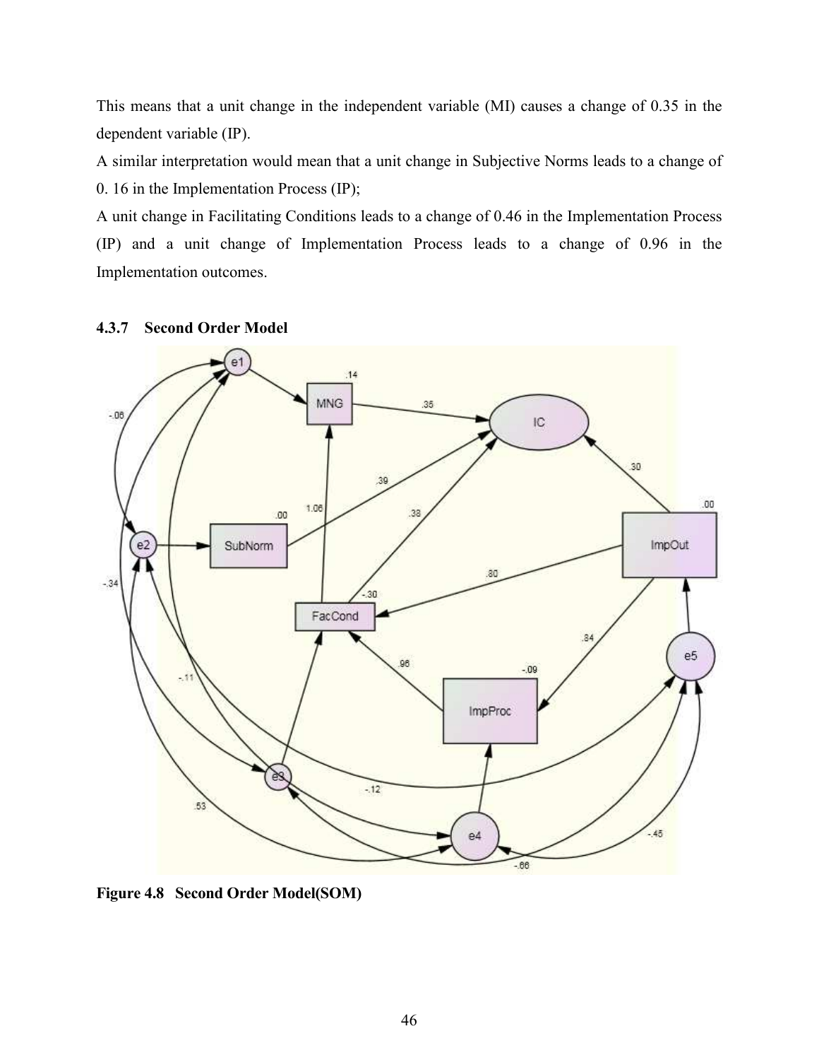This means that a unit change in the independent variable (MI) causes a change of 0.35 in the dependent variable (IP).

A similar interpretation would mean that a unit change in Subjective Norms leads to a change of 0. 16 in the Implementation Process (IP);

A unit change in Facilitating Conditions leads to a change of 0.46 in the Implementation Process (IP) and a unit change of Implementation Process leads to a change of 0.96 in the Implementation outcomes.

### 4.3.7 Second Order Model

**Figure 4.8 Second Order Model(SOM)**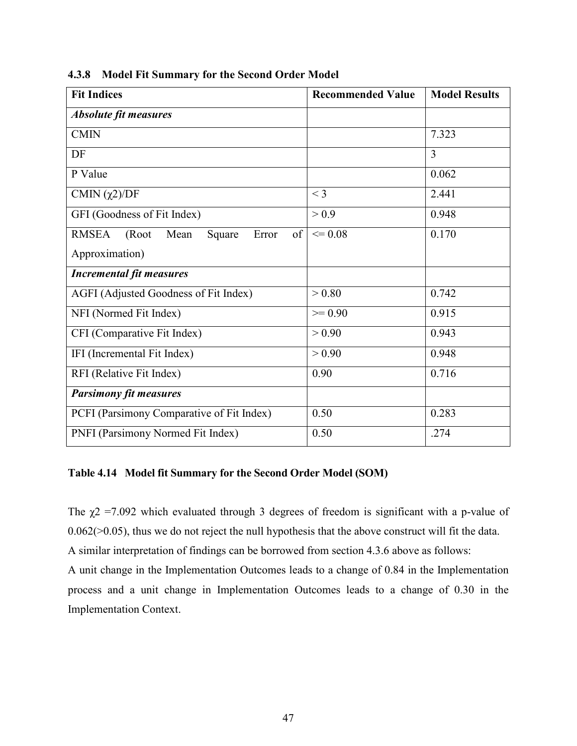### 4.3.8 Model Fit Summary for the Second Order Model

| Fit Indices | Recommended Value | Model Results |
|---|---|---|
| ***Absolute fit measures*** | | |
| CMIN | | 7.323 |
| DF | | 3 |
| P Value | | 0.062 |
| CMIN ($\chi 2$)/DF | < 3 | 2.441 |
| GFI (Goodness of Fit Index) | > 0.9 | 0.948 |
| RMSEA (Root Mean Square Error of Approximation) | <= 0.08 | 0.170 |
| ***Incremental fit measures*** | | |
| AGFI (Adjusted Goodness of Fit Index) | > 0.80 | 0.742 |
| NFI (Normed Fit Index) | >= 0.90 | 0.915 |
| CFI (Comparative Fit Index) | > 0.90 | 0.943 |
| IFI (Incremental Fit Index) | > 0.90 | 0.948 |
| RFI (Relative Fit Index) | 0.90 | 0.716 |
| ***Parsimony fit measures*** | | |
| PCFI (Parsimony Comparative of Fit Index) | 0.50 | 0.283 |
| PNFI (Parsimony Normed Fit Index) | 0.50 | .274 |

**Table 4.14 Model fit Summary for the Second Order Model (SOM)**

The $\chi 2$ =7.092 which evaluated through 3 degrees of freedom is significant with a p-value of 0.062(>0.05), thus we do not reject the null hypothesis that the above construct will fit the data. A similar interpretation of findings can be borrowed from section 4.3.6 above as follows:

A unit change in the Implementation Outcomes leads to a change of 0.84 in the Implementation process and a unit change in Implementation Outcomes leads to a change of 0.30 in the Implementation Context.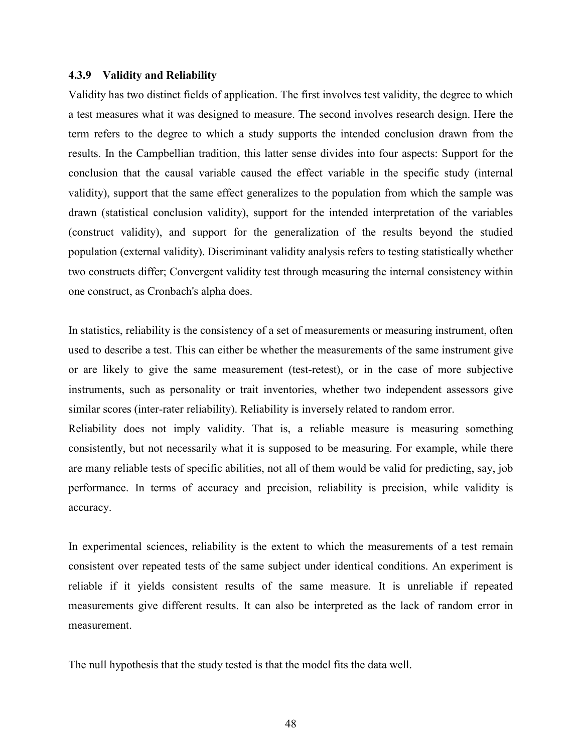### 4.3.9 Validity and Reliability

Validity has two distinct fields of application. The first involves test validity, the degree to which a test measures what it was designed to measure. The second involves research design. Here the term refers to the degree to which a study supports the intended conclusion drawn from the results. In the Campbellian tradition, this latter sense divides into four aspects: Support for the conclusion that the causal variable caused the effect variable in the specific study (internal validity), support that the same effect generalizes to the population from which the sample was drawn (statistical conclusion validity), support for the intended interpretation of the variables (construct validity), and support for the generalization of the results beyond the studied population (external validity). Discriminant validity analysis refers to testing statistically whether two constructs differ; Convergent validity test through measuring the internal consistency within one construct, as Cronbach's alpha does.

In statistics, reliability is the consistency of a set of measurements or measuring instrument, often used to describe a test. This can either be whether the measurements of the same instrument give or are likely to give the same measurement (test-retest), or in the case of more subjective instruments, such as personality or trait inventories, whether two independent assessors give similar scores (inter-rater reliability). Reliability is inversely related to random error.

Reliability does not imply validity. That is, a reliable measure is measuring something consistently, but not necessarily what it is supposed to be measuring. For example, while there are many reliable tests of specific abilities, not all of them would be valid for predicting, say, job performance. In terms of accuracy and precision, reliability is precision, while validity is accuracy.

In experimental sciences, reliability is the extent to which the measurements of a test remain consistent over repeated tests of the same subject under identical conditions. An experiment is reliable if it yields consistent results of the same measure. It is unreliable if repeated measurements give different results. It can also be interpreted as the lack of random error in measurement.

The null hypothesis that the study tested is that the model fits the data well.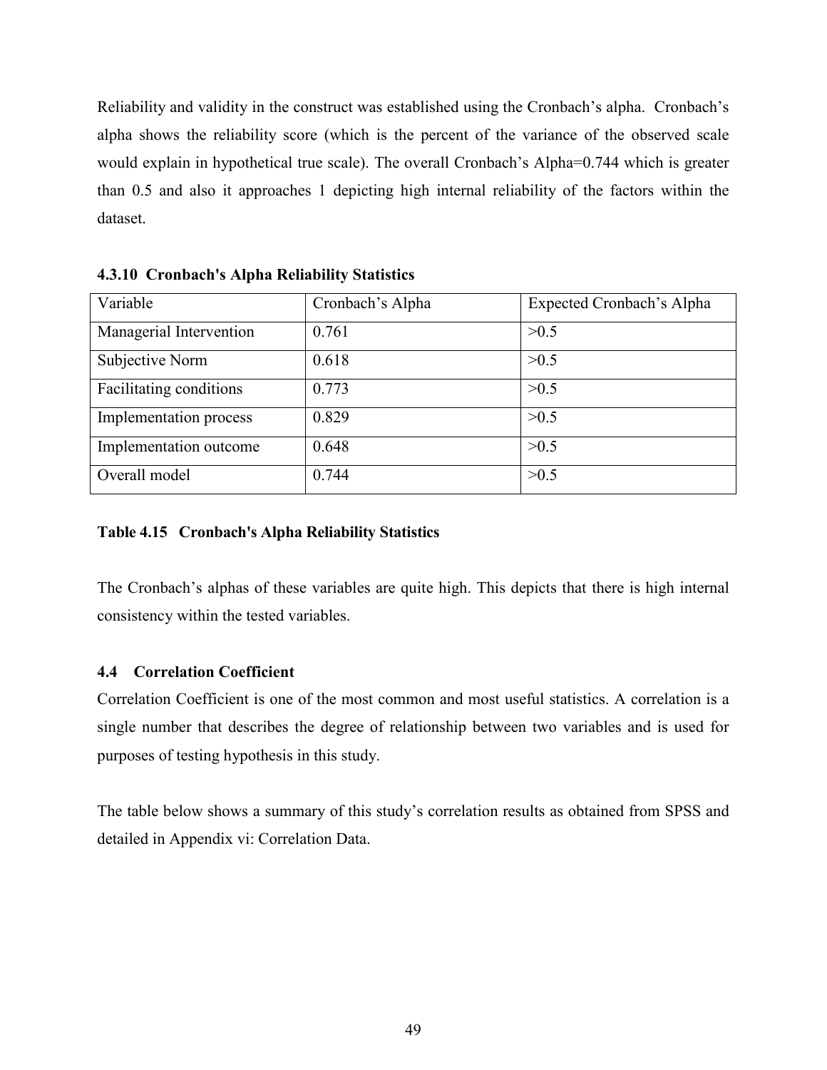Reliability and validity in the construct was established using the Cronbach's alpha. Cronbach's alpha shows the reliability score (which is the percent of the variance of the observed scale would explain in hypothetical true scale). The overall Cronbach's Alpha=0.744 which is greater than 0.5 and also it approaches 1 depicting high internal reliability of the factors within the dataset.

#### 4.3.10 Cronbach's Alpha Reliability Statistics

| Variable | Cronbach's Alpha | Expected Cronbach's Alpha |
|---|---|---|
| Managerial Intervention | 0.761 | >0.5 |
| Subjective Norm | 0.618 | >0.5 |
| Facilitating conditions | 0.773 | >0.5 |
| Implementation process | 0.829 | >0.5 |
| Implementation outcome | 0.648 | >0.5 |
| Overall model | 0.744 | >0.5 |

**Table 4.15 Cronbach's Alpha Reliability Statistics**

The Cronbach's alphas of these variables are quite high. This depicts that there is high internal consistency within the tested variables.

### 4.4 Correlation Coefficient

Correlation Coefficient is one of the most common and most useful statistics. A correlation is a single number that describes the degree of relationship between two variables and is used for purposes of testing hypothesis in this study.

The table below shows a summary of this study's correlation results as obtained from SPSS and detailed in Appendix vi: Correlation Data.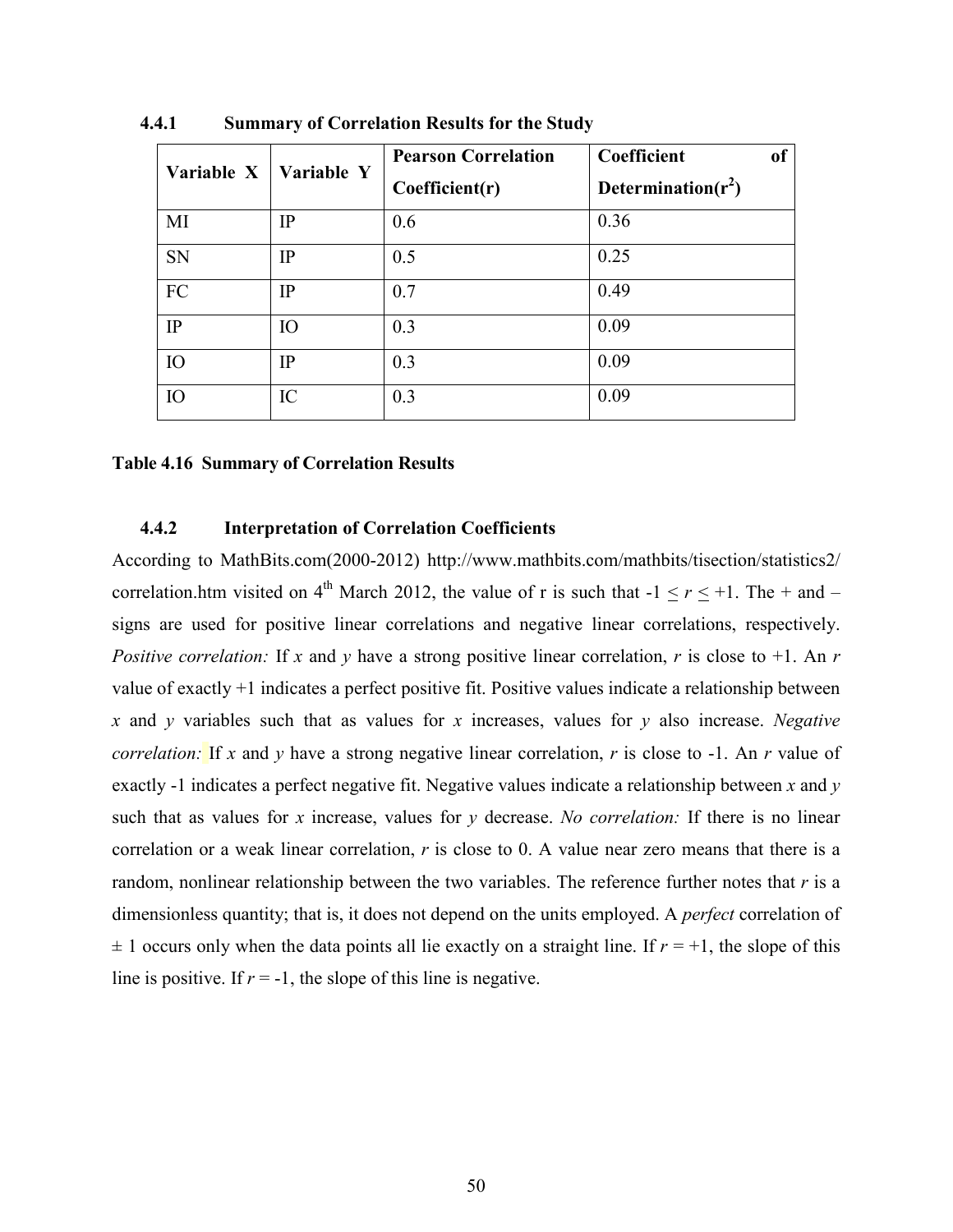#### 4.4.1 Summary of Correlation Results for the Study

| Variable X | Variable Y | Pearson Correlation Coefficient(r) | Coefficient of Determination($r^2$) |
|---|---|---|---|
| MI | IP | 0.6 | 0.36 |
| SN | IP | 0.5 | 0.25 |
| FC | IP | 0.7 | 0.49 |
| IP | IO | 0.3 | 0.09 |
| IO | IP | 0.3 | 0.09 |
| IO | IC | 0.3 | 0.09 |

**Table 4.16 Summary of Correlation Results**

#### 4.4.2 Interpretation of Correlation Coefficients

According to MathBits.com(2000-2012) http://www.mathbits.com/mathbits/tisection/statistics2/correlation.htm visited on 4th March 2012, the value of r is such that $-1 \leq r \leq +1$. The + and – signs are used for positive linear correlations and negative linear correlations, respectively. *Positive correlation:* If *x* and *y* have a strong positive linear correlation, *r* is close to +1. An *r* value of exactly +1 indicates a perfect positive fit. Positive values indicate a relationship between *x* and *y* variables such that as values for *x* increases, values for *y* also increase. *Negative correlation:* If *x* and *y* have a strong negative linear correlation, *r* is close to -1. An *r* value of exactly -1 indicates a perfect negative fit. Negative values indicate a relationship between *x* and *y* such that as values for *x* increase, values for *y* decrease. *No correlation:* If there is no linear correlation or a weak linear correlation, *r* is close to 0. A value near zero means that there is a random, nonlinear relationship between the two variables. The reference further notes that *r* is a dimensionless quantity; that is, it does not depend on the units employed. A *perfect* correlation of ± 1 occurs only when the data points all lie exactly on a straight line. If *r* = +1, the slope of this line is positive. If *r* = -1, the slope of this line is negative.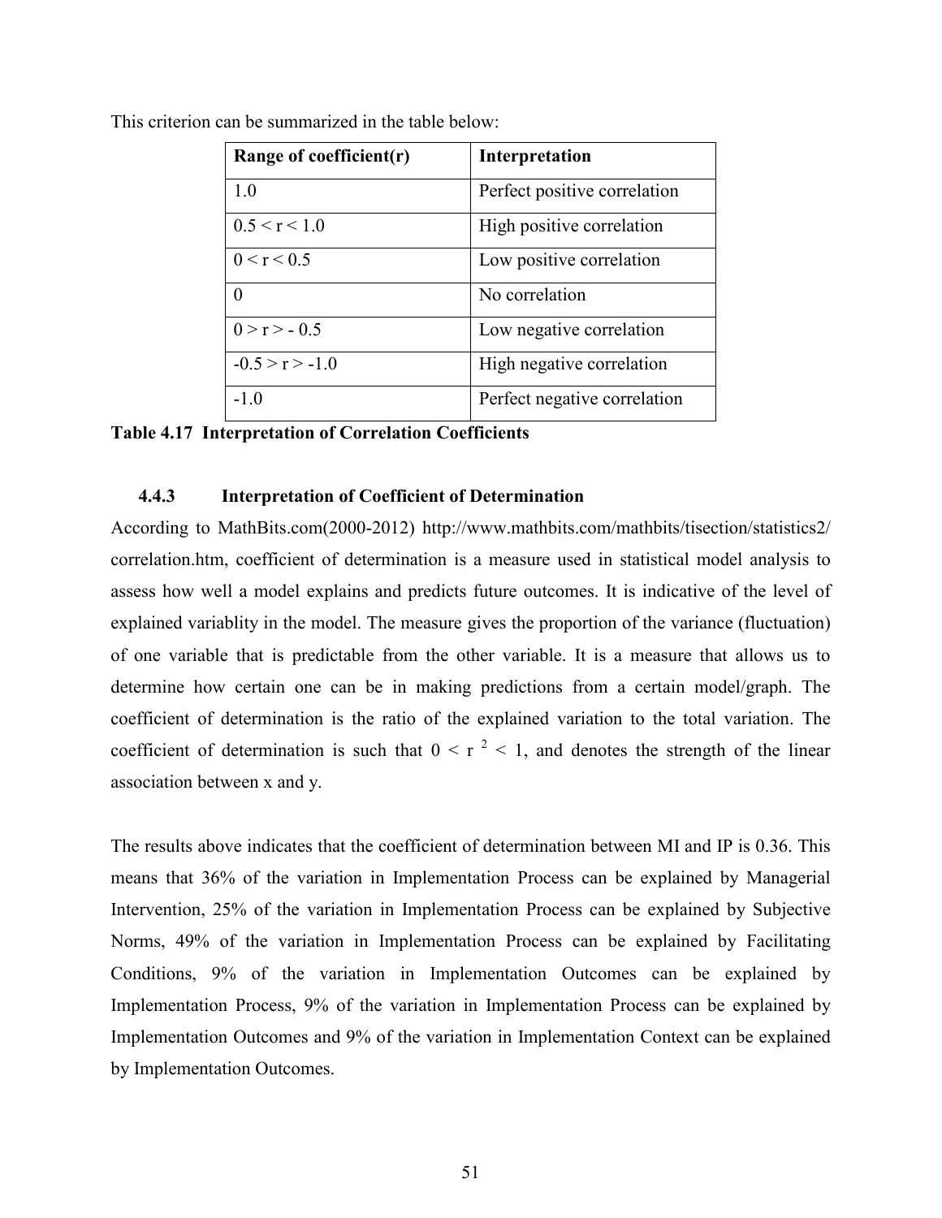This criterion can be summarized in the table below:

| Range of coefficient(r) | Interpretation |
|---|---|
| 1.0 | Perfect positive correlation |
| $0.5 < r < 1.0$ | High positive correlation |
| $0 < r < 0.5$ | Low positive correlation |
| 0 | No correlation |
| $0 > r > -0.5$ | Low negative correlation |
| $-0.5 > r > -1.0$ | High negative correlation |
| -1.0 | Perfect negative correlation |

**Table 4.17 Interpretation of Correlation Coefficients**

### 4.4.3 Interpretation of Coefficient of Determination

According to MathBits.com(2000-2012) http://www.mathbits.com/mathbits/tisection/statistics2/correlation.htm, coefficient of determination is a measure used in statistical model analysis to assess how well a model explains and predicts future outcomes. It is indicative of the level of explained variablity in the model. The measure gives the proportion of the variance (fluctuation) of one variable that is predictable from the other variable. It is a measure that allows us to determine how certain one can be in making predictions from a certain model/graph. The coefficient of determination is the ratio of the explained variation to the total variation. The coefficient of determination is such that $0 < r^2 < 1$, and denotes the strength of the linear association between x and y.

The results above indicates that the coefficient of determination between MI and IP is 0.36. This means that 36% of the variation in Implementation Process can be explained by Managerial Intervention, 25% of the variation in Implementation Process can be explained by Subjective Norms, 49% of the variation in Implementation Process can be explained by Facilitating Conditions, 9% of the variation in Implementation Outcomes can be explained by Implementation Process, 9% of the variation in Implementation Process can be explained by Implementation Outcomes and 9% of the variation in Implementation Context can be explained by Implementation Outcomes.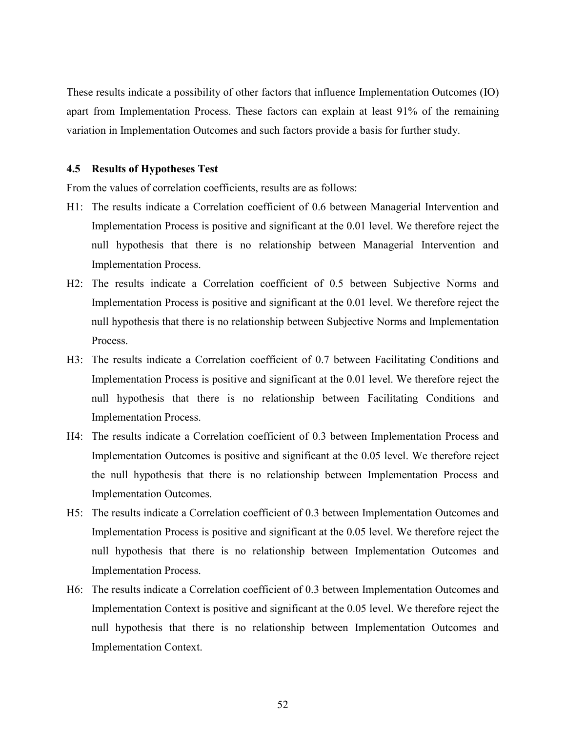These results indicate a possibility of other factors that influence Implementation Outcomes (IO) apart from Implementation Process. These factors can explain at least 91% of the remaining variation in Implementation Outcomes and such factors provide a basis for further study.

### 4.5 Results of Hypotheses Test

From the values of correlation coefficients, results are as follows:

H1: The results indicate a Correlation coefficient of 0.6 between Managerial Intervention and Implementation Process is positive and significant at the 0.01 level. We therefore reject the null hypothesis that there is no relationship between Managerial Intervention and Implementation Process.

H2: The results indicate a Correlation coefficient of 0.5 between Subjective Norms and Implementation Process is positive and significant at the 0.01 level. We therefore reject the null hypothesis that there is no relationship between Subjective Norms and Implementation Process.

H3: The results indicate a Correlation coefficient of 0.7 between Facilitating Conditions and Implementation Process is positive and significant at the 0.01 level. We therefore reject the null hypothesis that there is no relationship between Facilitating Conditions and Implementation Process.

H4: The results indicate a Correlation coefficient of 0.3 between Implementation Process and Implementation Outcomes is positive and significant at the 0.05 level. We therefore reject the null hypothesis that there is no relationship between Implementation Process and Implementation Outcomes.

H5: The results indicate a Correlation coefficient of 0.3 between Implementation Outcomes and Implementation Process is positive and significant at the 0.05 level. We therefore reject the null hypothesis that there is no relationship between Implementation Outcomes and Implementation Process.

H6: The results indicate a Correlation coefficient of 0.3 between Implementation Outcomes and Implementation Context is positive and significant at the 0.05 level. We therefore reject the null hypothesis that there is no relationship between Implementation Outcomes and Implementation Context.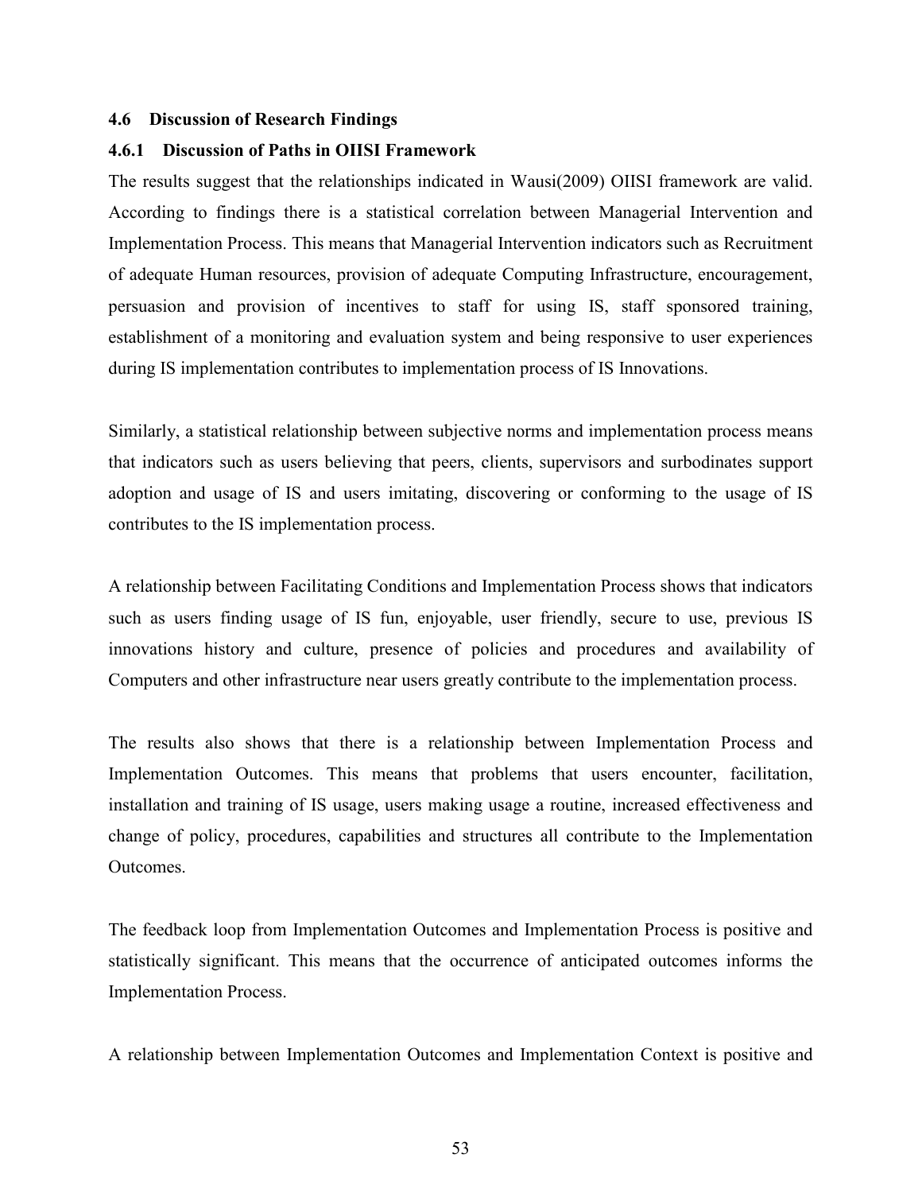### 4.6 Discussion of Research Findings

#### 4.6.1 Discussion of Paths in OIISI Framework

The results suggest that the relationships indicated in Wausi(2009) OIISI framework are valid. According to findings there is a statistical correlation between Managerial Intervention and Implementation Process. This means that Managerial Intervention indicators such as Recruitment of adequate Human resources, provision of adequate Computing Infrastructure, encouragement, persuasion and provision of incentives to staff for using IS, staff sponsored training, establishment of a monitoring and evaluation system and being responsive to user experiences during IS implementation contributes to implementation process of IS Innovations.

Similarly, a statistical relationship between subjective norms and implementation process means that indicators such as users believing that peers, clients, supervisors and surbodinates support adoption and usage of IS and users imitating, discovering or conforming to the usage of IS contributes to the IS implementation process.

A relationship between Facilitating Conditions and Implementation Process shows that indicators such as users finding usage of IS fun, enjoyable, user friendly, secure to use, previous IS innovations history and culture, presence of policies and procedures and availability of Computers and other infrastructure near users greatly contribute to the implementation process.

The results also shows that there is a relationship between Implementation Process and Implementation Outcomes. This means that problems that users encounter, facilitation, installation and training of IS usage, users making usage a routine, increased effectiveness and change of policy, procedures, capabilities and structures all contribute to the Implementation Outcomes.

The feedback loop from Implementation Outcomes and Implementation Process is positive and statistically significant. This means that the occurrence of anticipated outcomes informs the Implementation Process.

A relationship between Implementation Outcomes and Implementation Context is positive and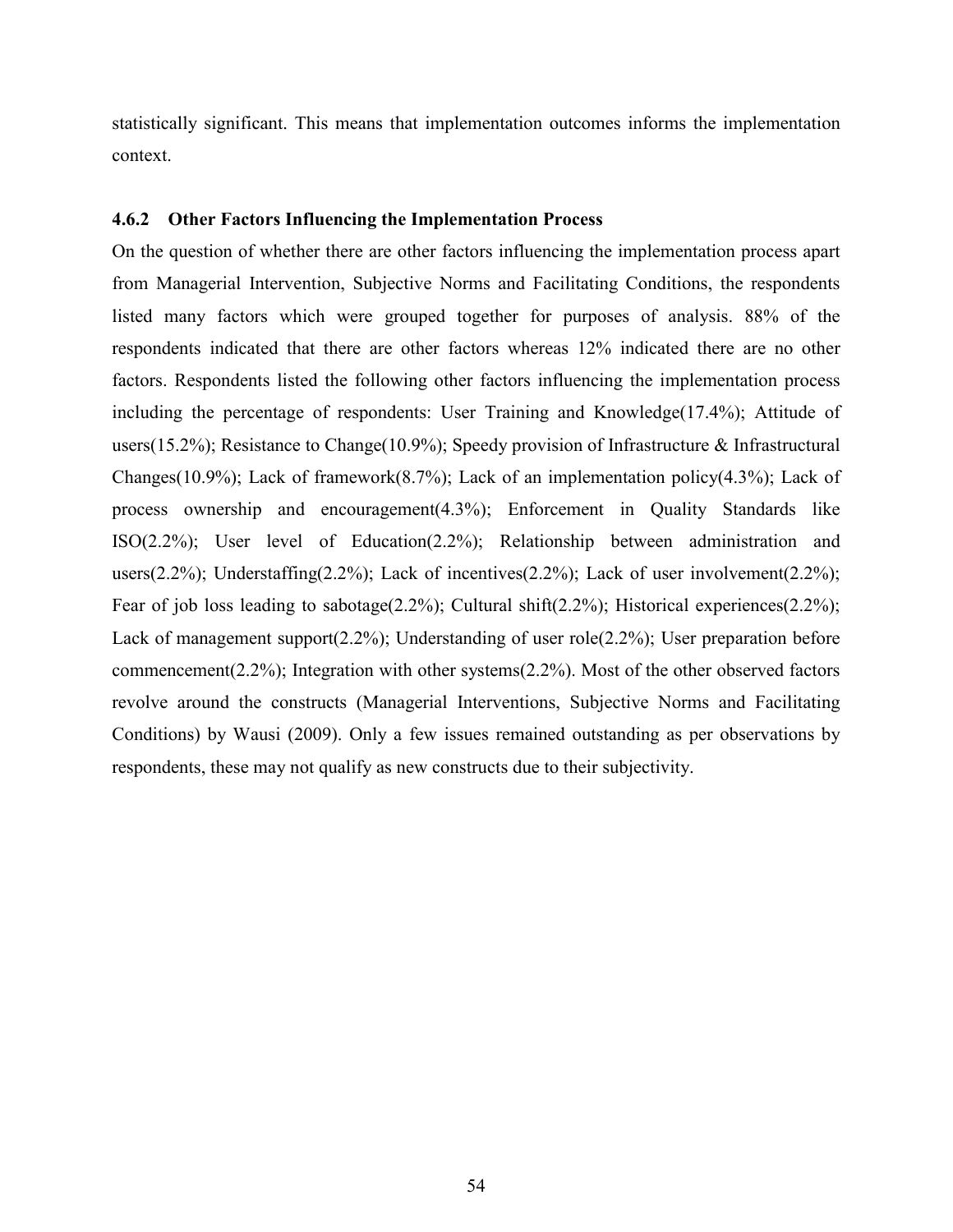statistically significant. This means that implementation outcomes informs the implementation context.

### 4.6.2 Other Factors Influencing the Implementation Process

On the question of whether there are other factors influencing the implementation process apart from Managerial Intervention, Subjective Norms and Facilitating Conditions, the respondents listed many factors which were grouped together for purposes of analysis. 88% of the respondents indicated that there are other factors whereas 12% indicated there are no other factors. Respondents listed the following other factors influencing the implementation process including the percentage of respondents: User Training and Knowledge(17.4%); Attitude of users(15.2%); Resistance to Change(10.9%); Speedy provision of Infrastructure & Infrastructural Changes(10.9%); Lack of framework(8.7%); Lack of an implementation policy(4.3%); Lack of process ownership and encouragement(4.3%); Enforcement in Quality Standards like ISO(2.2%); User level of Education(2.2%); Relationship between administration and users(2.2%); Understaffing(2.2%); Lack of incentives(2.2%); Lack of user involvement(2.2%); Fear of job loss leading to sabotage(2.2%); Cultural shift(2.2%); Historical experiences(2.2%); Lack of management support(2.2%); Understanding of user role(2.2%); User preparation before commencement(2.2%); Integration with other systems(2.2%). Most of the other observed factors revolve around the constructs (Managerial Interventions, Subjective Norms and Facilitating Conditions) by Wausi (2009). Only a few issues remained outstanding as per observations by respondents, these may not qualify as new constructs due to their subjectivity.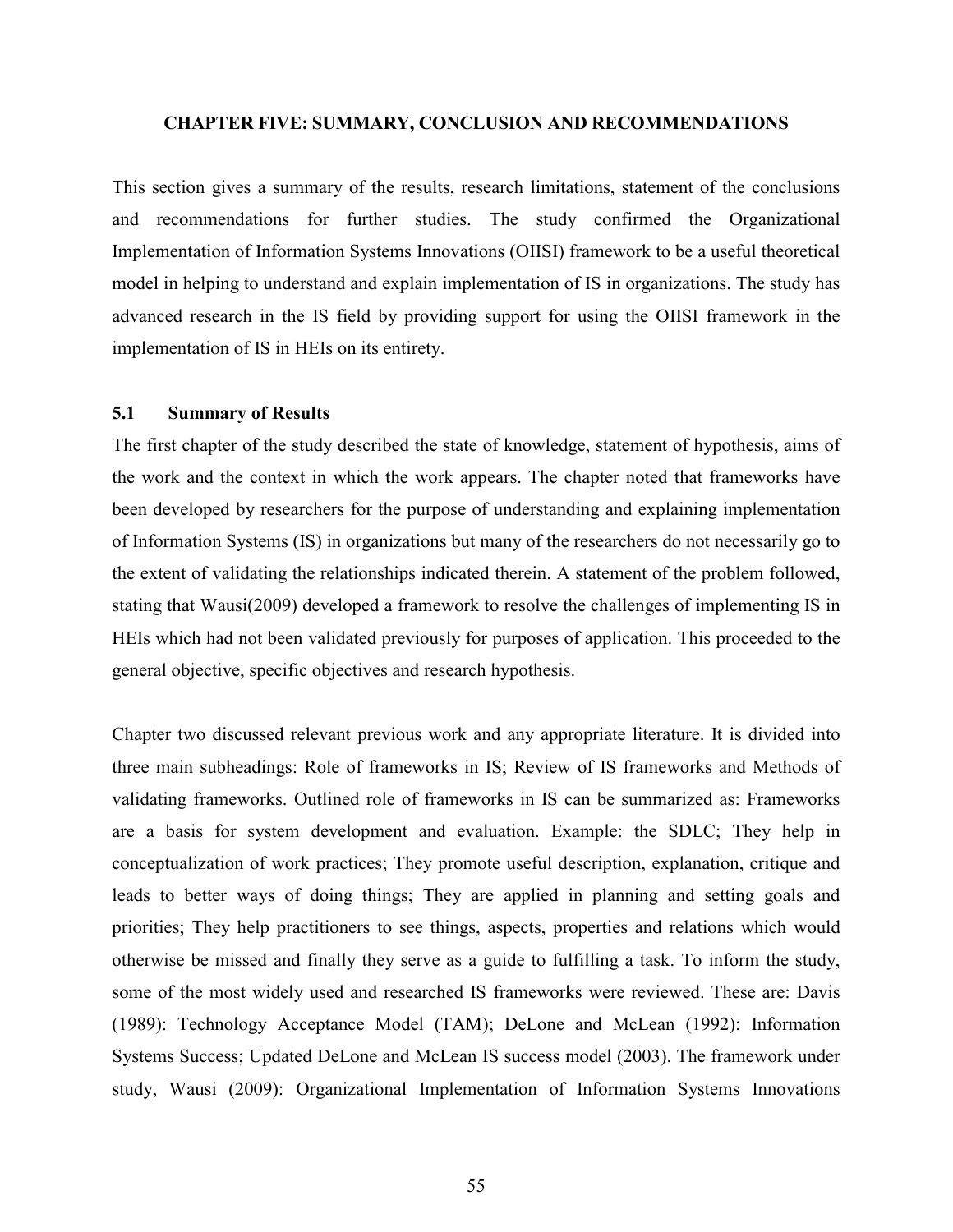# CHAPTER FIVE: SUMMARY, CONCLUSION AND RECOMMENDATIONS

This section gives a summary of the results, research limitations, statement of the conclusions and recommendations for further studies. The study confirmed the Organizational Implementation of Information Systems Innovations (OIISI) framework to be a useful theoretical model in helping to understand and explain implementation of IS in organizations. The study has advanced research in the IS field by providing support for using the OIISI framework in the implementation of IS in HEIs on its entirety.

## 5.1 Summary of Results

The first chapter of the study described the state of knowledge, statement of hypothesis, aims of the work and the context in which the work appears. The chapter noted that frameworks have been developed by researchers for the purpose of understanding and explaining implementation of Information Systems (IS) in organizations but many of the researchers do not necessarily go to the extent of validating the relationships indicated therein. A statement of the problem followed, stating that Wausi(2009) developed a framework to resolve the challenges of implementing IS in HEIs which had not been validated previously for purposes of application. This proceeded to the general objective, specific objectives and research hypothesis.

Chapter two discussed relevant previous work and any appropriate literature. It is divided into three main subheadings: Role of frameworks in IS; Review of IS frameworks and Methods of validating frameworks. Outlined role of frameworks in IS can be summarized as: Frameworks are a basis for system development and evaluation. Example: the SDLC; They help in conceptualization of work practices; They promote useful description, explanation, critique and leads to better ways of doing things; They are applied in planning and setting goals and priorities; They help practitioners to see things, aspects, properties and relations which would otherwise be missed and finally they serve as a guide to fulfilling a task. To inform the study, some of the most widely used and researched IS frameworks were reviewed. These are: Davis (1989): Technology Acceptance Model (TAM); DeLone and McLean (1992): Information Systems Success; Updated DeLone and McLean IS success model (2003). The framework under study, Wausi (2009): Organizational Implementation of Information Systems Innovations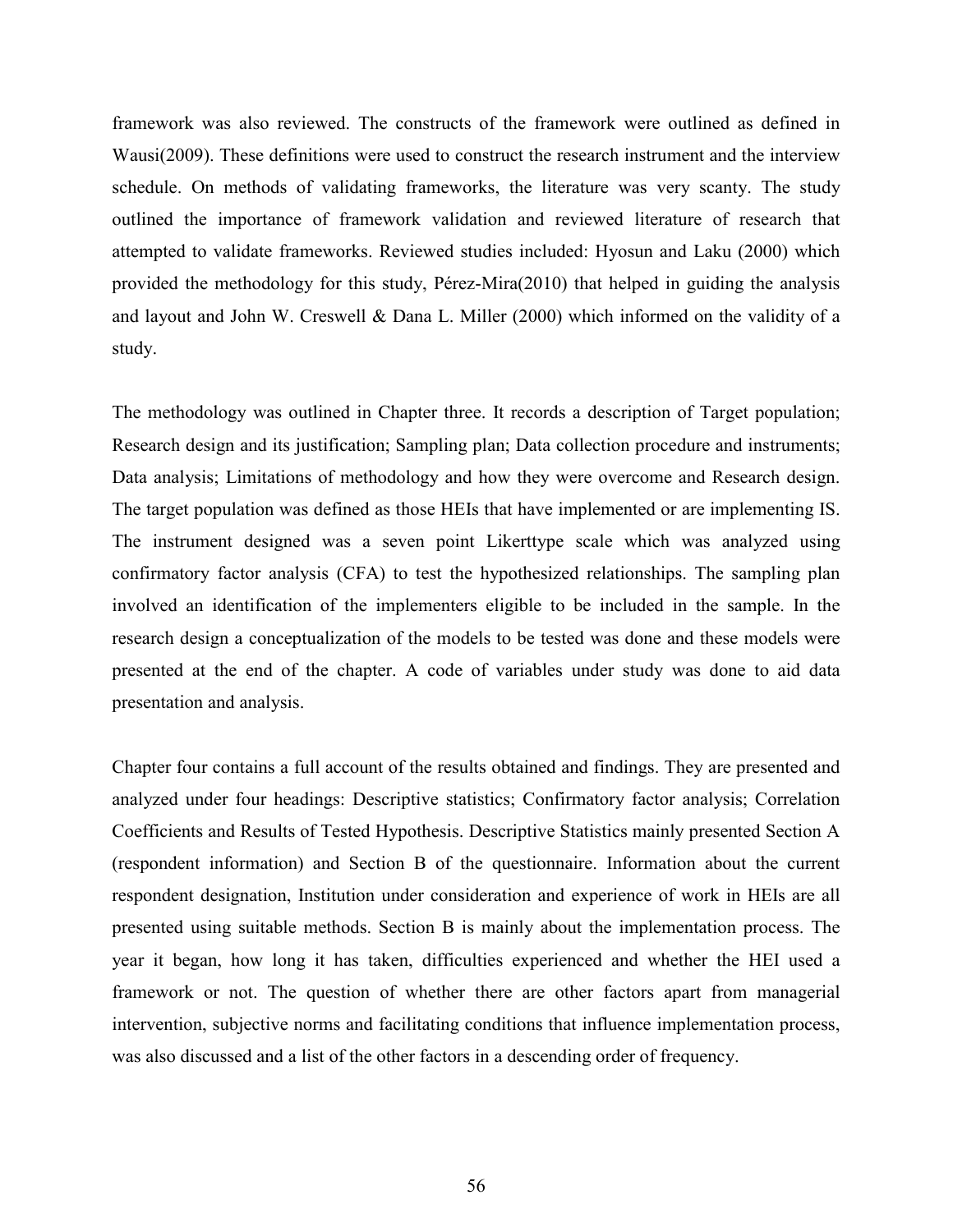framework was also reviewed. The constructs of the framework were outlined as defined in Wausi(2009). These definitions were used to construct the research instrument and the interview schedule. On methods of validating frameworks, the literature was very scanty. The study outlined the importance of framework validation and reviewed literature of research that attempted to validate frameworks. Reviewed studies included: Hyosun and Laku (2000) which provided the methodology for this study, Pérez-Mira(2010) that helped in guiding the analysis and layout and John W. Creswell & Dana L. Miller (2000) which informed on the validity of a study.

The methodology was outlined in Chapter three. It records a description of Target population; Research design and its justification; Sampling plan; Data collection procedure and instruments; Data analysis; Limitations of methodology and how they were overcome and Research design. The target population was defined as those HEIs that have implemented or are implementing IS. The instrument designed was a seven point Likerttype scale which was analyzed using confirmatory factor analysis (CFA) to test the hypothesized relationships. The sampling plan involved an identification of the implementers eligible to be included in the sample. In the research design a conceptualization of the models to be tested was done and these models were presented at the end of the chapter. A code of variables under study was done to aid data presentation and analysis.

Chapter four contains a full account of the results obtained and findings. They are presented and analyzed under four headings: Descriptive statistics; Confirmatory factor analysis; Correlation Coefficients and Results of Tested Hypothesis. Descriptive Statistics mainly presented Section A (respondent information) and Section B of the questionnaire. Information about the current respondent designation, Institution under consideration and experience of work in HEIs are all presented using suitable methods. Section B is mainly about the implementation process. The year it began, how long it has taken, difficulties experienced and whether the HEI used a framework or not. The question of whether there are other factors apart from managerial intervention, subjective norms and facilitating conditions that influence implementation process, was also discussed and a list of the other factors in a descending order of frequency.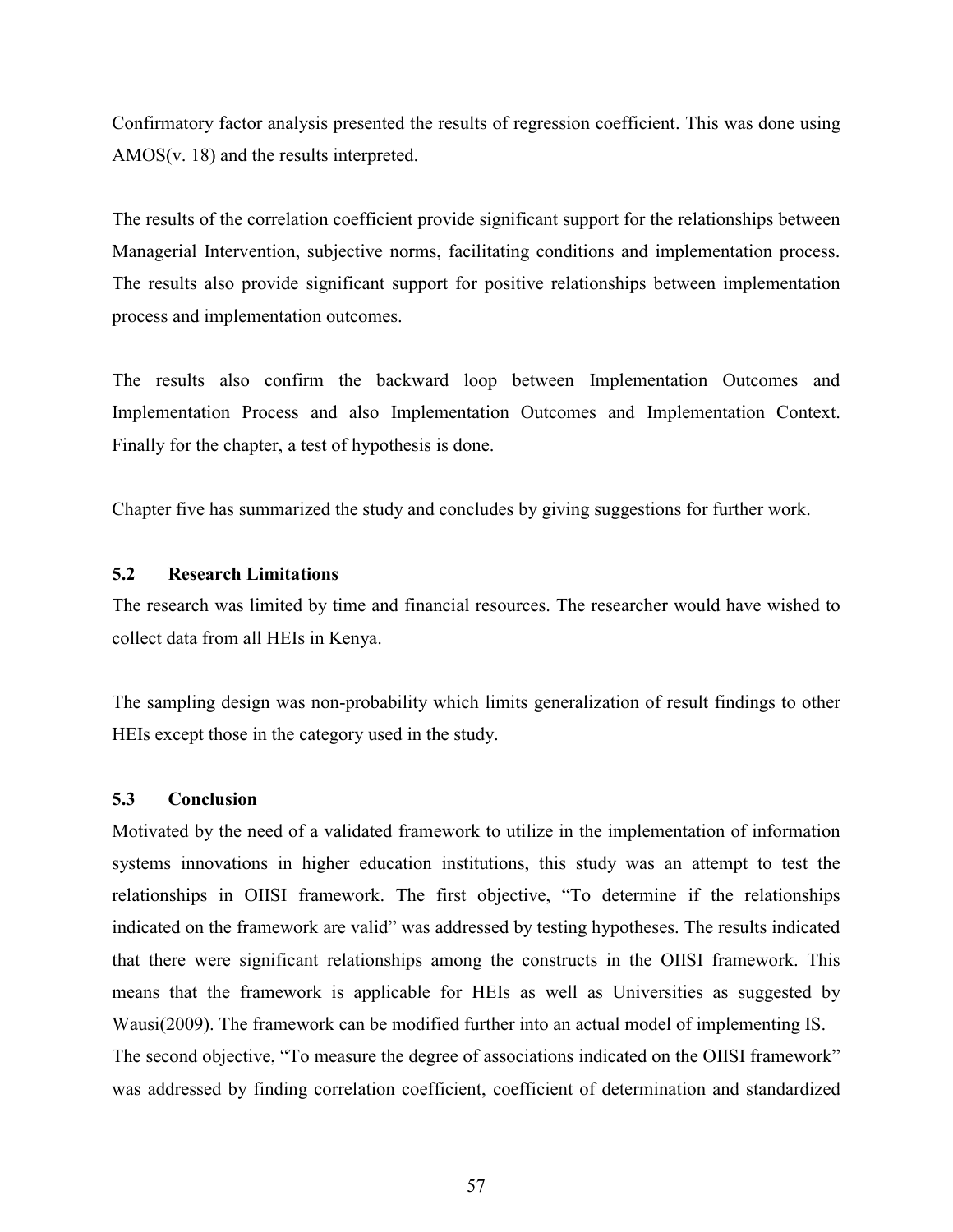Confirmatory factor analysis presented the results of regression coefficient. This was done using AMOS(v. 18) and the results interpreted.

The results of the correlation coefficient provide significant support for the relationships between Managerial Intervention, subjective norms, facilitating conditions and implementation process. The results also provide significant support for positive relationships between implementation process and implementation outcomes.

The results also confirm the backward loop between Implementation Outcomes and Implementation Process and also Implementation Outcomes and Implementation Context. Finally for the chapter, a test of hypothesis is done.

Chapter five has summarized the study and concludes by giving suggestions for further work.

### 5.2 Research Limitations

The research was limited by time and financial resources. The researcher would have wished to collect data from all HEIs in Kenya.

The sampling design was non-probability which limits generalization of result findings to other HEIs except those in the category used in the study.

### 5.3 Conclusion

Motivated by the need of a validated framework to utilize in the implementation of information systems innovations in higher education institutions, this study was an attempt to test the relationships in OIISI framework. The first objective, "To determine if the relationships indicated on the framework are valid" was addressed by testing hypotheses. The results indicated that there were significant relationships among the constructs in the OIISI framework. This means that the framework is applicable for HEIs as well as Universities as suggested by Wausi(2009). The framework can be modified further into an actual model of implementing IS.
The second objective, "To measure the degree of associations indicated on the OIISI framework" was addressed by finding correlation coefficient, coefficient of determination and standardized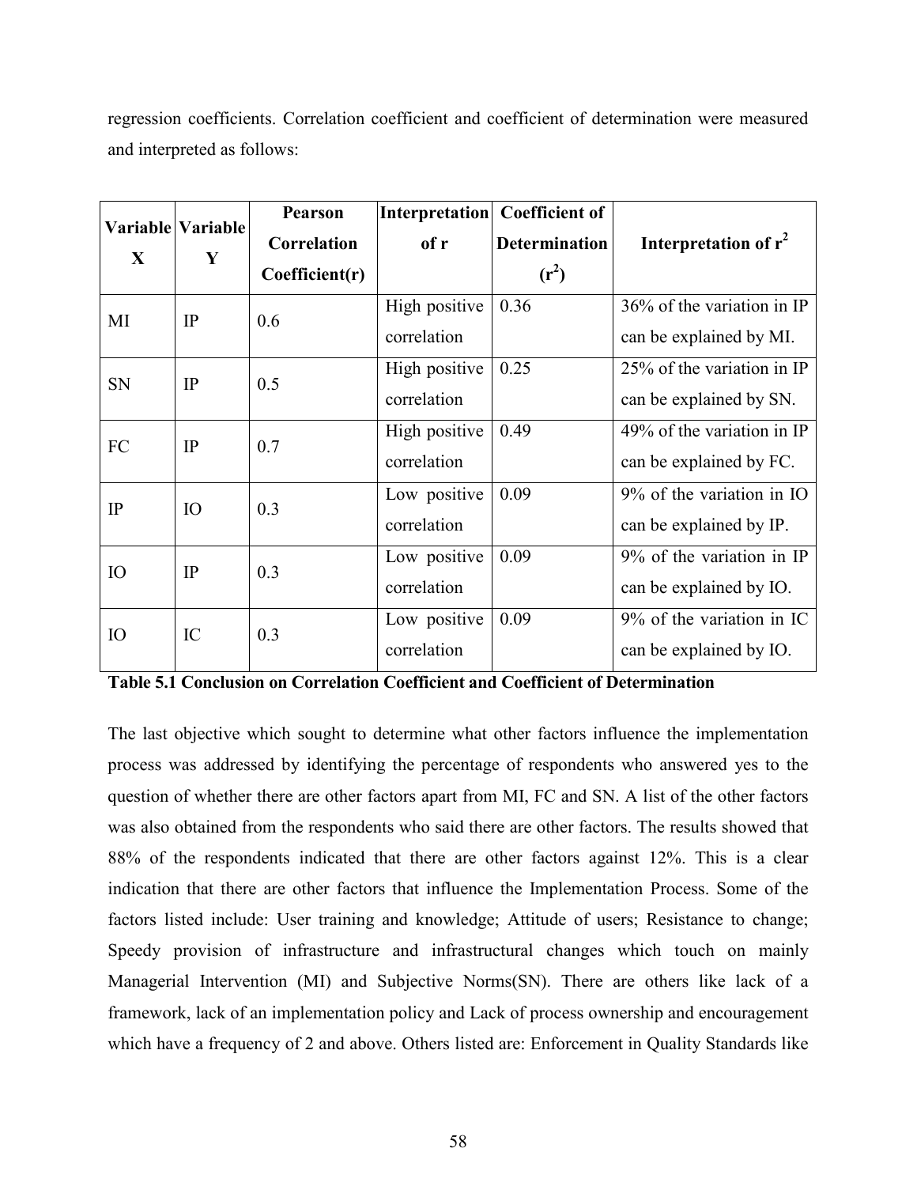regression coefficients. Correlation coefficient and coefficient of determination were measured and interpreted as follows:

| Variable X | Variable Y | Pearson Correlation Coefficient(r) | Interpretation of r | Coefficient of Determination ($r^2$) | Interpretation of $r^2$ |
|---|---|---|---|---|---|
| MI | IP | 0.6 | High positive correlation | 0.36 | 36% of the variation in IP can be explained by MI. |
| SN | IP | 0.5 | High positive correlation | 0.25 | 25% of the variation in IP can be explained by SN. |
| FC | IP | 0.7 | High positive correlation | 0.49 | 49% of the variation in IP can be explained by FC. |
| IP | IO | 0.3 | Low positive correlation | 0.09 | 9% of the variation in IO can be explained by IP. |
| IO | IP | 0.3 | Low positive correlation | 0.09 | 9% of the variation in IP can be explained by IO. |
| IO | IC | 0.3 | Low positive correlation | 0.09 | 9% of the variation in IC can be explained by IO. |

**Table 5.1 Conclusion on Correlation Coefficient and Coefficient of Determination**

The last objective which sought to determine what other factors influence the implementation process was addressed by identifying the percentage of respondents who answered yes to the question of whether there are other factors apart from MI, FC and SN. A list of the other factors was also obtained from the respondents who said there are other factors. The results showed that 88% of the respondents indicated that there are other factors against 12%. This is a clear indication that there are other factors that influence the Implementation Process. Some of the factors listed include: User training and knowledge; Attitude of users; Resistance to change; Speedy provision of infrastructure and infrastructural changes which touch on mainly Managerial Intervention (MI) and Subjective Norms(SN). There are others like lack of a framework, lack of an implementation policy and Lack of process ownership and encouragement which have a frequency of 2 and above. Others listed are: Enforcement in Quality Standards like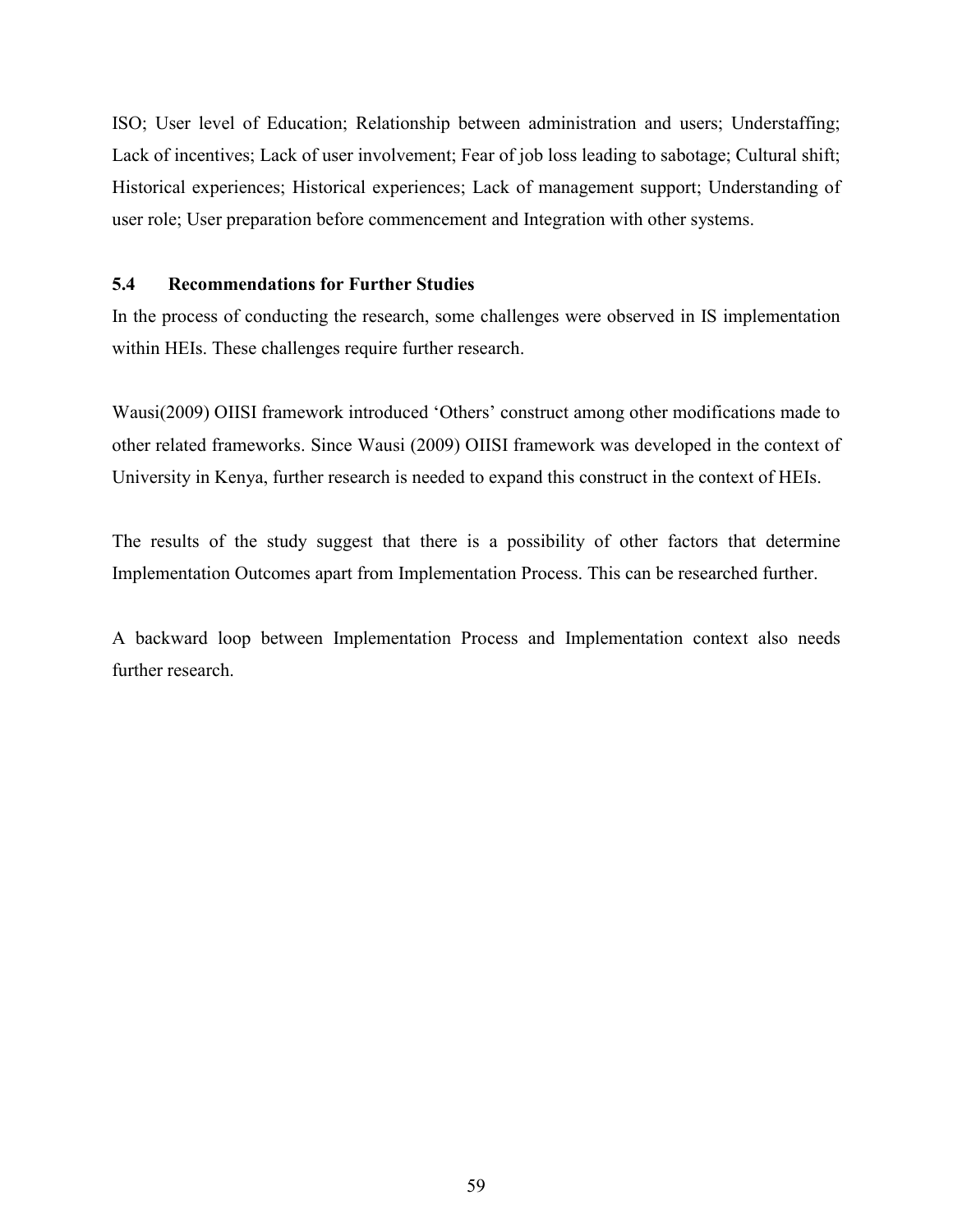ISO; User level of Education; Relationship between administration and users; Understaffing; Lack of incentives; Lack of user involvement; Fear of job loss leading to sabotage; Cultural shift; Historical experiences; Historical experiences; Lack of management support; Understanding of user role; User preparation before commencement and Integration with other systems.

### 5.4 Recommendations for Further Studies

In the process of conducting the research, some challenges were observed in IS implementation within HEIs. These challenges require further research.

Wausi(2009) OIISI framework introduced 'Others' construct among other modifications made to other related frameworks. Since Wausi (2009) OIISI framework was developed in the context of University in Kenya, further research is needed to expand this construct in the context of HEIs.

The results of the study suggest that there is a possibility of other factors that determine Implementation Outcomes apart from Implementation Process. This can be researched further.

A backward loop between Implementation Process and Implementation context also needs further research.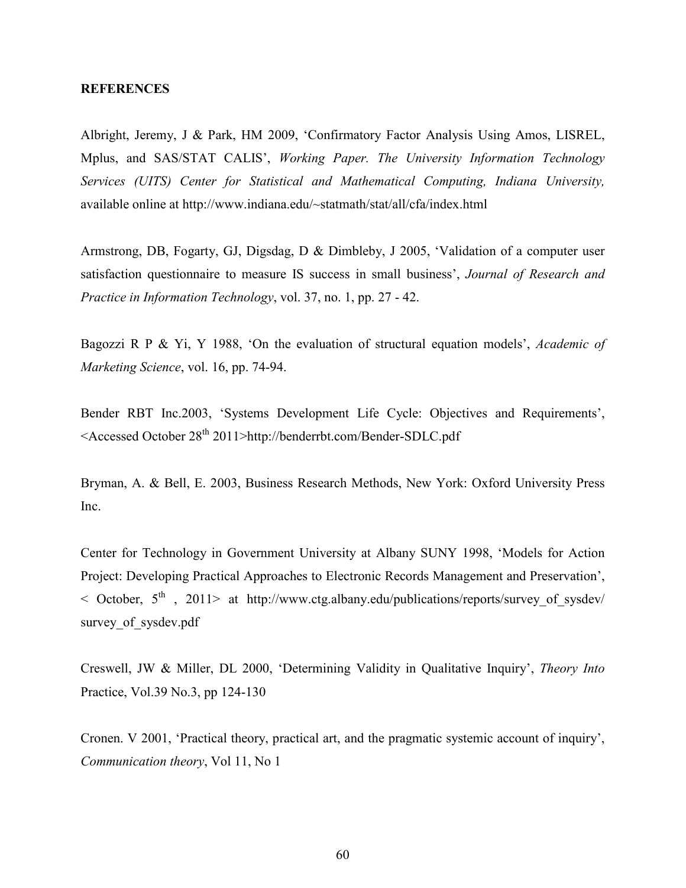**REFERENCES**

Albright, Jeremy, J & Park, HM 2009, 'Confirmatory Factor Analysis Using Amos, LISREL, Mplus, and SAS/STAT CALIS', *Working Paper. The University Information Technology Services (UITS) Center for Statistical and Mathematical Computing, Indiana University,* available online at http://www.indiana.edu/~statmath/stat/all/cfa/index.html

Armstrong, DB, Fogarty, GJ, Digsdag, D & Dimbleby, J 2005, 'Validation of a computer user satisfaction questionnaire to measure IS success in small business', *Journal of Research and Practice in Information Technology*, vol. 37, no. 1, pp. 27 - 42.

Bagozzi R P & Yi, Y 1988, 'On the evaluation of structural equation models', *Academic of Marketing Science*, vol. 16, pp. 74-94.

Bender RBT Inc.2003, 'Systems Development Life Cycle: Objectives and Requirements', <Accessed October 28th 2011>http://benderrbt.com/Bender-SDLC.pdf

Bryman, A. & Bell, E. 2003, Business Research Methods, New York: Oxford University Press Inc.

Center for Technology in Government University at Albany SUNY 1998, 'Models for Action Project: Developing Practical Approaches to Electronic Records Management and Preservation', < October, 5th , 2011> at http://www.ctg.albany.edu/publications/reports/survey_of_sysdev/survey_of_sysdev.pdf

Creswell, JW & Miller, DL 2000, 'Determining Validity in Qualitative Inquiry', *Theory Into* Practice, Vol.39 No.3, pp 124-130

Cronen. V 2001, 'Practical theory, practical art, and the pragmatic systemic account of inquiry', *Communication theory*, Vol 11, No 1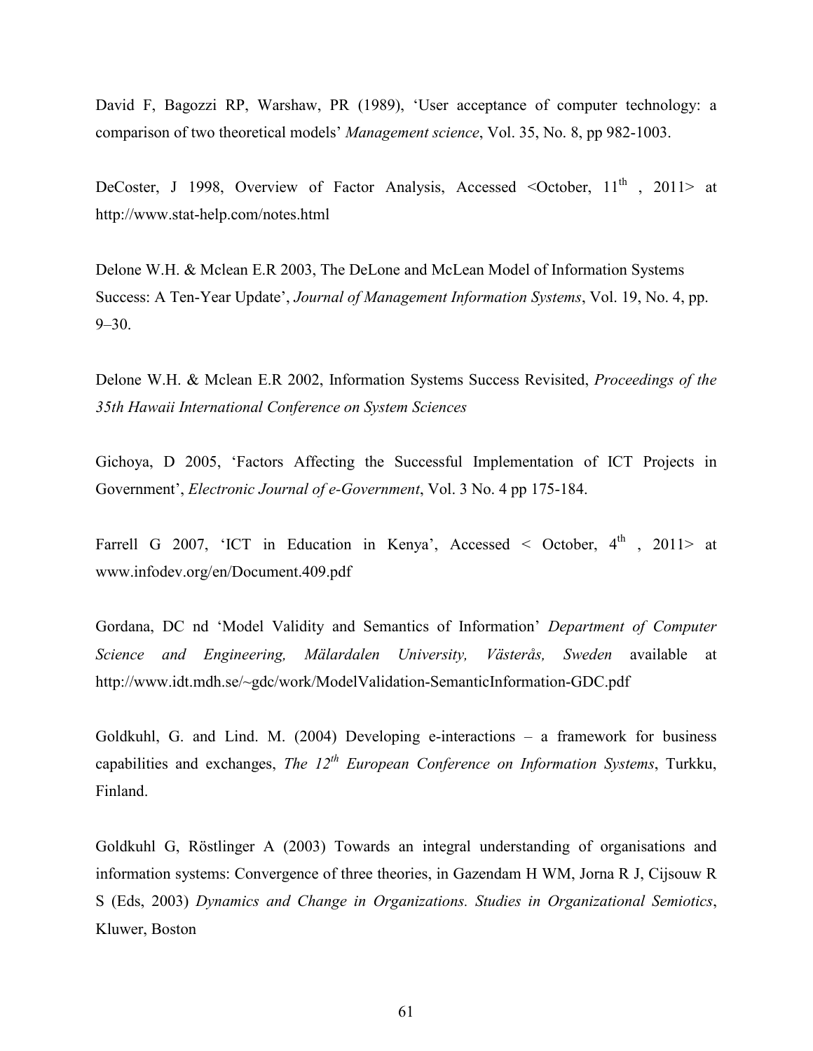David F, Bagozzi RP, Warshaw, PR (1989), 'User acceptance of computer technology: a comparison of two theoretical models' *Management science*, Vol. 35, No. 8, pp 982-1003.

DeCoster, J 1998, Overview of Factor Analysis, Accessed <October, 11th , 2011> at http://www.stat-help.com/notes.html

Delone W.H. & Mclean E.R 2003, The DeLone and McLean Model of Information Systems Success: A Ten-Year Update', *Journal of Management Information Systems*, Vol. 19, No. 4, pp. 9–30.

Delone W.H. & Mclean E.R 2002, Information Systems Success Revisited, *Proceedings of the 35th Hawaii International Conference on System Sciences*

Gichoya, D 2005, 'Factors Affecting the Successful Implementation of ICT Projects in Government', *Electronic Journal of e-Government*, Vol. 3 No. 4 pp 175-184.

Farrell G 2007, 'ICT in Education in Kenya', Accessed < October, 4th , 2011> at www.infodev.org/en/Document.409.pdf

Gordana, DC nd 'Model Validity and Semantics of Information' *Department of Computer Science and Engineering, Mälardalen University, Västerås, Sweden* available at http://www.idt.mdh.se/~gdc/work/ModelValidation-SemanticInformation-GDC.pdf

Goldkuhl, G. and Lind. M. (2004) Developing e-interactions – a framework for business capabilities and exchanges, *The 12th European Conference on Information Systems*, Turkku, Finland.

Goldkuhl G, Röstlinger A (2003) Towards an integral understanding of organisations and information systems: Convergence of three theories, in Gazendam H WM, Jorna R J, Cijsouw R S (Eds, 2003) *Dynamics and Change in Organizations. Studies in Organizational Semiotics*, Kluwer, Boston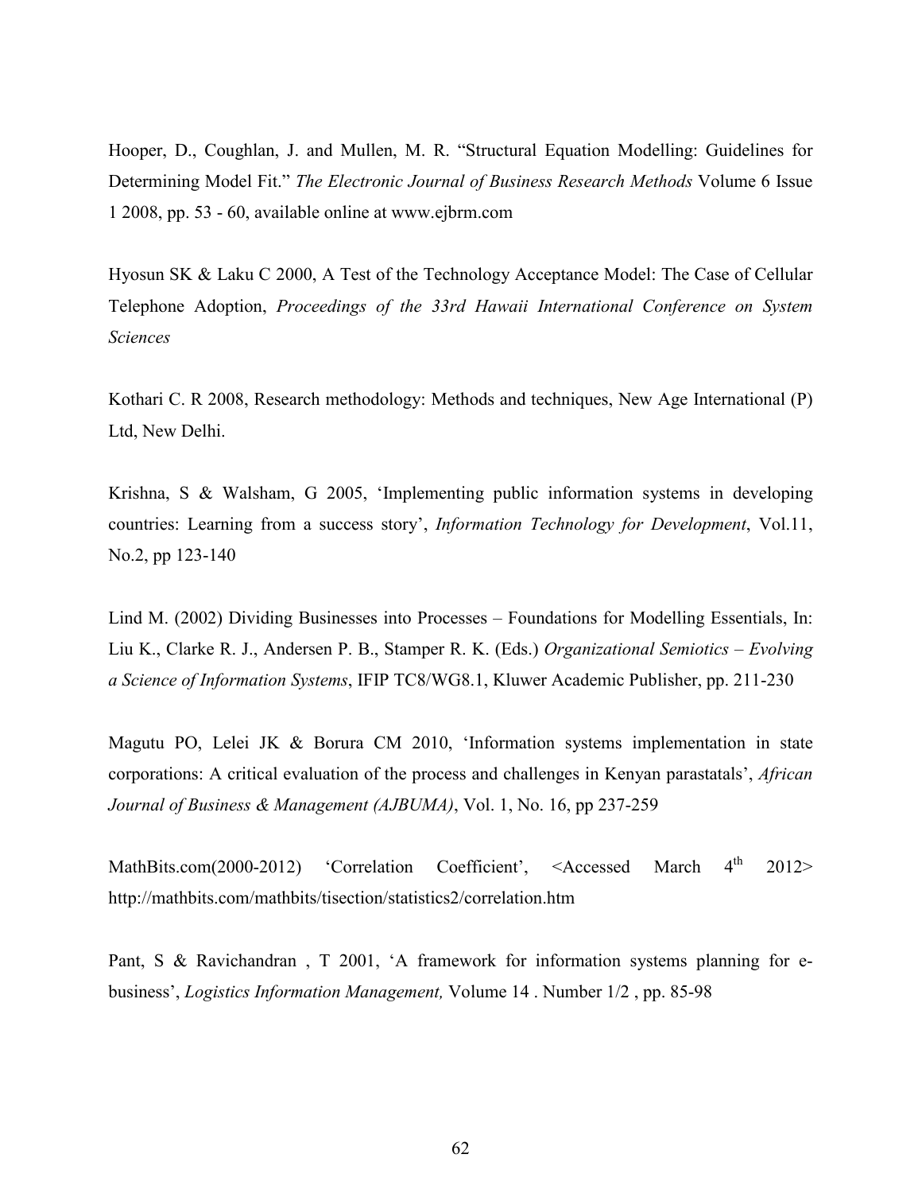Hooper, D., Coughlan, J. and Mullen, M. R. "Structural Equation Modelling: Guidelines for Determining Model Fit." *The Electronic Journal of Business Research Methods* Volume 6 Issue 1 2008, pp. 53 - 60, available online at www.ejbrm.com

Hyosun SK & Laku C 2000, A Test of the Technology Acceptance Model: The Case of Cellular Telephone Adoption, *Proceedings of the 33rd Hawaii International Conference on System Sciences*

Kothari C. R 2008, Research methodology: Methods and techniques, New Age International (P) Ltd, New Delhi.

Krishna, S & Walsham, G 2005, 'Implementing public information systems in developing countries: Learning from a success story', *Information Technology for Development*, Vol.11, No.2, pp 123-140

Lind M. (2002) Dividing Businesses into Processes – Foundations for Modelling Essentials, In: Liu K., Clarke R. J., Andersen P. B., Stamper R. K. (Eds.) *Organizational Semiotics – Evolving a Science of Information Systems*, IFIP TC8/WG8.1, Kluwer Academic Publisher, pp. 211-230

Magutu PO, Lelei JK & Borura CM 2010, 'Information systems implementation in state corporations: A critical evaluation of the process and challenges in Kenyan parastatals', *African Journal of Business & Management (AJBUMA)*, Vol. 1, No. 16, pp 237-259

MathBits.com(2000-2012) 'Correlation Coefficient', <Accessed March 4th 2012> http://mathbits.com/mathbits/tisection/statistics2/correlation.htm

Pant, S & Ravichandran , T 2001, 'A framework for information systems planning for e-business', *Logistics Information Management,* Volume 14 . Number 1/2 , pp. 85-98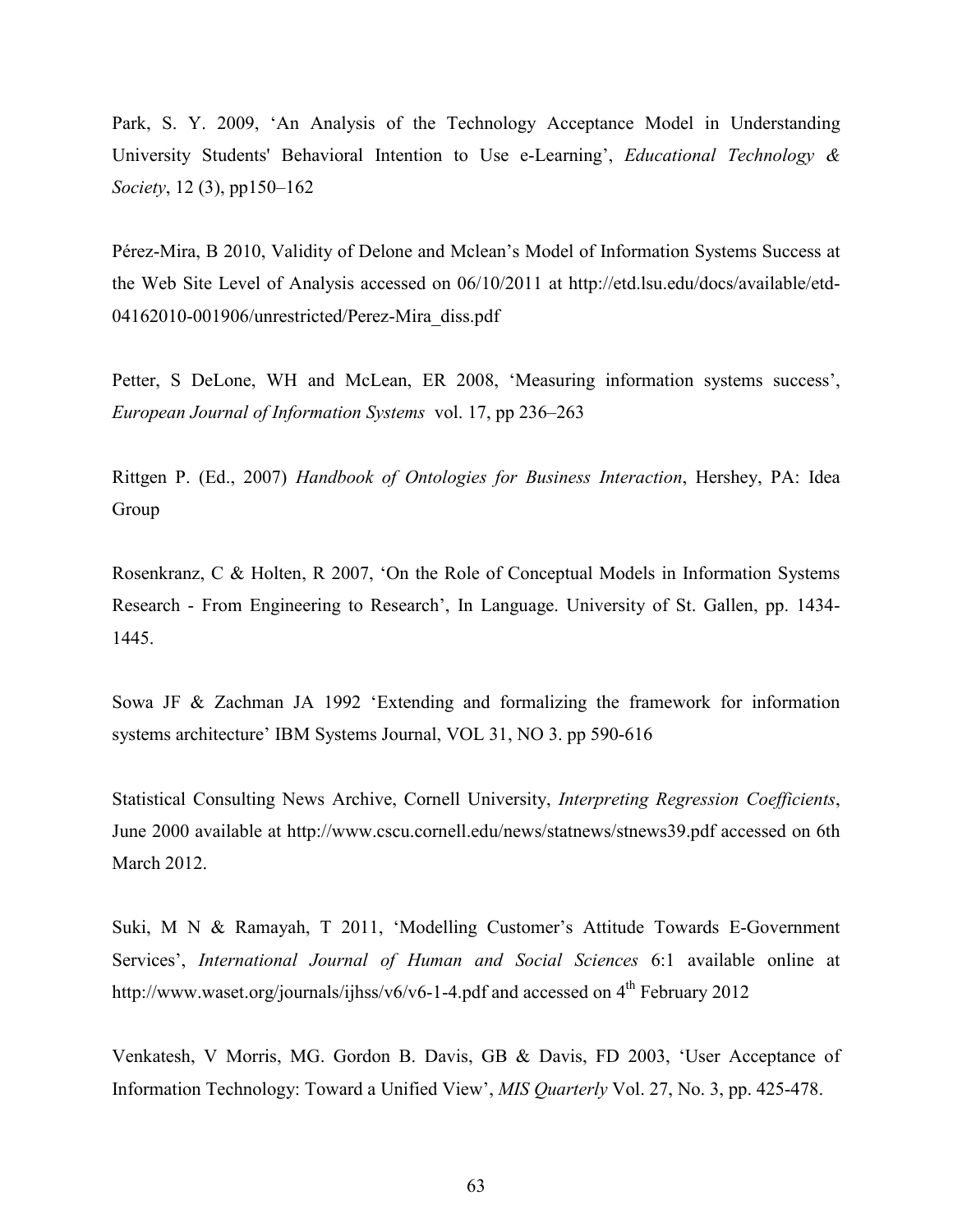Park, S. Y. 2009, 'An Analysis of the Technology Acceptance Model in Understanding University Students' Behavioral Intention to Use e-Learning', *Educational Technology & Society*, 12 (3), pp150–162

Pérez-Mira, B 2010, Validity of Delone and Mclean's Model of Information Systems Success at the Web Site Level of Analysis accessed on 06/10/2011 at http://etd.lsu.edu/docs/available/etd-04162010-001906/unrestricted/Perez-Mira_diss.pdf

Petter, S DeLone, WH and McLean, ER 2008, 'Measuring information systems success', *European Journal of Information Systems* vol. 17, pp 236–263

Rittgen P. (Ed., 2007) *Handbook of Ontologies for Business Interaction*, Hershey, PA: Idea Group

Rosenkranz, C & Holten, R 2007, 'On the Role of Conceptual Models in Information Systems Research - From Engineering to Research', In Language. University of St. Gallen, pp. 1434-1445.

Sowa JF & Zachman JA 1992 'Extending and formalizing the framework for information systems architecture' IBM Systems Journal, VOL 31, NO 3. pp 590-616

Statistical Consulting News Archive, Cornell University, *Interpreting Regression Coefficients*, June 2000 available at http://www.cscu.cornell.edu/news/statnews/stnews39.pdf accessed on 6th March 2012.

Suki, M N & Ramayah, T 2011, 'Modelling Customer's Attitude Towards E-Government Services', *International Journal of Human and Social Sciences* 6:1 available online at http://www.waset.org/journals/ijhss/v6/v6-1-4.pdf and accessed on 4th February 2012

Venkatesh, V Morris, MG. Gordon B. Davis, GB & Davis, FD 2003, 'User Acceptance of Information Technology: Toward a Unified View', *MIS Quarterly* Vol. 27, No. 3, pp. 425-478.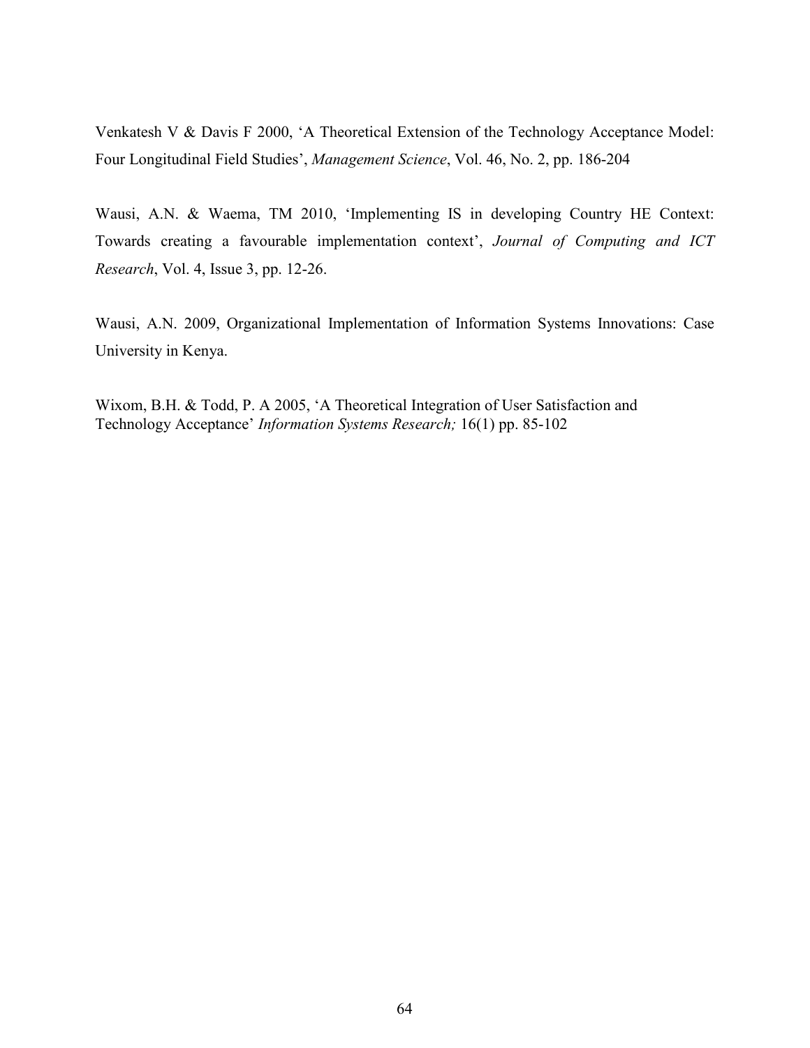Venkatesh V & Davis F 2000, 'A Theoretical Extension of the Technology Acceptance Model: Four Longitudinal Field Studies', *Management Science*, Vol. 46, No. 2, pp. 186-204

Wausi, A.N. & Waema, TM 2010, 'Implementing IS in developing Country HE Context: Towards creating a favourable implementation context', *Journal of Computing and ICT Research*, Vol. 4, Issue 3, pp. 12-26.

Wausi, A.N. 2009, Organizational Implementation of Information Systems Innovations: Case University in Kenya.

Wixom, B.H. & Todd, P. A 2005, 'A Theoretical Integration of User Satisfaction and Technology Acceptance' *Information Systems Research;* 16(1) pp. 85-102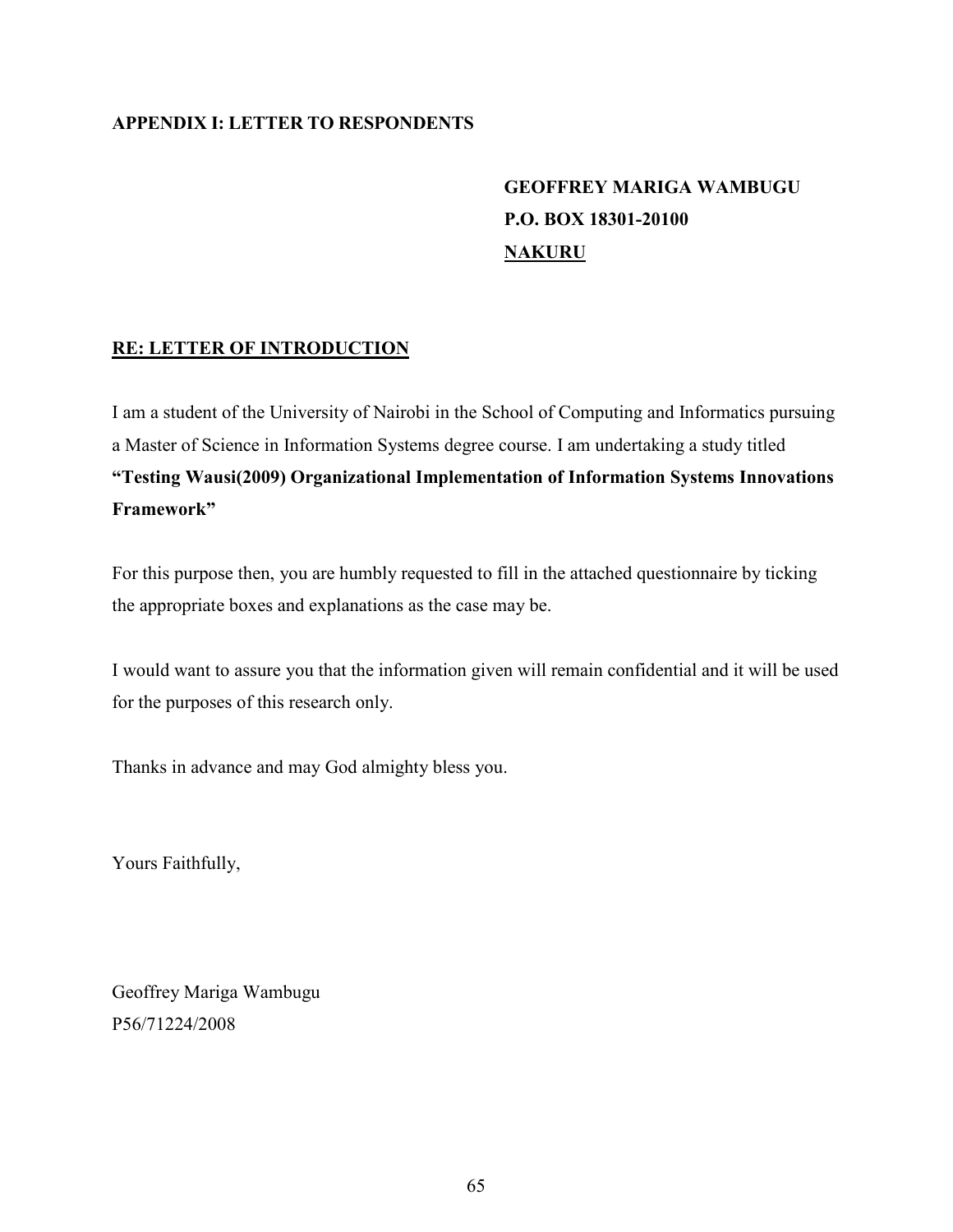## APPENDIX I: LETTER TO RESPONDENTS

**GEOFFREY MARIGA WAMBUGU**
**P.O. BOX 18301-20100**
**NAKURU**

**RE: LETTER OF INTRODUCTION**

I am a student of the University of Nairobi in the School of Computing and Informatics pursuing a Master of Science in Information Systems degree course. I am undertaking a study titled **"Testing Wausi(2009) Organizational Implementation of Information Systems Innovations Framework"**

For this purpose then, you are humbly requested to fill in the attached questionnaire by ticking the appropriate boxes and explanations as the case may be.

I would want to assure you that the information given will remain confidential and it will be used for the purposes of this research only.

Thanks in advance and may God almighty bless you.

Yours Faithfully,

Geoffrey Mariga Wambugu
P56/71224/2008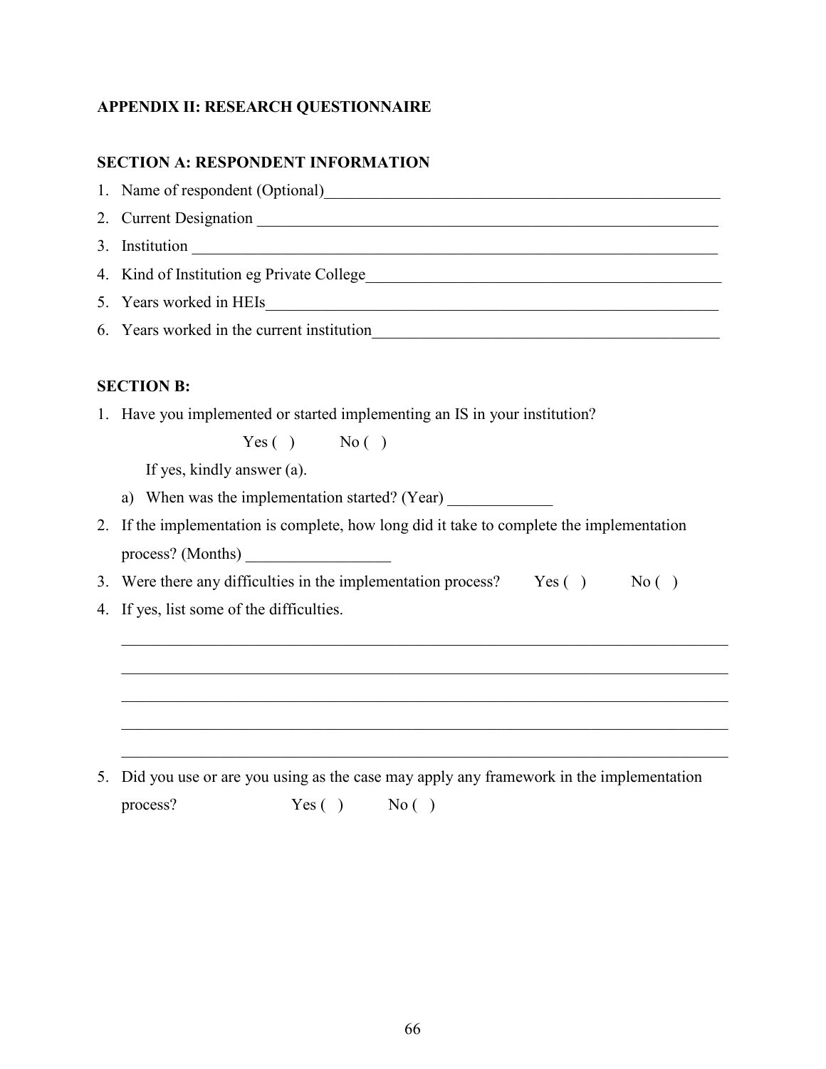## APPENDIX II: RESEARCH QUESTIONNAIRE

### SECTION A: RESPONDENT INFORMATION

1. Name of respondent (Optional)\_\_\_\_\_\_\_\_\_\_\_\_\_\_\_\_\_\_\_\_\_\_\_\_\_\_\_\_\_\_\_\_\_\_\_\_\_\_\_\_\_\_\_\_
2. Current Designation \_\_\_\_\_\_\_\_\_\_\_\_\_\_\_\_\_\_\_\_\_\_\_\_\_\_\_\_\_\_\_\_\_\_\_\_\_\_\_\_\_\_\_\_\_\_\_\_\_\_
3. Institution \_\_\_\_\_\_\_\_\_\_\_\_\_\_\_\_\_\_\_\_\_\_\_\_\_\_\_\_\_\_\_\_\_\_\_\_\_\_\_\_\_\_\_\_\_\_\_\_\_\_\_\_\_\_\_\_\_\_
4. Kind of Institution eg Private College\_\_\_\_\_\_\_\_\_\_\_\_\_\_\_\_\_\_\_\_\_\_\_\_\_\_\_\_\_\_\_\_\_\_\_\_\_\_\_\_
5. Years worked in HEIs\_\_\_\_\_\_\_\_\_\_\_\_\_\_\_\_\_\_\_\_\_\_\_\_\_\_\_\_\_\_\_\_\_\_\_\_\_\_\_\_\_\_\_\_\_\_\_\_\_\_\_\_
6. Years worked in the current institution\_\_\_\_\_\_\_\_\_\_\_\_\_\_\_\_\_\_\_\_\_\_\_\_\_\_\_\_\_\_\_\_\_\_\_\_\_\_\_\_

### SECTION B:

1. Have you implemented or started implementing an IS in your institution?

   Yes ( )     No ( )

   If yes, kindly answer (a).

   a) When was the implementation started? (Year) \_\_\_\_\_\_\_\_\_\_\_\_\_
2. If the implementation is complete, how long did it take to complete the implementation process? (Months) \_\_\_\_\_\_\_\_\_\_\_\_\_\_\_\_\_\_
3. Were there any difficulties in the implementation process?     Yes ( )     No ( )
4. If yes, list some of the difficulties.

   \_\_\_\_\_\_\_\_\_\_\_\_\_\_\_\_\_\_\_\_\_\_\_\_\_\_\_\_\_\_\_\_\_\_\_\_\_\_\_\_\_\_\_\_\_\_\_\_\_\_\_\_\_\_\_\_\_\_\_\_\_\_\_\_\_\_\_\_\_\_\_\_

   \_\_\_\_\_\_\_\_\_\_\_\_\_\_\_\_\_\_\_\_\_\_\_\_\_\_\_\_\_\_\_\_\_\_\_\_\_\_\_\_\_\_\_\_\_\_\_\_\_\_\_\_\_\_\_\_\_\_\_\_\_\_\_\_\_\_\_\_\_\_\_\_

   \_\_\_\_\_\_\_\_\_\_\_\_\_\_\_\_\_\_\_\_\_\_\_\_\_\_\_\_\_\_\_\_\_\_\_\_\_\_\_\_\_\_\_\_\_\_\_\_\_\_\_\_\_\_\_\_\_\_\_\_\_\_\_\_\_\_\_\_\_\_\_\_

   \_\_\_\_\_\_\_\_\_\_\_\_\_\_\_\_\_\_\_\_\_\_\_\_\_\_\_\_\_\_\_\_\_\_\_\_\_\_\_\_\_\_\_\_\_\_\_\_\_\_\_\_\_\_\_\_\_\_\_\_\_\_\_\_\_\_\_\_\_\_\_\_

   \_\_\_\_\_\_\_\_\_\_\_\_\_\_\_\_\_\_\_\_\_\_\_\_\_\_\_\_\_\_\_\_\_\_\_\_\_\_\_\_\_\_\_\_\_\_\_\_\_\_\_\_\_\_\_\_\_\_\_\_\_\_\_\_\_\_\_\_\_\_\_\_
5. Did you use or are you using as the case may apply any framework in the implementation process?     Yes ( )     No ( )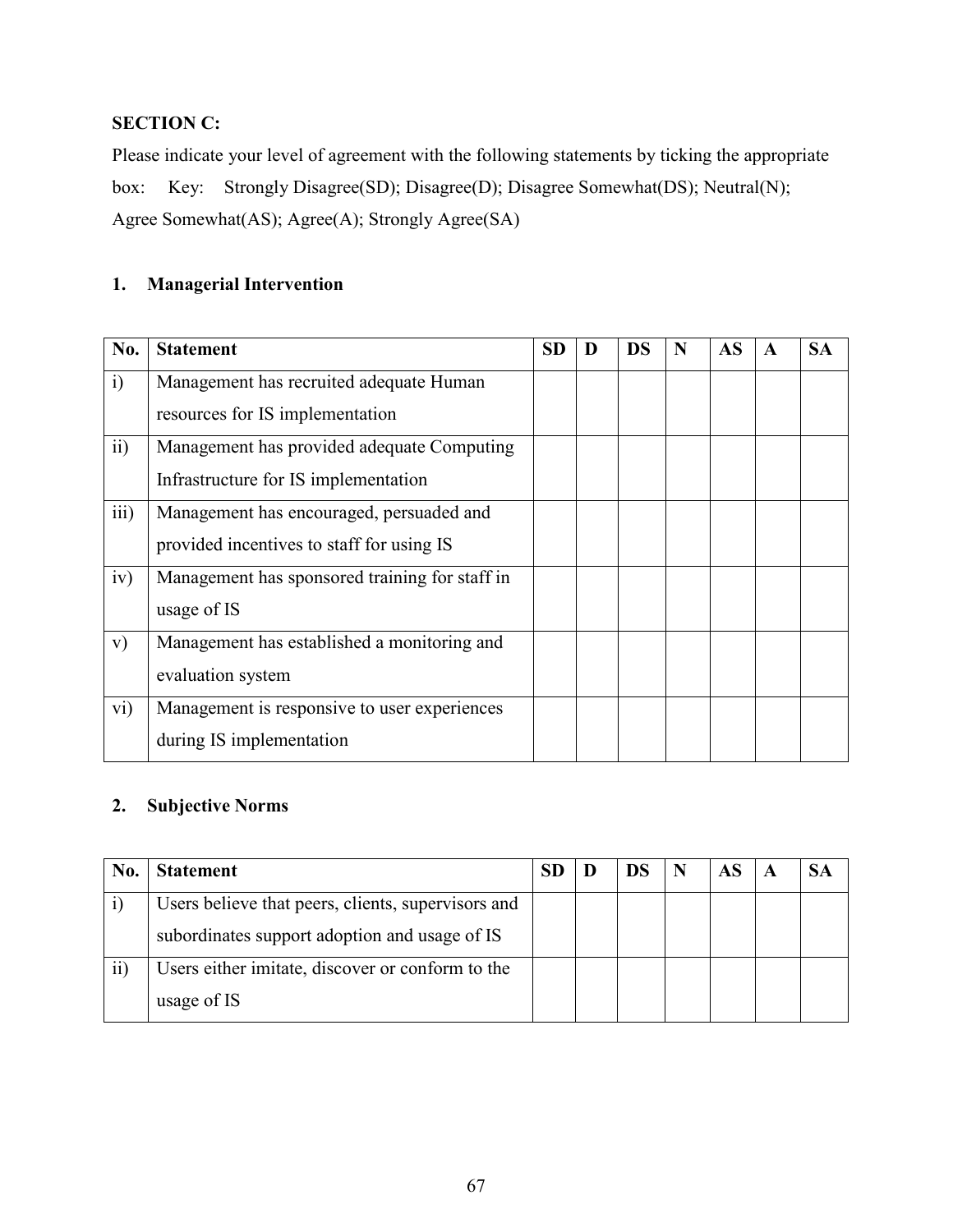**SECTION C:**

Please indicate your level of agreement with the following statements by ticking the appropriate box: Key: Strongly Disagree(SD); Disagree(D); Disagree Somewhat(DS); Neutral(N); Agree Somewhat(AS); Agree(A); Strongly Agree(SA)

**1. Managerial Intervention**

| No. | Statement | SD | D | DS | N | AS | A | SA |
|---|---|---|---|---|---|---|---|---|
| i) | Management has recruited adequate Human resources for IS implementation | | | | | | | |
| ii) | Management has provided adequate Computing Infrastructure for IS implementation | | | | | | | |
| iii) | Management has encouraged, persuaded and provided incentives to staff for using IS | | | | | | | |
| iv) | Management has sponsored training for staff in usage of IS | | | | | | | |
| v) | Management has established a monitoring and evaluation system | | | | | | | |
| vi) | Management is responsive to user experiences during IS implementation | | | | | | | |

**2. Subjective Norms**

| No. | Statement | SD | D | DS | N | AS | A | SA |
|---|---|---|---|---|---|---|---|---|
| i) | Users believe that peers, clients, supervisors and subordinates support adoption and usage of IS | | | | | | | |
| ii) | Users either imitate, discover or conform to the usage of IS | | | | | | | |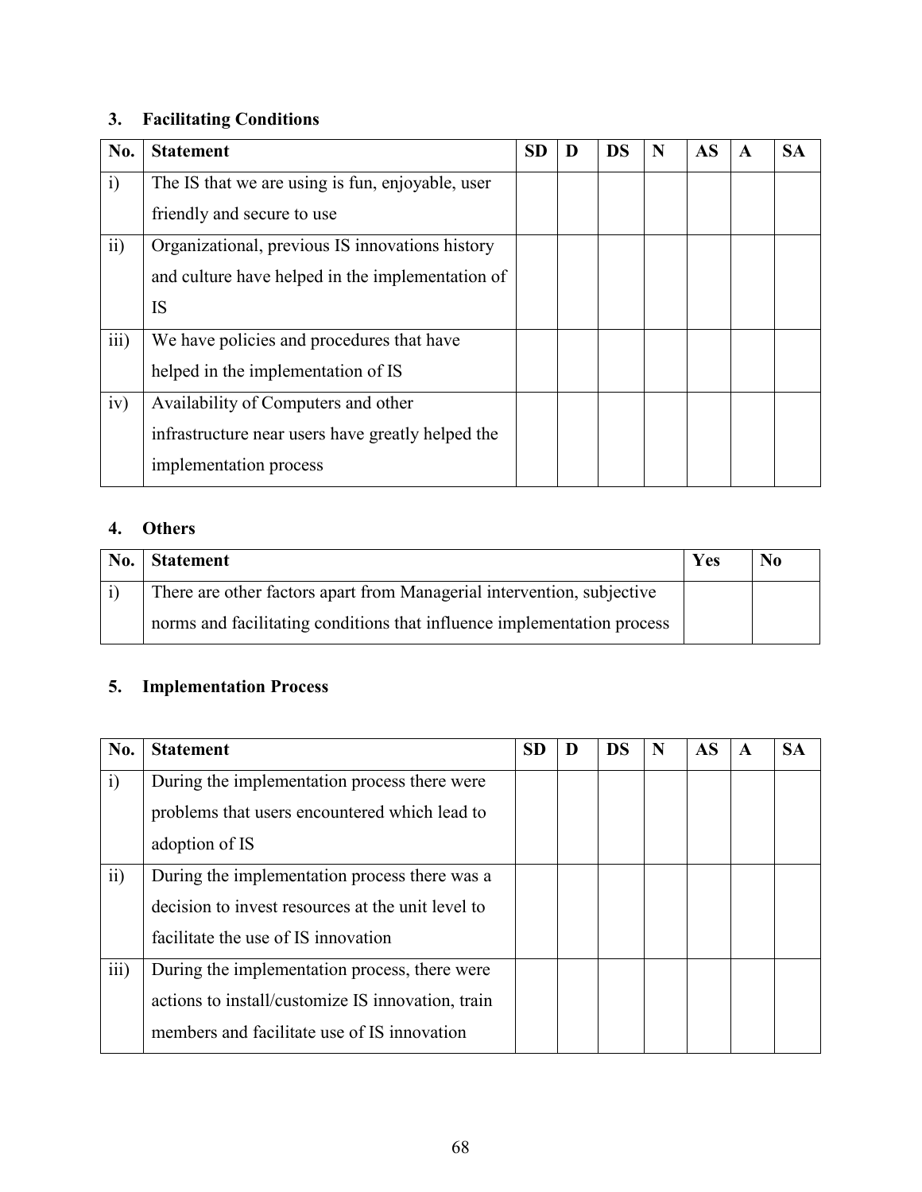### 3. Facilitating Conditions

| No. | Statement | SD | D | DS | N | AS | A | SA |
|---|---|---|---|---|---|---|---|---|
| i) | The IS that we are using is fun, enjoyable, user friendly and secure to use | | | | | | | |
| ii) | Organizational, previous IS innovations history and culture have helped in the implementation of IS | | | | | | | |
| iii) | We have policies and procedures that have helped in the implementation of IS | | | | | | | |
| iv) | Availability of Computers and other infrastructure near users have greatly helped the implementation process | | | | | | | |

### 4. Others

| No. | Statement | Yes | No |
|---|---|---|---|
| i) | There are other factors apart from Managerial intervention, subjective norms and facilitating conditions that influence implementation process | | |

### 5. Implementation Process

| No. | Statement | SD | D | DS | N | AS | A | SA |
|---|---|---|---|---|---|---|---|---|
| i) | During the implementation process there were problems that users encountered which lead to adoption of IS | | | | | | | |
| ii) | During the implementation process there was a decision to invest resources at the unit level to facilitate the use of IS innovation | | | | | | | |
| iii) | During the implementation process, there were actions to install/customize IS innovation, train members and facilitate use of IS innovation | | | | | | | |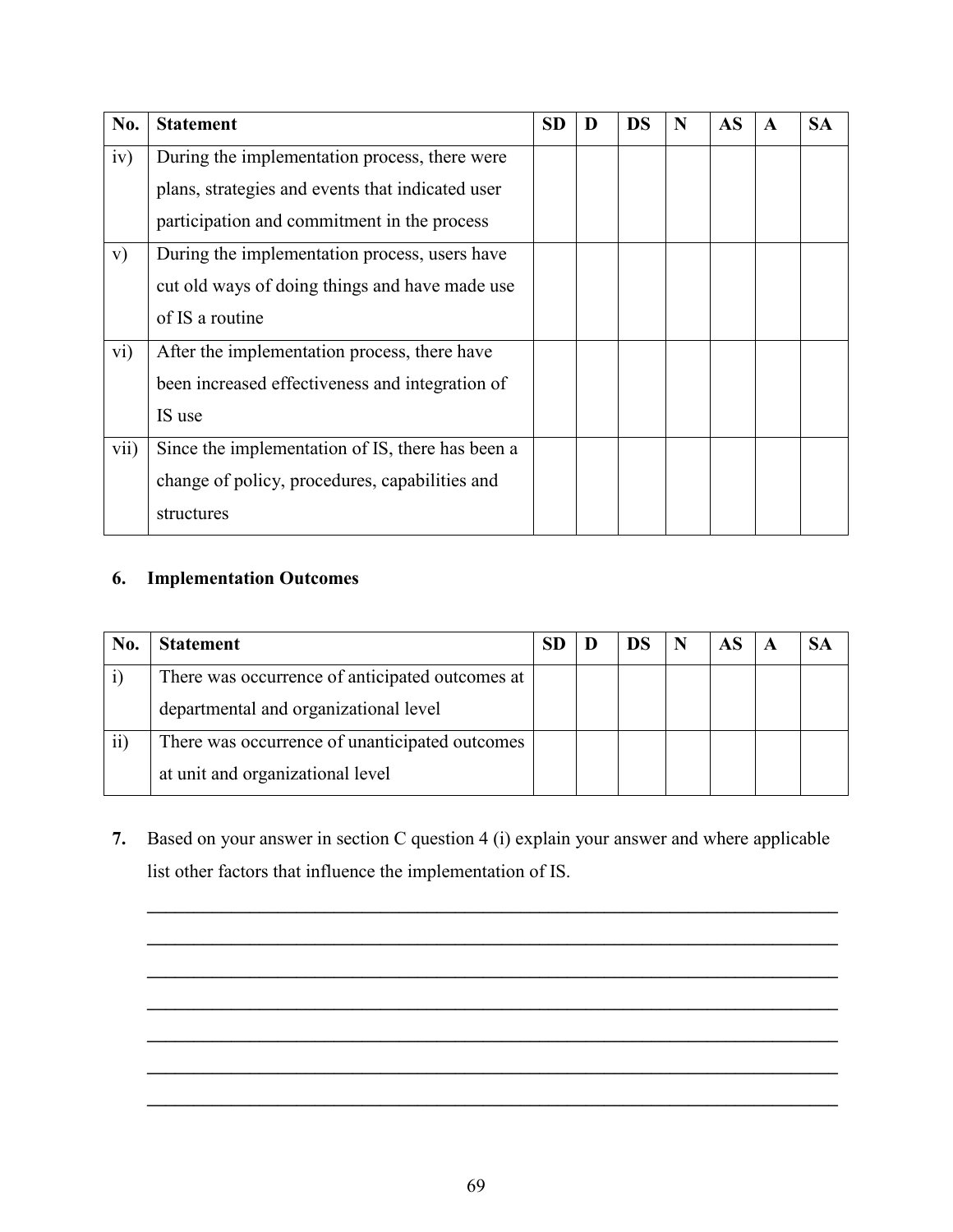| No. | Statement | SD | D | DS | N | AS | A | SA |
|---|---|---|---|---|---|---|---|---|
| iv) | During the implementation process, there were plans, strategies and events that indicated user participation and commitment in the process | | | | | | | |
| v) | During the implementation process, users have cut old ways of doing things and have made use of IS a routine | | | | | | | |
| vi) | After the implementation process, there have been increased effectiveness and integration of IS use | | | | | | | |
| vii) | Since the implementation of IS, there has been a change of policy, procedures, capabilities and structures | | | | | | | |

### 6. Implementation Outcomes

| No. | Statement | SD | D | DS | N | AS | A | SA |
|---|---|---|---|---|---|---|---|---|
| i) | There was occurrence of anticipated outcomes at departmental and organizational level | | | | | | | |
| ii) | There was occurrence of unanticipated outcomes at unit and organizational level | | | | | | | |

7. Based on your answer in section C question 4 (i) explain your answer and where applicable list other factors that influence the implementation of IS.

______________________________________________________________________________

______________________________________________________________________________

______________________________________________________________________________

______________________________________________________________________________

______________________________________________________________________________

______________________________________________________________________________

______________________________________________________________________________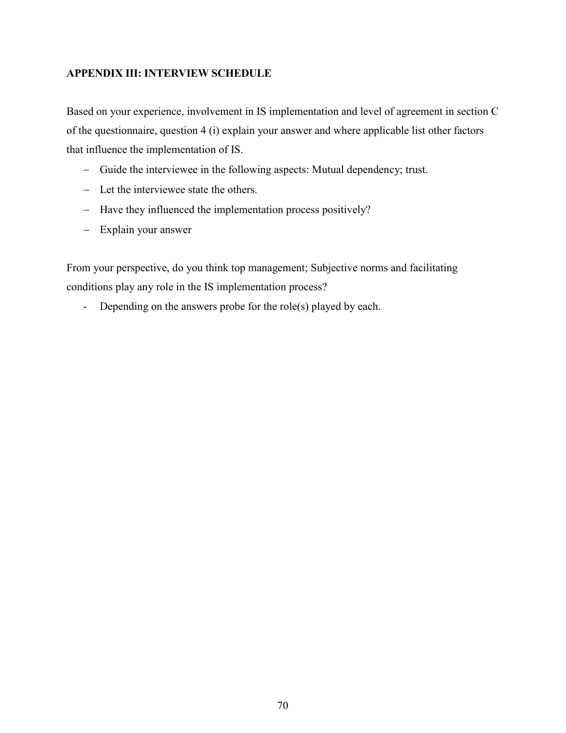## APPENDIX III: INTERVIEW SCHEDULE

Based on your experience, involvement in IS implementation and level of agreement in section C of the questionnaire, question 4 (i) explain your answer and where applicable list other factors that influence the implementation of IS.

- Guide the interviewee in the following aspects: Mutual dependency; trust.
- Let the interviewee state the others.
- Have they influenced the implementation process positively?
- Explain your answer

From your perspective, do you think top management; Subjective norms and facilitating conditions play any role in the IS implementation process?

- Depending on the answers probe for the role(s) played by each.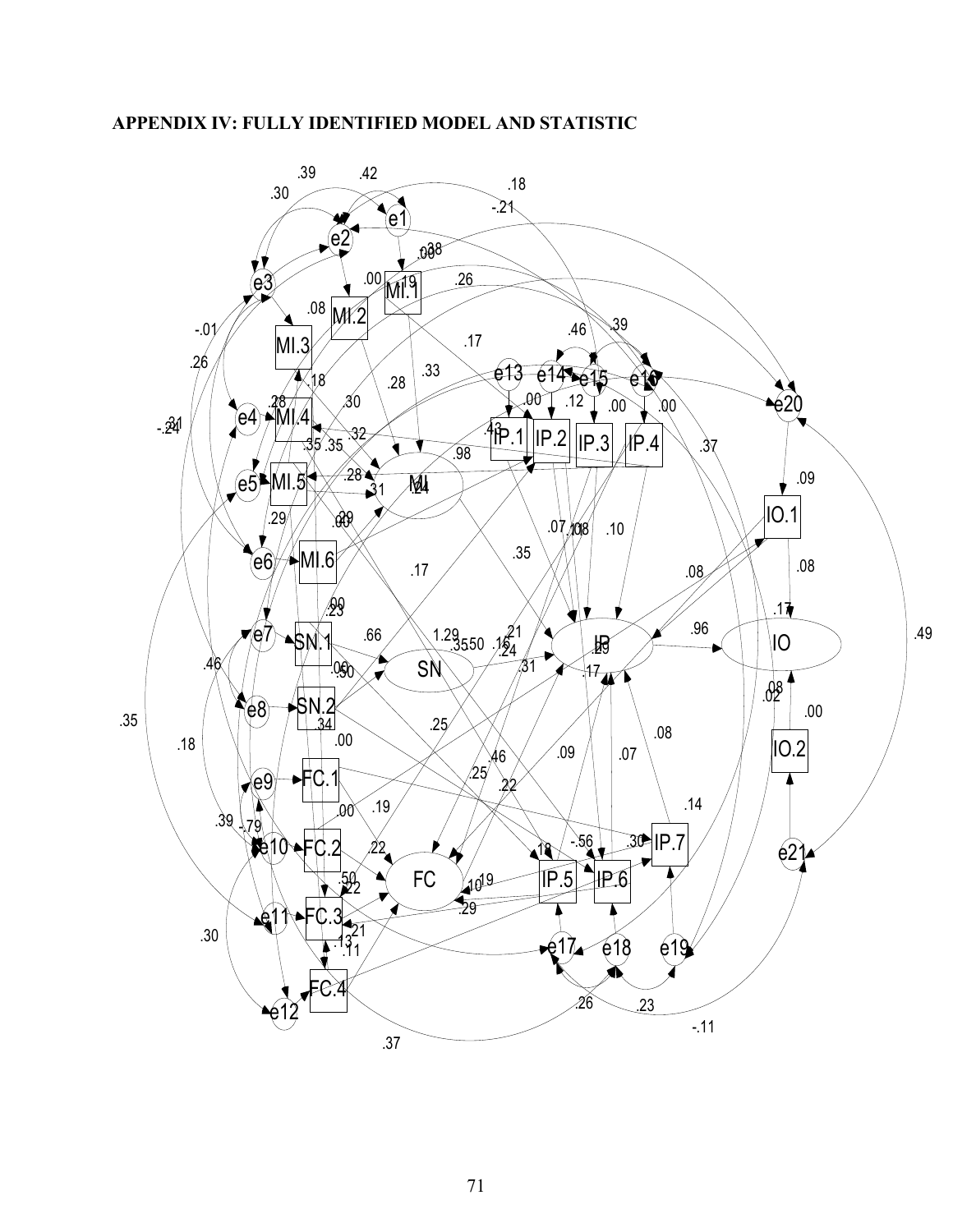## APPENDIX IV: FULLY IDENTIFIED MODEL AND STATISTIC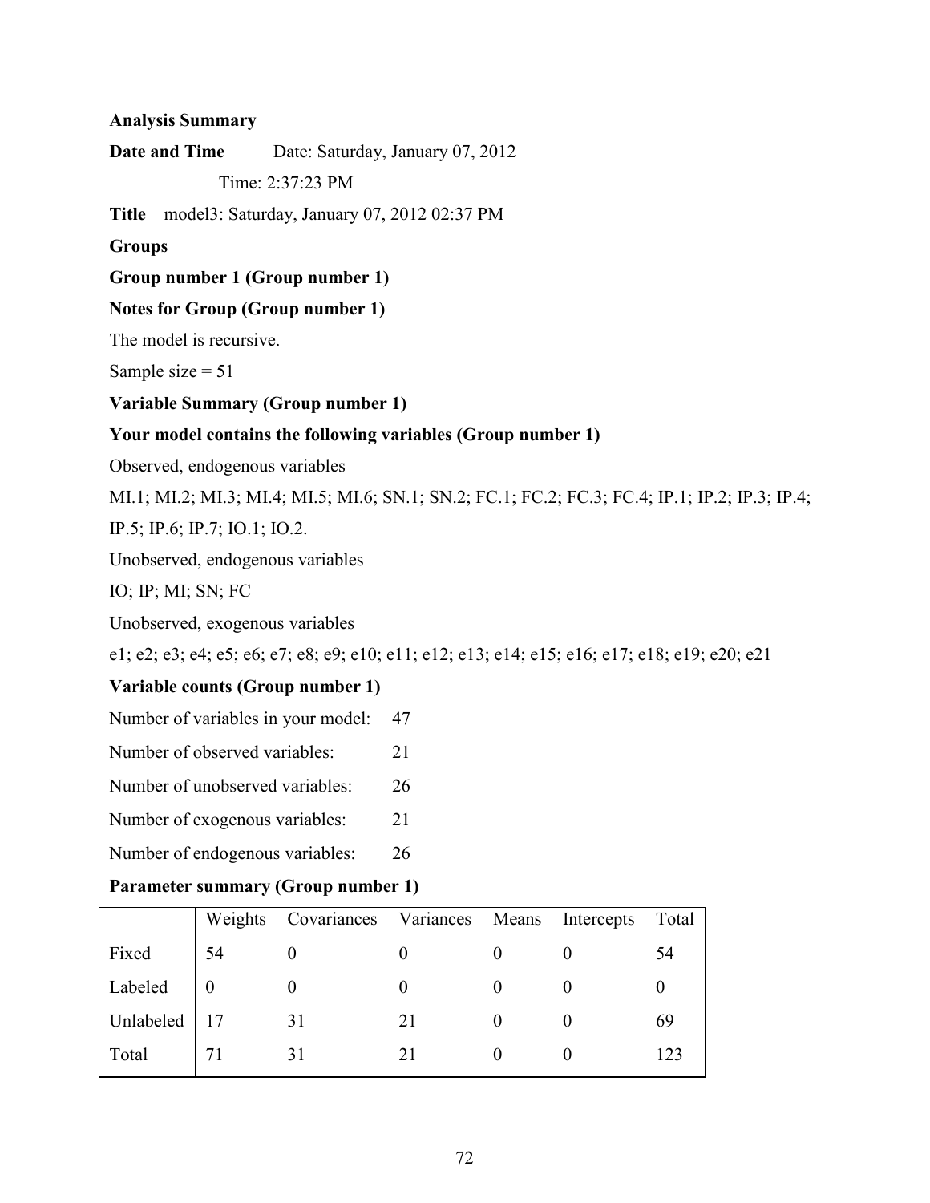**Analysis Summary**

**Date and Time** Date: Saturday, January 07, 2012

Time: 2:37:23 PM

**Title** model3: Saturday, January 07, 2012 02:37 PM

**Groups**

**Group number 1 (Group number 1)**

**Notes for Group (Group number 1)**

The model is recursive.

Sample size = 51

**Variable Summary (Group number 1)**

**Your model contains the following variables (Group number 1)**

Observed, endogenous variables

MI.1; MI.2; MI.3; MI.4; MI.5; MI.6; SN.1; SN.2; FC.1; FC.2; FC.3; FC.4; IP.1; IP.2; IP.3; IP.4; IP.5; IP.6; IP.7; IO.1; IO.2.

Unobserved, endogenous variables

IO; IP; MI; SN; FC

Unobserved, exogenous variables

e1; e2; e3; e4; e5; e6; e7; e8; e9; e10; e11; e12; e13; e14; e15; e16; e17; e18; e19; e20; e21

**Variable counts (Group number 1)**

Number of variables in your model: 47

Number of observed variables: 21

Number of unobserved variables: 26

Number of exogenous variables: 21

Number of endogenous variables: 26

**Parameter summary (Group number 1)**

| | Weights | Covariances | Variances | Means | Intercepts | Total |
|---|---|---|---|---|---|---|
| Fixed | 54 | 0 | 0 | 0 | 0 | 54 |
| Labeled | 0 | 0 | 0 | 0 | 0 | 0 |
| Unlabeled | 17 | 31 | 21 | 0 | 0 | 69 |
| Total | 71 | 31 | 21 | 0 | 0 | 123 |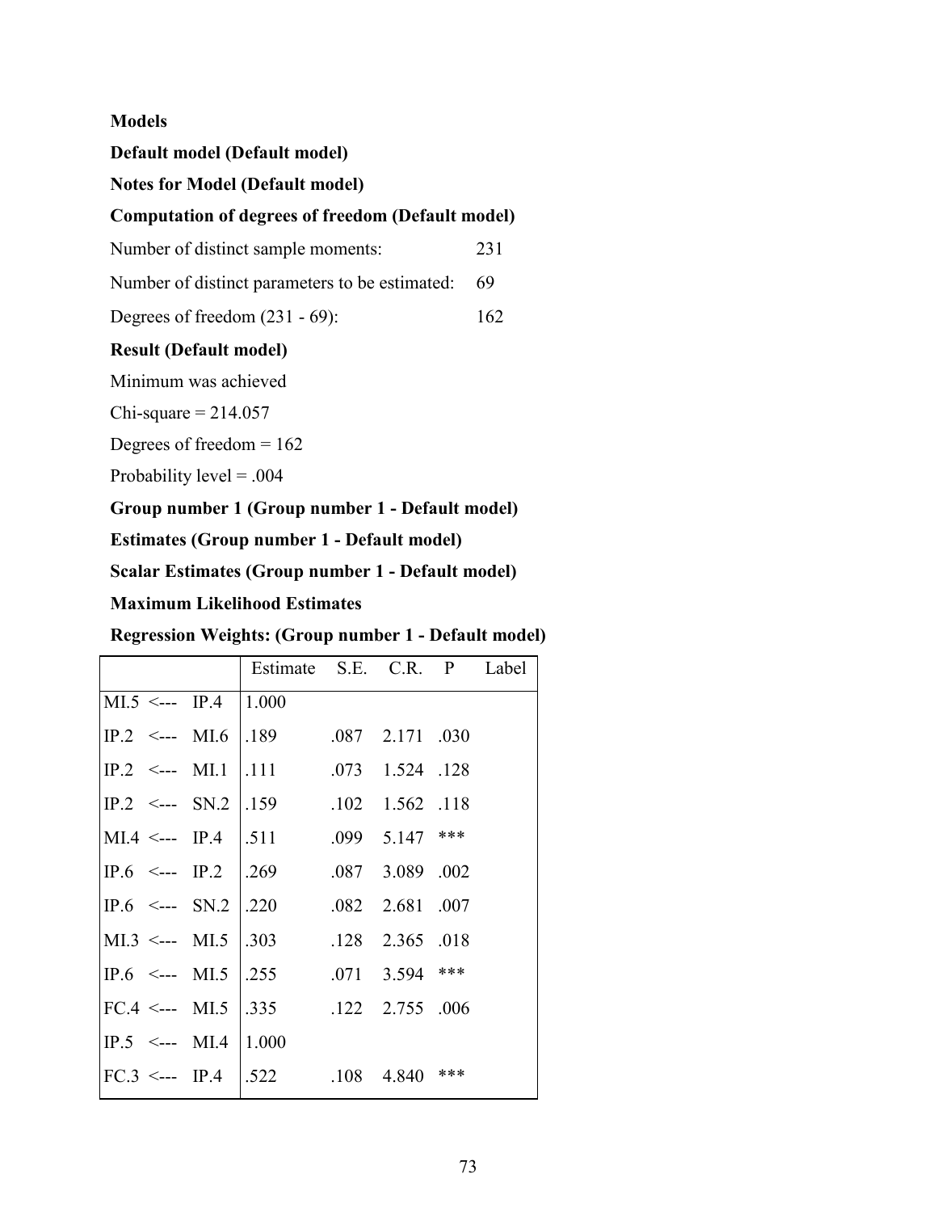**Models**

**Default model (Default model)**

**Notes for Model (Default model)**

**Computation of degrees of freedom (Default model)**

| | |
|---|---|
| Number of distinct sample moments: | 231 |
| Number of distinct parameters to be estimated: | 69 |
| Degrees of freedom (231 - 69): | 162 |

**Result (Default model)**

Minimum was achieved

Chi-square = 214.057

Degrees of freedom = 162

Probability level = .004

**Group number 1 (Group number 1 - Default model)**

**Estimates (Group number 1 - Default model)**

**Scalar Estimates (Group number 1 - Default model)**

**Maximum Likelihood Estimates**

**Regression Weights: (Group number 1 - Default model)**

| | | | Estimate | S.E. | C.R. | P | Label |
|---|---|---|---|---|---|---|---|
| MI.5 | <--- | IP.4 | 1.000 | | | | |
| IP.2 | <--- | MI.6 | .189 | .087 | 2.171 | .030 | |
| IP.2 | <--- | MI.1 | .111 | .073 | 1.524 | .128 | |
| IP.2 | <--- | SN.2 | .159 | .102 | 1.562 | .118 | |
| MI.4 | <--- | IP.4 | .511 | .099 | 5.147 | *** | |
| IP.6 | <--- | IP.2 | .269 | .087 | 3.089 | .002 | |
| IP.6 | <--- | SN.2 | .220 | .082 | 2.681 | .007 | |
| MI.3 | <--- | MI.5 | .303 | .128 | 2.365 | .018 | |
| IP.6 | <--- | MI.5 | .255 | .071 | 3.594 | *** | |
| FC.4 | <--- | MI.5 | .335 | .122 | 2.755 | .006 | |
| IP.5 | <--- | MI.4 | 1.000 | | | | |
| FC.3 | <--- | IP.4 | .522 | .108 | 4.840 | *** | |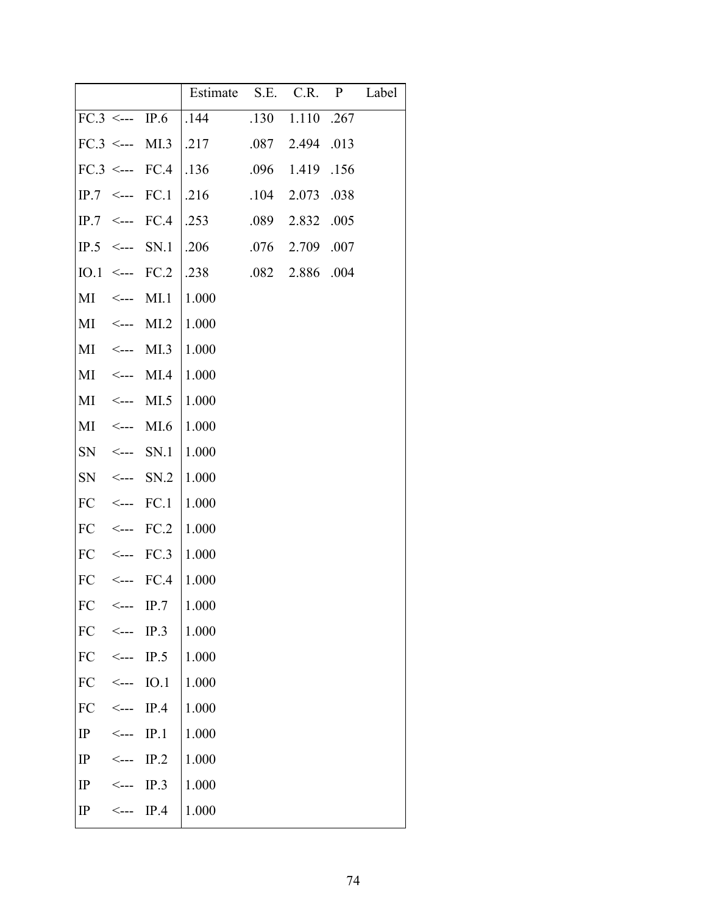| | | | Estimate | S.E. | C.R. | P | Label |
|---|---|---|---|---|---|---|---|
| FC.3 | <--- | IP.6 | .144 | .130 | 1.110 | .267 | |
| FC.3 | <--- | MI.3 | .217 | .087 | 2.494 | .013 | |
| FC.3 | <--- | FC.4 | .136 | .096 | 1.419 | .156 | |
| IP.7 | <--- | FC.1 | .216 | .104 | 2.073 | .038 | |
| IP.7 | <--- | FC.4 | .253 | .089 | 2.832 | .005 | |
| IP.5 | <--- | SN.1 | .206 | .076 | 2.709 | .007 | |
| IO.1 | <--- | FC.2 | .238 | .082 | 2.886 | .004 | |
| MI | <--- | MI.1 | 1.000 | | | | |
| MI | <--- | MI.2 | 1.000 | | | | |
| MI | <--- | MI.3 | 1.000 | | | | |
| MI | <--- | MI.4 | 1.000 | | | | |
| MI | <--- | MI.5 | 1.000 | | | | |
| MI | <--- | MI.6 | 1.000 | | | | |
| SN | <--- | SN.1 | 1.000 | | | | |
| SN | <--- | SN.2 | 1.000 | | | | |
| FC | <--- | FC.1 | 1.000 | | | | |
| FC | <--- | FC.2 | 1.000 | | | | |
| FC | <--- | FC.3 | 1.000 | | | | |
| FC | <--- | FC.4 | 1.000 | | | | |
| FC | <--- | IP.7 | 1.000 | | | | |
| FC | <--- | IP.3 | 1.000 | | | | |
| FC | <--- | IP.5 | 1.000 | | | | |
| FC | <--- | IO.1 | 1.000 | | | | |
| FC | <--- | IP.4 | 1.000 | | | | |
| IP | <--- | IP.1 | 1.000 | | | | |
| IP | <--- | IP.2 | 1.000 | | | | |
| IP | <--- | IP.3 | 1.000 | | | | |
| IP | <--- | IP.4 | 1.000 | | | | |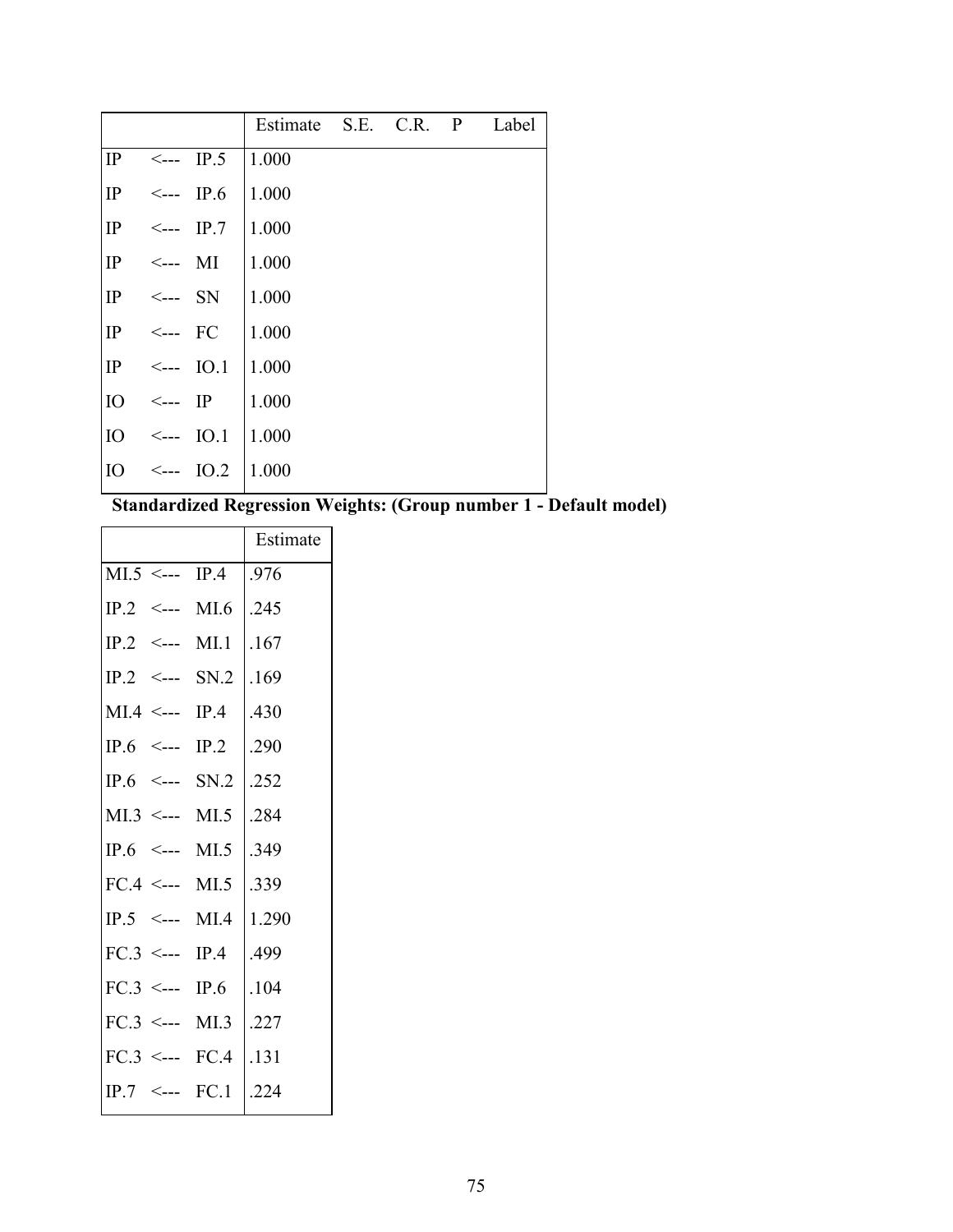| | | | Estimate | S.E. | C.R. | P | Label |
|---|---|---|---|---|---|---|---|
| IP | <--- | IP.5 | 1.000 | | | | |
| IP | <--- | IP.6 | 1.000 | | | | |
| IP | <--- | IP.7 | 1.000 | | | | |
| IP | <--- | MI | 1.000 | | | | |
| IP | <--- | SN | 1.000 | | | | |
| IP | <--- | FC | 1.000 | | | | |
| IP | <--- | IO.1 | 1.000 | | | | |
| IO | <--- | IP | 1.000 | | | | |
| IO | <--- | IO.1 | 1.000 | | | | |
| IO | <--- | IO.2 | 1.000 | | | | |

**Standardized Regression Weights: (Group number 1 - Default model)**

| | | | Estimate |
|---|---|---|---|
| MI.5 | <--- | IP.4 | .976 |
| IP.2 | <--- | MI.6 | .245 |
| IP.2 | <--- | MI.1 | .167 |
| IP.2 | <--- | SN.2 | .169 |
| MI.4 | <--- | IP.4 | .430 |
| IP.6 | <--- | IP.2 | .290 |
| IP.6 | <--- | SN.2 | .252 |
| MI.3 | <--- | MI.5 | .284 |
| IP.6 | <--- | MI.5 | .349 |
| FC.4 | <--- | MI.5 | .339 |
| IP.5 | <--- | MI.4 | 1.290 |
| FC.3 | <--- | IP.4 | .499 |
| FC.3 | <--- | IP.6 | .104 |
| FC.3 | <--- | MI.3 | .227 |
| FC.3 | <--- | FC.4 | .131 |
| IP.7 | <--- | FC.1 | .224 |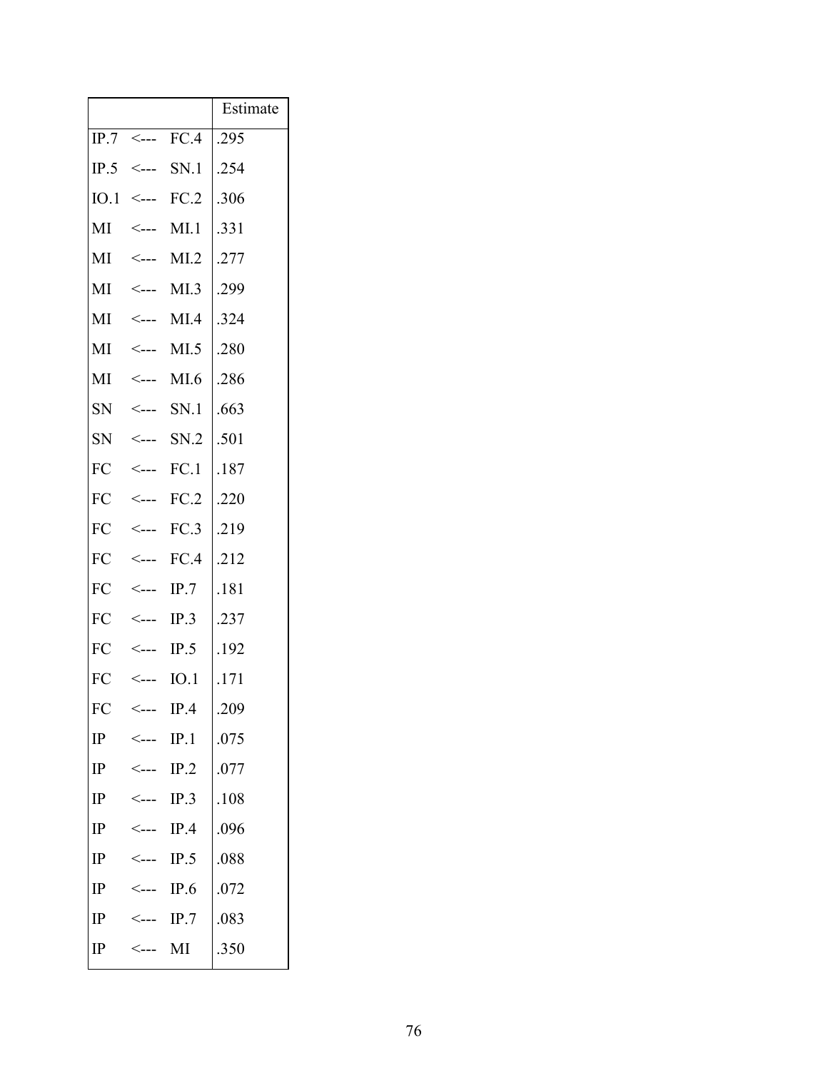| | | | Estimate |
|---|---|---|---|
| IP.7 | <--- | FC.4 | .295 |
| IP.5 | <--- | SN.1 | .254 |
| IO.1 | <--- | FC.2 | .306 |
| MI | <--- | MI.1 | .331 |
| MI | <--- | MI.2 | .277 |
| MI | <--- | MI.3 | .299 |
| MI | <--- | MI.4 | .324 |
| MI | <--- | MI.5 | .280 |
| MI | <--- | MI.6 | .286 |
| SN | <--- | SN.1 | .663 |
| SN | <--- | SN.2 | .501 |
| FC | <--- | FC.1 | .187 |
| FC | <--- | FC.2 | .220 |
| FC | <--- | FC.3 | .219 |
| FC | <--- | FC.4 | .212 |
| FC | <--- | IP.7 | .181 |
| FC | <--- | IP.3 | .237 |
| FC | <--- | IP.5 | .192 |
| FC | <--- | IO.1 | .171 |
| FC | <--- | IP.4 | .209 |
| IP | <--- | IP.1 | .075 |
| IP | <--- | IP.2 | .077 |
| IP | <--- | IP.3 | .108 |
| IP | <--- | IP.4 | .096 |
| IP | <--- | IP.5 | .088 |
| IP | <--- | IP.6 | .072 |
| IP | <--- | IP.7 | .083 |
| IP | <--- | MI | .350 |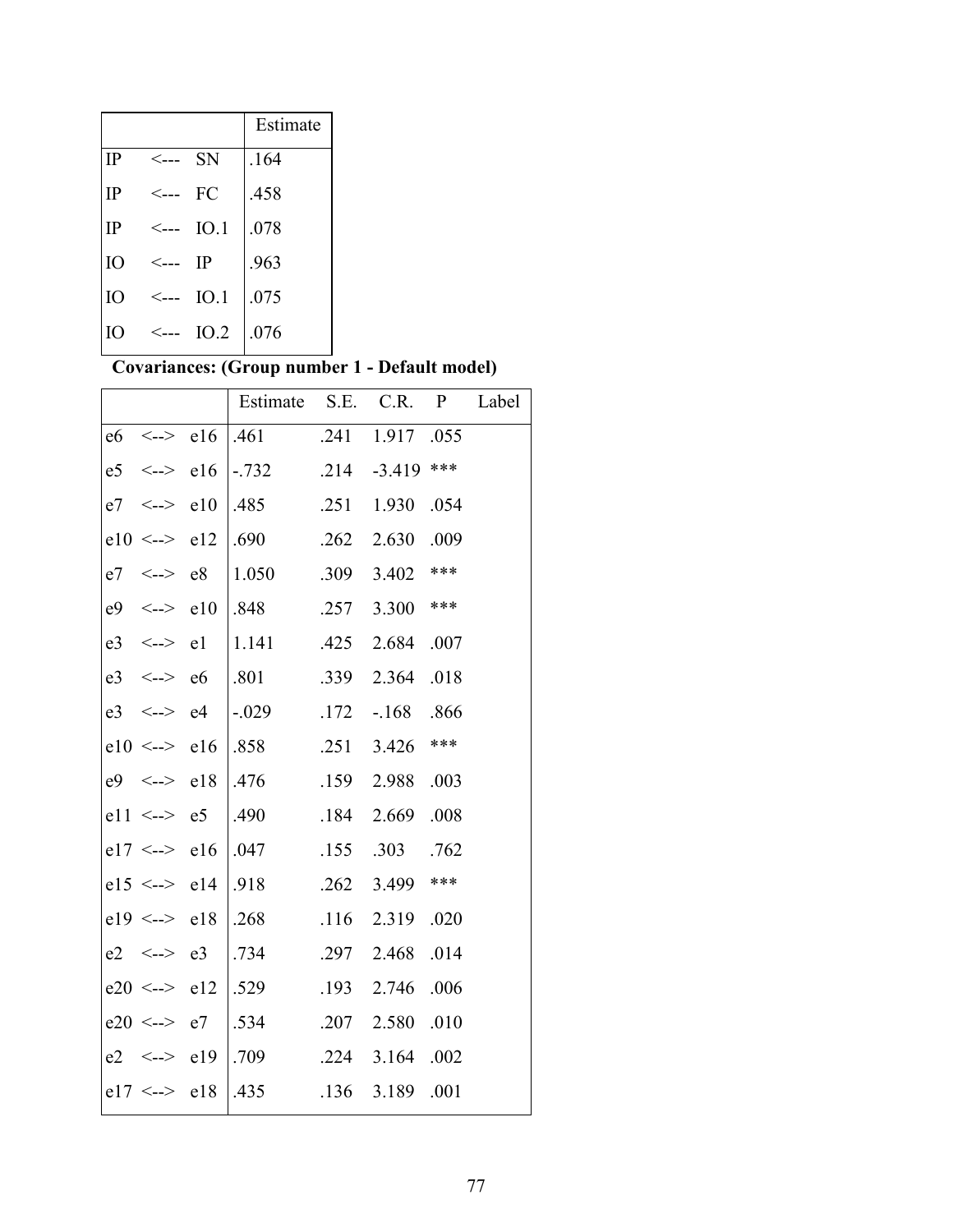| | | | Estimate |
|---|---|---|---|
| IP | <--- | SN | .164 |
| IP | <--- | FC | .458 |
| IP | <--- | IO.1 | .078 |
| IO | <--- | IP | .963 |
| IO | <--- | IO.1 | .075 |
| IO | <--- | IO.2 | .076 |

**Covariances: (Group number 1 - Default model)**

| | | | Estimate | S.E. | C.R. | P | Label |
|---|---|---|---|---|---|---|---|
| e6 | <--> | e16 | .461 | .241 | 1.917 | .055 | |
| e5 | <--> | e16 | -.732 | .214 | -3.419 | *** | |
| e7 | <--> | e10 | .485 | .251 | 1.930 | .054 | |
| e10 | <--> | e12 | .690 | .262 | 2.630 | .009 | |
| e7 | <--> | e8 | 1.050 | .309 | 3.402 | *** | |
| e9 | <--> | e10 | .848 | .257 | 3.300 | *** | |
| e3 | <--> | e1 | 1.141 | .425 | 2.684 | .007 | |
| e3 | <--> | e6 | .801 | .339 | 2.364 | .018 | |
| e3 | <--> | e4 | -.029 | .172 | -.168 | .866 | |
| e10 | <--> | e16 | .858 | .251 | 3.426 | *** | |
| e9 | <--> | e18 | .476 | .159 | 2.988 | .003 | |
| e11 | <--> | e5 | .490 | .184 | 2.669 | .008 | |
| e17 | <--> | e16 | .047 | .155 | .303 | .762 | |
| e15 | <--> | e14 | .918 | .262 | 3.499 | *** | |
| e19 | <--> | e18 | .268 | .116 | 2.319 | .020 | |
| e2 | <--> | e3 | .734 | .297 | 2.468 | .014 | |
| e20 | <--> | e12 | .529 | .193 | 2.746 | .006 | |
| e20 | <--> | e7 | .534 | .207 | 2.580 | .010 | |
| e2 | <--> | e19 | .709 | .224 | 3.164 | .002 | |
| e17 | <--> | e18 | .435 | .136 | 3.189 | .001 | |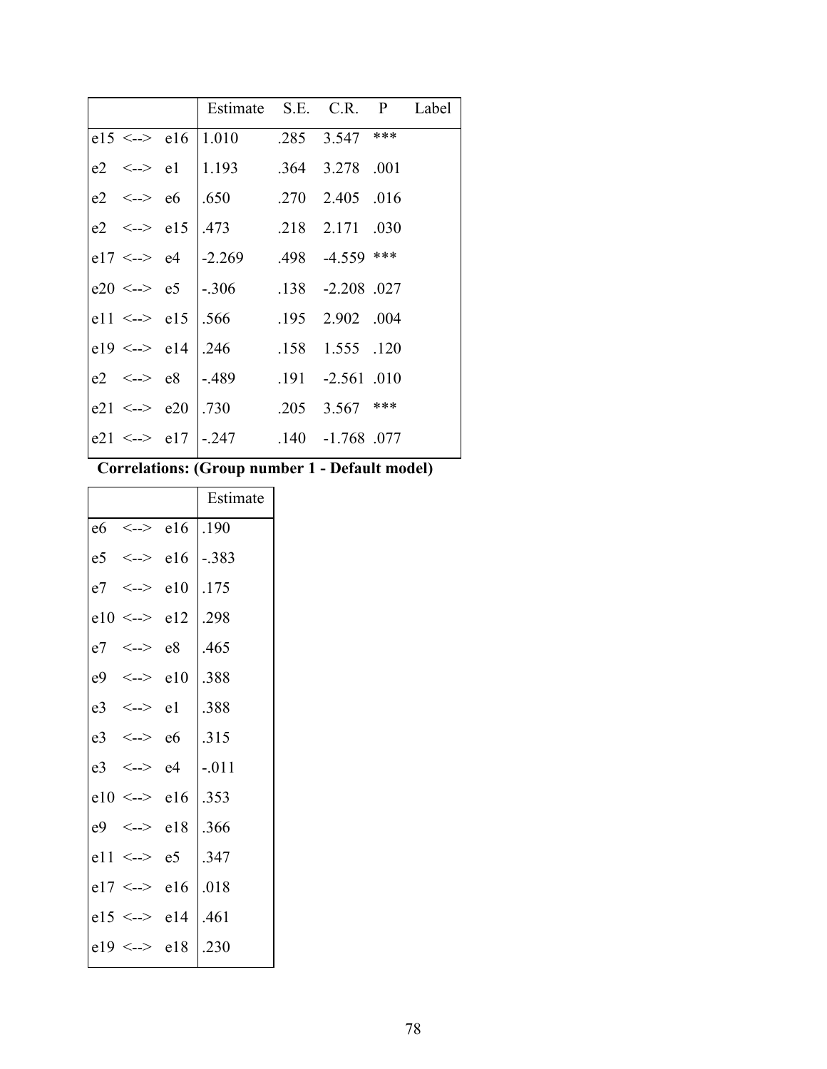| | Estimate | S.E. | C.R. | P | Label |
|---|---|---|---|---|---|
| e15 <--> e16 | 1.010 | .285 | 3.547 | *** | |
| e2 <--> e1 | 1.193 | .364 | 3.278 | .001 | |
| e2 <--> e6 | .650 | .270 | 2.405 | .016 | |
| e2 <--> e15 | .473 | .218 | 2.171 | .030 | |
| e17 <--> e4 | -2.269 | .498 | -4.559 | *** | |
| e20 <--> e5 | -.306 | .138 | -2.208 | .027 | |
| e11 <--> e15 | .566 | .195 | 2.902 | .004 | |
| e19 <--> e14 | .246 | .158 | 1.555 | .120 | |
| e2 <--> e8 | -.489 | .191 | -2.561 | .010 | |
| e21 <--> e20 | .730 | .205 | 3.567 | *** | |
| e21 <--> e17 | -.247 | .140 | -1.768 | .077 | |

**Correlations: (Group number 1 - Default model)**

| | Estimate |
|---|---|
| e6 <--> e16 | .190 |
| e5 <--> e16 | -.383 |
| e7 <--> e10 | .175 |
| e10 <--> e12 | .298 |
| e7 <--> e8 | .465 |
| e9 <--> e10 | .388 |
| e3 <--> e1 | .388 |
| e3 <--> e6 | .315 |
| e3 <--> e4 | -.011 |
| e10 <--> e16 | .353 |
| e9 <--> e18 | .366 |
| e11 <--> e5 | .347 |
| e17 <--> e16 | .018 |
| e15 <--> e14 | .461 |
| e19 <--> e18 | .230 |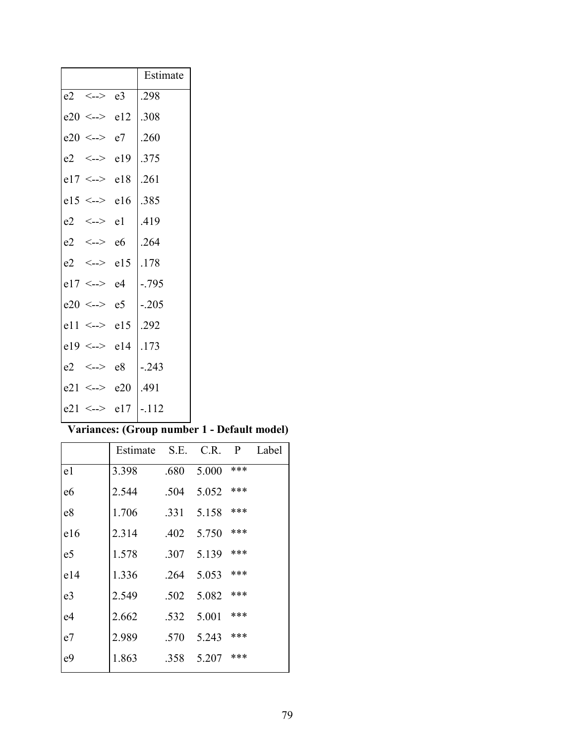| | Estimate |
|---|---|
| e2 <--> e3 | .298 |
| e20 <--> e12 | .308 |
| e20 <--> e7 | .260 |
| e2 <--> e19 | .375 |
| e17 <--> e18 | .261 |
| e15 <--> e16 | .385 |
| e2 <--> e1 | .419 |
| e2 <--> e6 | .264 |
| e2 <--> e15 | .178 |
| e17 <--> e4 | -.795 |
| e20 <--> e5 | -.205 |
| e11 <--> e15 | .292 |
| e19 <--> e14 | .173 |
| e2 <--> e8 | -.243 |
| e21 <--> e20 | .491 |
| e21 <--> e17 | -.112 |

**Variances: (Group number 1 - Default model)**

| | Estimate | S.E. | C.R. | P | Label |
|---|---|---|---|---|---|
| e1 | 3.398 | .680 | 5.000 | *** | |
| e6 | 2.544 | .504 | 5.052 | *** | |
| e8 | 1.706 | .331 | 5.158 | *** | |
| e16 | 2.314 | .402 | 5.750 | *** | |
| e5 | 1.578 | .307 | 5.139 | *** | |
| e14 | 1.336 | .264 | 5.053 | *** | |
| e3 | 2.549 | .502 | 5.082 | *** | |
| e4 | 2.662 | .532 | 5.001 | *** | |
| e7 | 2.989 | .570 | 5.243 | *** | |
| e9 | 1.863 | .358 | 5.207 | *** | |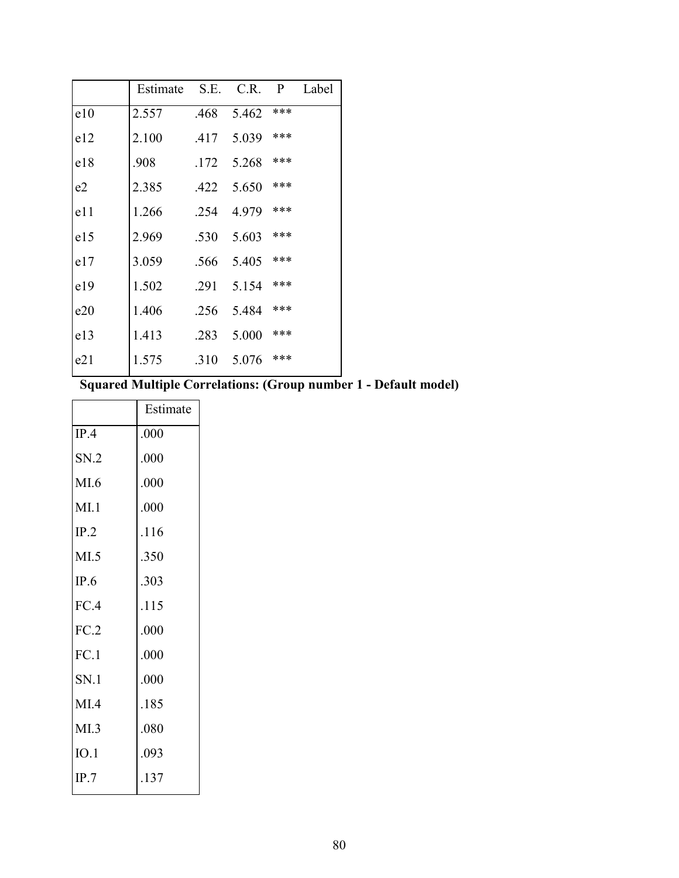| | Estimate | S.E. | C.R. | P | Label |
|---|---|---|---|---|---|
| e10 | 2.557 | .468 | 5.462 | *** | |
| e12 | 2.100 | .417 | 5.039 | *** | |
| e18 | .908 | .172 | 5.268 | *** | |
| e2 | 2.385 | .422 | 5.650 | *** | |
| e11 | 1.266 | .254 | 4.979 | *** | |
| e15 | 2.969 | .530 | 5.603 | *** | |
| e17 | 3.059 | .566 | 5.405 | *** | |
| e19 | 1.502 | .291 | 5.154 | *** | |
| e20 | 1.406 | .256 | 5.484 | *** | |
| e13 | 1.413 | .283 | 5.000 | *** | |
| e21 | 1.575 | .310 | 5.076 | *** | |

**Squared Multiple Correlations: (Group number 1 - Default model)**

| | Estimate |
|---|---|
| IP.4 | .000 |
| SN.2 | .000 |
| MI.6 | .000 |
| MI.1 | .000 |
| IP.2 | .116 |
| MI.5 | .350 |
| IP.6 | .303 |
| FC.4 | .115 |
| FC.2 | .000 |
| FC.1 | .000 |
| SN.1 | .000 |
| MI.4 | .185 |
| MI.3 | .080 |
| IO.1 | .093 |
| IP.7 | .137 |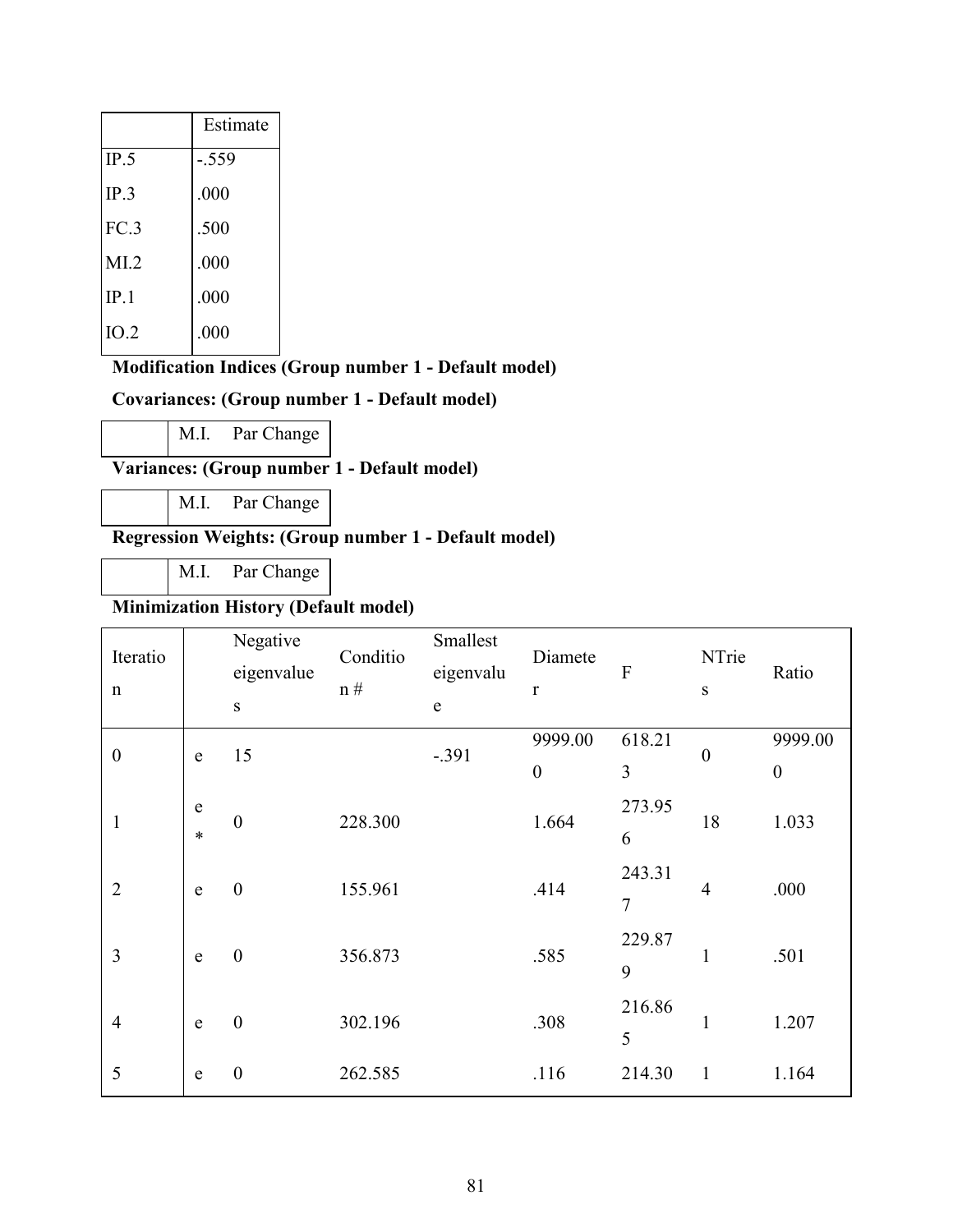| | Estimate |
|---|---|
| IP.5 | -.559 |
| IP.3 | .000 |
| FC.3 | .500 |
| MI.2 | .000 |
| IP.1 | .000 |
| IO.2 | .000 |

**Modification Indices (Group number 1 - Default model)**

**Covariances: (Group number 1 - Default model)**

| | M.I. | Par Change |
|---|---|---|

**Variances: (Group number 1 - Default model)**

| | M.I. | Par Change |
|---|---|---|

**Regression Weights: (Group number 1 - Default model)**

| | M.I. | Par Change |
|---|---|---|

**Minimization History (Default model)**

| Iteration | | Negative eigenvalues | Condition # | Smallest eigenvalue | Diameter | F | NTries | Ratio |
|---|---|---|---|---|---|---|---|---|
| 0 | e | 15 | | -.391 | 9999.000 | 618.213 | 0 | 9999.000 |
| 1 | e* | 0 | 228.300 | | 1.664 | 273.956 | 18 | 1.033 |
| 2 | e | 0 | 155.961 | | .414 | 243.317 | 4 | .000 |
| 3 | e | 0 | 356.873 | | .585 | 229.879 | 1 | .501 |
| 4 | e | 0 | 302.196 | | .308 | 216.865 | 1 | 1.207 |
| 5 | e | 0 | 262.585 | | .116 | 214.30 | 1 | 1.164 |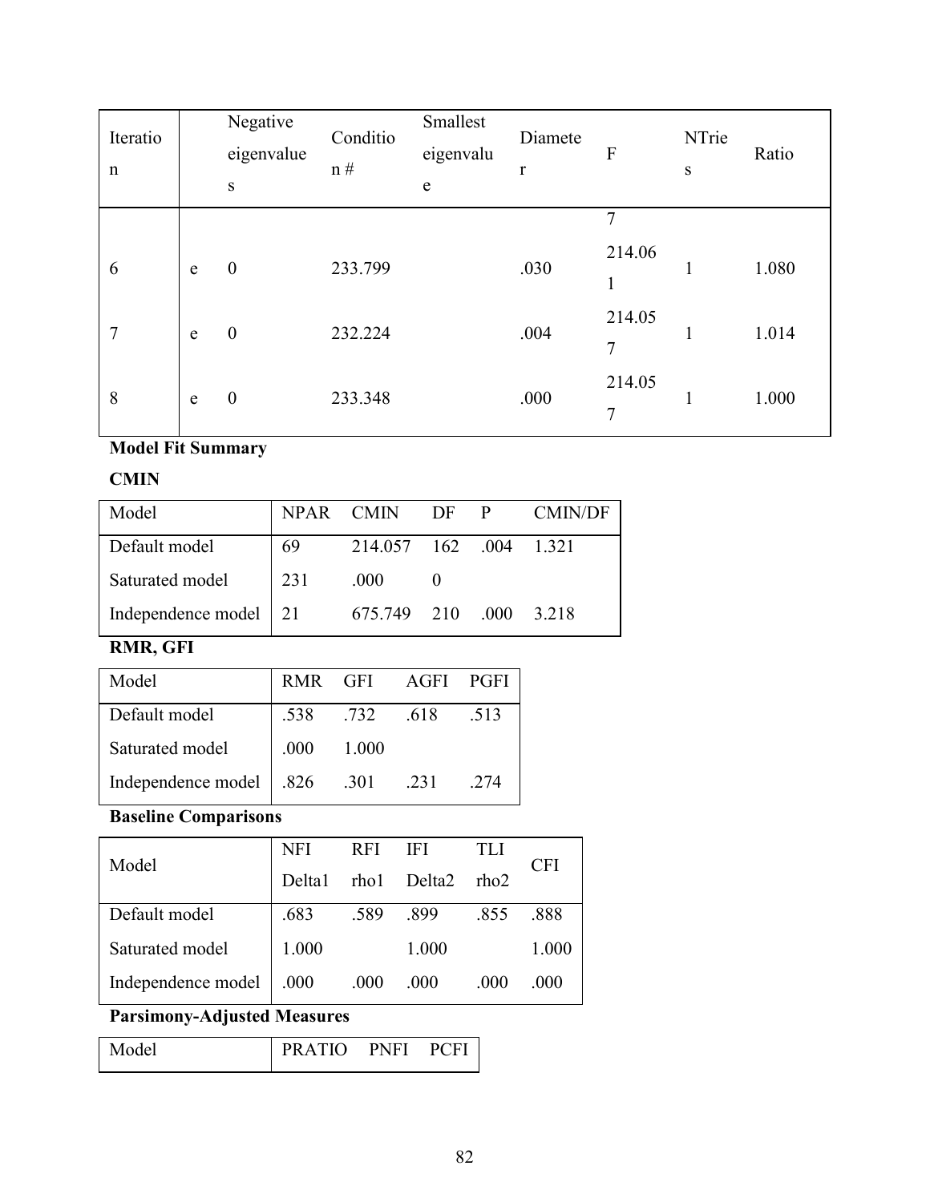| Iteration | | Negative eigenvalues | Condition # | Smallest eigenvalue | Diameter | F | NTries | Ratio |
|---|---|---|---|---|---|---|---|---|
| 6 | e | 0 | 233.799 | | .030 | 7 214.061 | 1 | 1.080 |
| 7 | e | 0 | 232.224 | | .004 | 214.057 | 1 | 1.014 |
| 8 | e | 0 | 233.348 | | .000 | 214.057 | 1 | 1.000 |

**Model Fit Summary**

**CMIN**

| Model | NPAR | CMIN | DF | P | CMIN/DF |
|---|---|---|---|---|---|
| Default model | 69 | 214.057 | 162 | .004 | 1.321 |
| Saturated model | 231 | .000 | 0 | | |
| Independence model | 21 | 675.749 | 210 | .000 | 3.218 |

**RMR, GFI**

| Model | RMR | GFI | AGFI | PGFI |
|---|---|---|---|---|
| Default model | .538 | .732 | .618 | .513 |
| Saturated model | .000 | 1.000 | | |
| Independence model | .826 | .301 | .231 | .274 |

**Baseline Comparisons**

| Model | NFI Delta1 | RFI rho1 | IFI Delta2 | TLI rho2 | CFI |
|---|---|---|---|---|---|
| Default model | .683 | .589 | .899 | .855 | .888 |
| Saturated model | 1.000 | | 1.000 | | 1.000 |
| Independence model | .000 | .000 | .000 | .000 | .000 |

**Parsimony-Adjusted Measures**

| Model | PRATIO | PNFI | PCFI |
|---|---|---|---|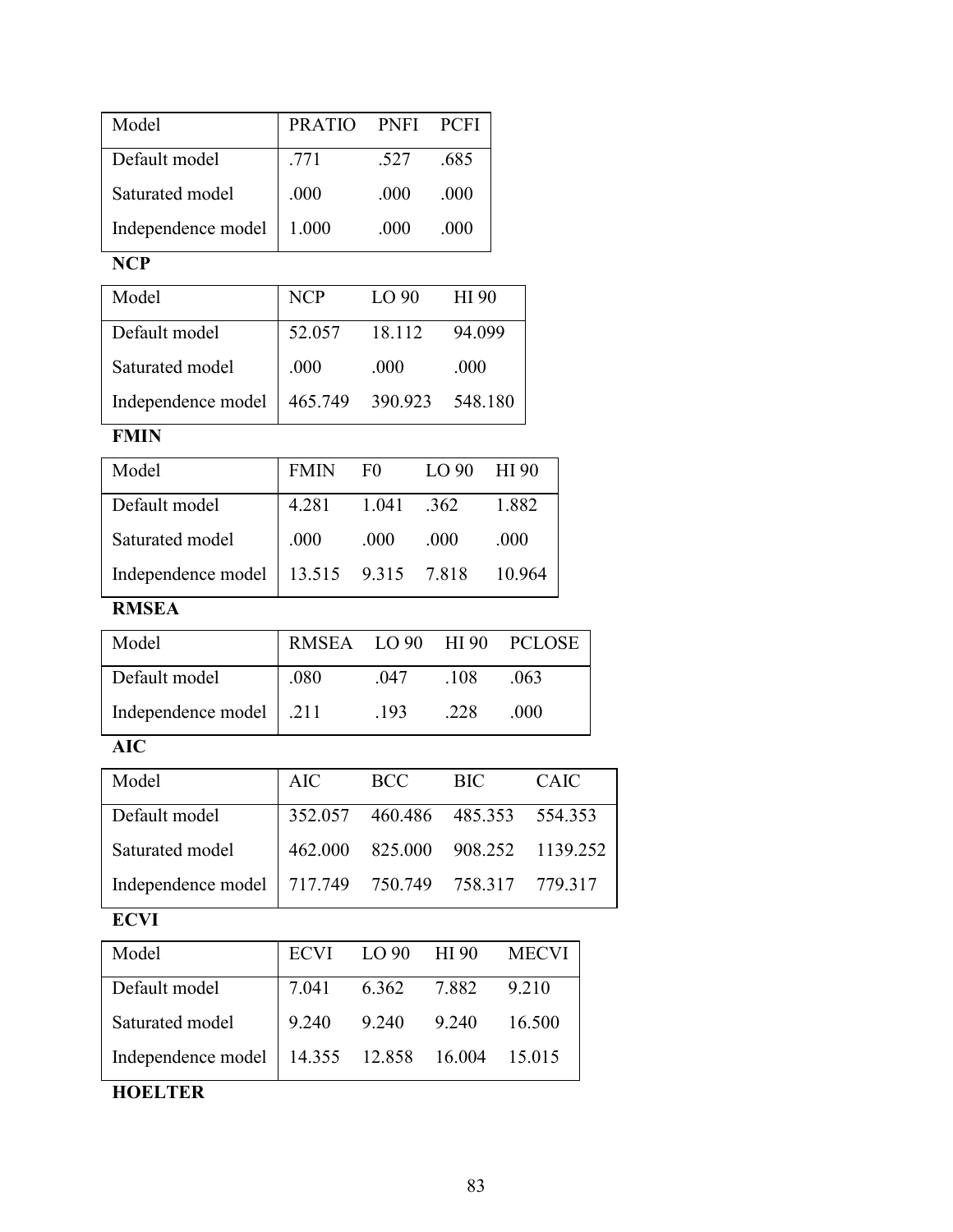| Model | PRATIO | PNFI | PCFI |
|---|---|---|---|
| Default model | .771 | .527 | .685 |
| Saturated model | .000 | .000 | .000 |
| Independence model | 1.000 | .000 | .000 |

**NCP**

| Model | NCP | LO 90 | HI 90 |
|---|---|---|---|
| Default model | 52.057 | 18.112 | 94.099 |
| Saturated model | .000 | .000 | .000 |
| Independence model | 465.749 | 390.923 | 548.180 |

**FMIN**

| Model | FMIN | F0 | LO 90 | HI 90 |
|---|---|---|---|---|
| Default model | 4.281 | 1.041 | .362 | 1.882 |
| Saturated model | .000 | .000 | .000 | .000 |
| Independence model | 13.515 | 9.315 | 7.818 | 10.964 |

**RMSEA**

| Model | RMSEA | LO 90 | HI 90 | PCLOSE |
|---|---|---|---|---|
| Default model | .080 | .047 | .108 | .063 |
| Independence model | .211 | .193 | .228 | .000 |

**AIC**

| Model | AIC | BCC | BIC | CAIC |
|---|---|---|---|---|
| Default model | 352.057 | 460.486 | 485.353 | 554.353 |
| Saturated model | 462.000 | 825.000 | 908.252 | 1139.252 |
| Independence model | 717.749 | 750.749 | 758.317 | 779.317 |

**ECVI**

| Model | ECVI | LO 90 | HI 90 | MECVI |
|---|---|---|---|---|
| Default model | 7.041 | 6.362 | 7.882 | 9.210 |
| Saturated model | 9.240 | 9.240 | 9.240 | 16.500 |
| Independence model | 14.355 | 12.858 | 16.004 | 15.015 |

**HOELTER**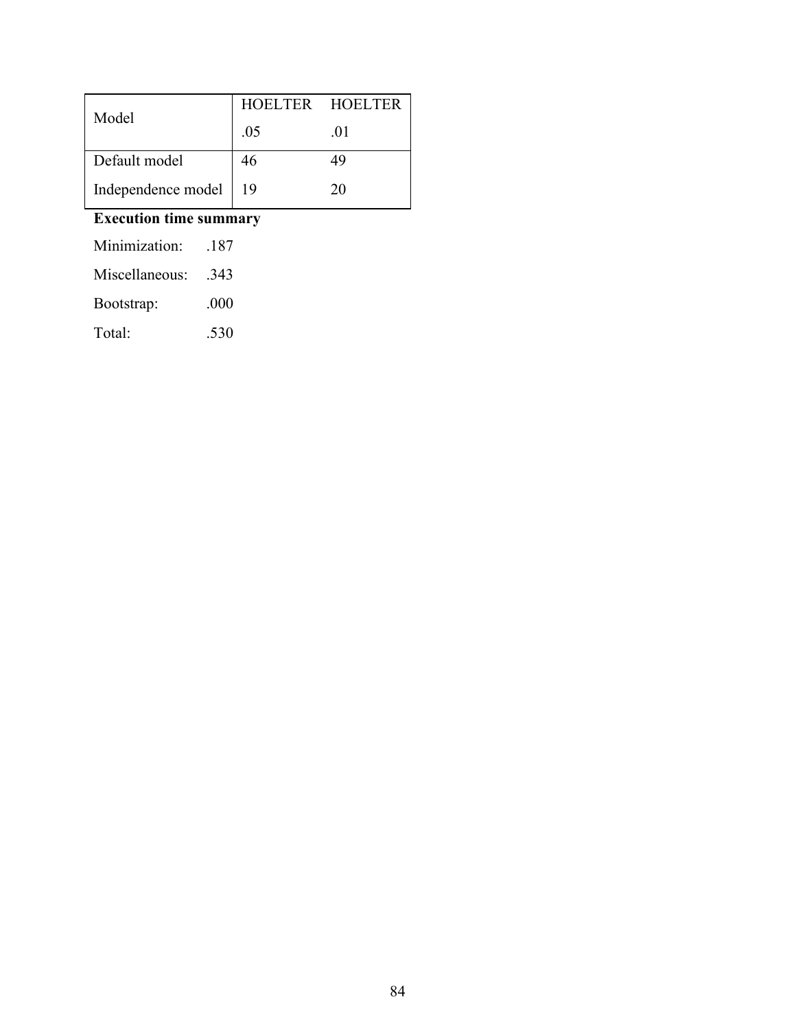| Model | HOELTER .05 | HOELTER .01 |
|---|---|---|
| Default model | 46 | 49 |
| Independence model | 19 | 20 |

**Execution time summary**

| | |
|---|---|
| Minimization: | .187 |
| Miscellaneous: | .343 |
| Bootstrap: | .000 |
| Total: | .530 |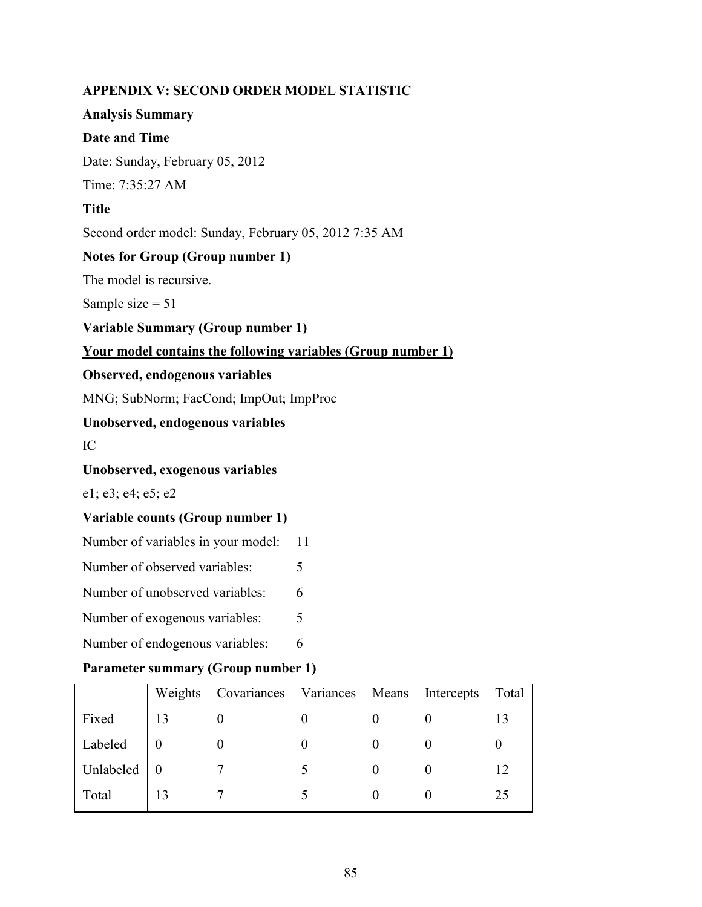## APPENDIX V: SECOND ORDER MODEL STATISTIC

**Analysis Summary**

**Date and Time**

Date: Sunday, February 05, 2012

Time: 7:35:27 AM

**Title**

Second order model: Sunday, February 05, 2012 7:35 AM

**Notes for Group (Group number 1)**

The model is recursive.

Sample size = 51

**Variable Summary (Group number 1)**

**Your model contains the following variables (Group number 1)**

**Observed, endogenous variables**

MNG; SubNorm; FacCond; ImpOut; ImpProc

**Unobserved, endogenous variables**

IC

**Unobserved, exogenous variables**

e1; e3; e4; e5; e2

**Variable counts (Group number 1)**

Number of variables in your model: 11

Number of observed variables: 5

Number of unobserved variables: 6

Number of exogenous variables: 5

Number of endogenous variables: 6

**Parameter summary (Group number 1)**

| | Weights | Covariances | Variances | Means | Intercepts | Total |
|---|---|---|---|---|---|---|
| Fixed | 13 | 0 | 0 | 0 | 0 | 13 |
| Labeled | 0 | 0 | 0 | 0 | 0 | 0 |
| Unlabeled | 0 | 7 | 5 | 0 | 0 | 12 |
| Total | 13 | 7 | 5 | 0 | 0 | 25 |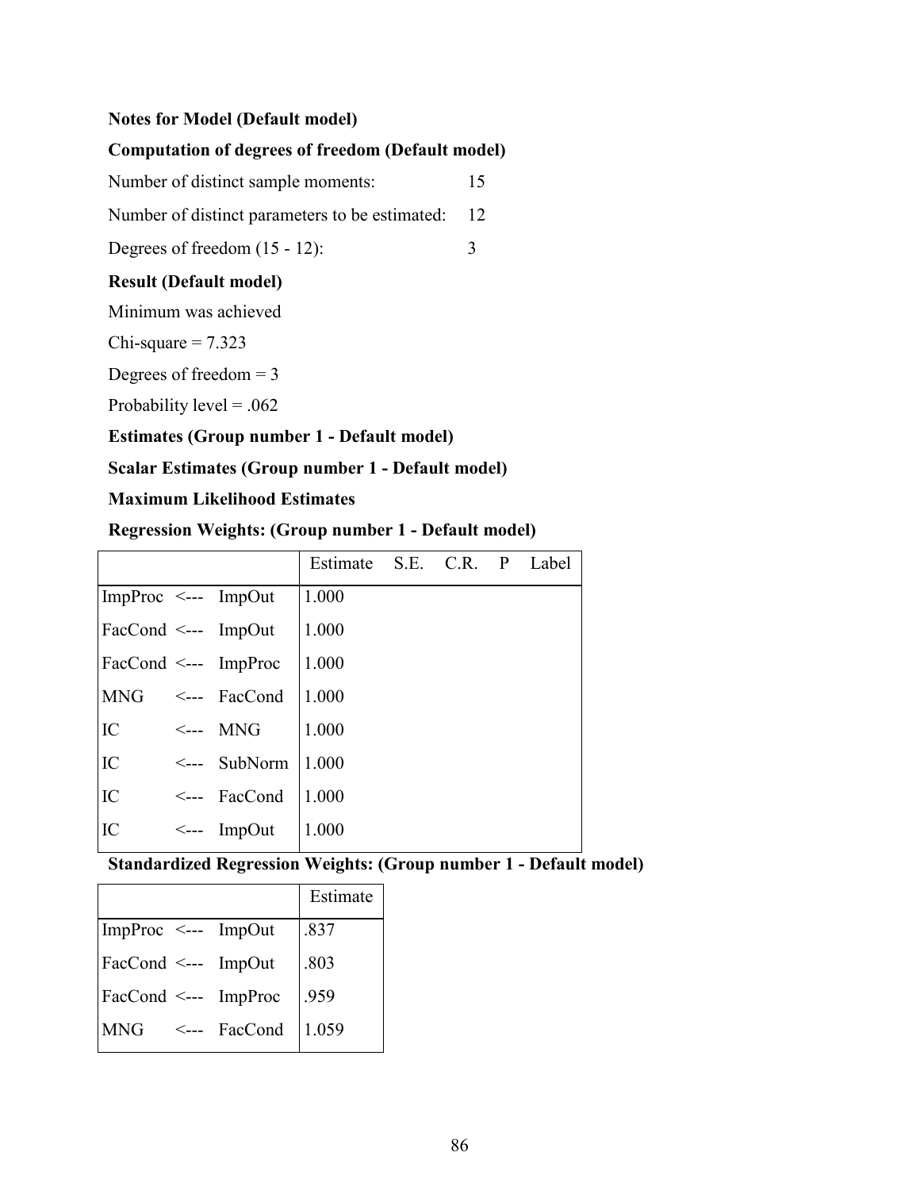**Notes for Model (Default model)**

**Computation of degrees of freedom (Default model)**

Number of distinct sample moments: 15

Number of distinct parameters to be estimated: 12

Degrees of freedom (15 - 12): 3

**Result (Default model)**

Minimum was achieved

Chi-square = 7.323

Degrees of freedom = 3

Probability level = .062

**Estimates (Group number 1 - Default model)**

**Scalar Estimates (Group number 1 - Default model)**

**Maximum Likelihood Estimates**

**Regression Weights: (Group number 1 - Default model)**

| | | | Estimate | S.E. | C.R. | P | Label |
|---|---|---|---|---|---|---|---|
| ImpProc | <--- | ImpOut | 1.000 | | | | |
| FacCond | <--- | ImpOut | 1.000 | | | | |
| FacCond | <--- | ImpProc | 1.000 | | | | |
| MNG | <--- | FacCond | 1.000 | | | | |
| IC | <--- | MNG | 1.000 | | | | |
| IC | <--- | SubNorm | 1.000 | | | | |
| IC | <--- | FacCond | 1.000 | | | | |
| IC | <--- | ImpOut | 1.000 | | | | |

**Standardized Regression Weights: (Group number 1 - Default model)**

| | | | Estimate |
|---|---|---|---|
| ImpProc | <--- | ImpOut | .837 |
| FacCond | <--- | ImpOut | .803 |
| FacCond | <--- | ImpProc | .959 |
| MNG | <--- | FacCond | 1.059 |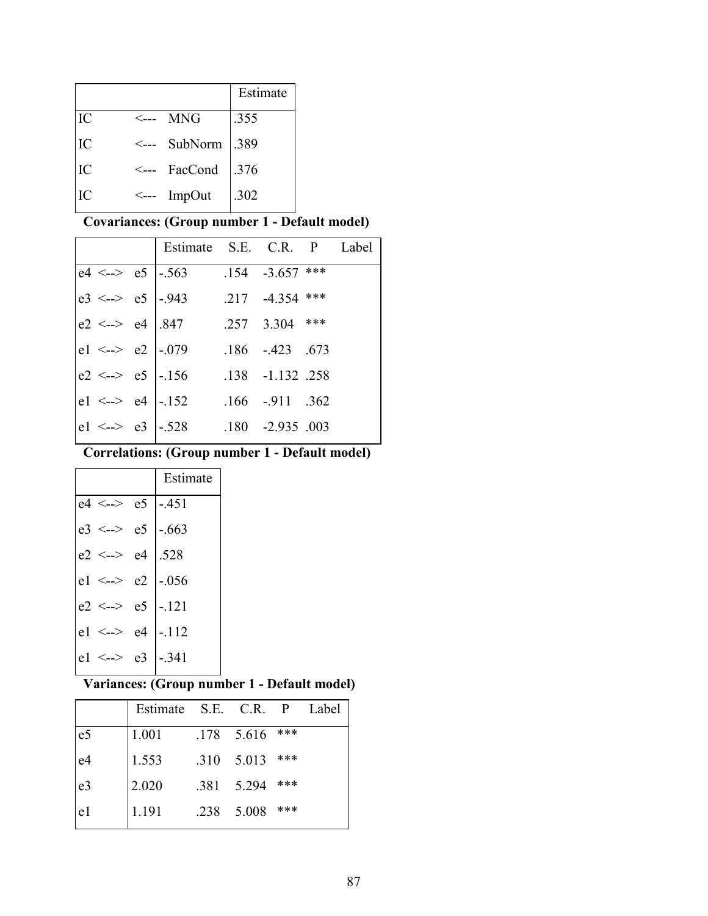| | | | Estimate |
|---|---|---|---|
| IC | <--- | MNG | .355 |
| IC | <--- | SubNorm | .389 |
| IC | <--- | FacCond | .376 |
| IC | <--- | ImpOut | .302 |

**Covariances: (Group number 1 - Default model)**

| | | | Estimate | S.E. | C.R. | P | Label |
|---|---|---|---|---|---|---|---|
| e4 | <--> | e5 | -.563 | .154 | -3.657 | *** | |
| e3 | <--> | e5 | -.943 | .217 | -4.354 | *** | |
| e2 | <--> | e4 | .847 | .257 | 3.304 | *** | |
| e1 | <--> | e2 | -.079 | .186 | -.423 | .673 | |
| e2 | <--> | e5 | -.156 | .138 | -1.132 | .258 | |
| e1 | <--> | e4 | -.152 | .166 | -.911 | .362 | |
| e1 | <--> | e3 | -.528 | .180 | -2.935 | .003 | |

**Correlations: (Group number 1 - Default model)**

| | | | Estimate |
|---|---|---|---|
| e4 | <--> | e5 | -.451 |
| e3 | <--> | e5 | -.663 |
| e2 | <--> | e4 | .528 |
| e1 | <--> | e2 | -.056 |
| e2 | <--> | e5 | -.121 |
| e1 | <--> | e4 | -.112 |
| e1 | <--> | e3 | -.341 |

**Variances: (Group number 1 - Default model)**

| | Estimate | S.E. | C.R. | P | Label |
|---|---|---|---|---|---|
| e5 | 1.001 | .178 | 5.616 | *** | |
| e4 | 1.553 | .310 | 5.013 | *** | |
| e3 | 2.020 | .381 | 5.294 | *** | |
| e1 | 1.191 | .238 | 5.008 | *** | |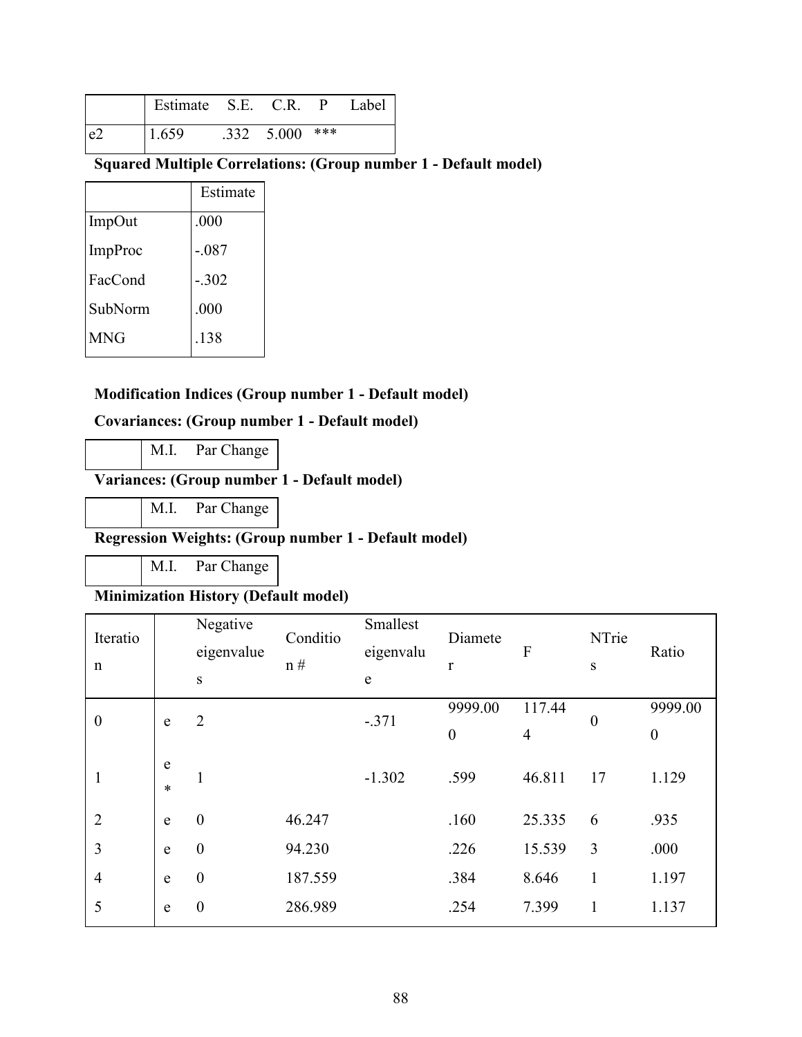|  | Estimate | S.E. | C.R. | P | Label |
|---|---|---|---|---|---|
| e2 | 1.659 | .332 | 5.000 | *** |  |

**Squared Multiple Correlations: (Group number 1 - Default model)**

|  | Estimate |
|---|---|
| ImpOut | .000 |
| ImpProc | -.087 |
| FacCond | -.302 |
| SubNorm | .000 |
| MNG | .138 |

**Modification Indices (Group number 1 - Default model)**

**Covariances: (Group number 1 - Default model)**

|  | M.I. | Par Change |
|---|---|---|

**Variances: (Group number 1 - Default model)**

|  | M.I. | Par Change |
|---|---|---|

**Regression Weights: (Group number 1 - Default model)**

|  | M.I. | Par Change |
|---|---|---|

**Minimization History (Default model)**

| Iteration |  | Negative eigenvalues | Condition # | Smallest eigenvalue | Diameter | F | NTries | Ratio |
|---|---|---|---|---|---|---|---|---|
| 0 | e | 2 |  | -.371 | 9999.000 | 117.444 | 0 | 9999.000 |
| 1 | e* | 1 |  | -1.302 | .599 | 46.811 | 17 | 1.129 |
| 2 | e | 0 | 46.247 |  | .160 | 25.335 | 6 | .935 |
| 3 | e | 0 | 94.230 |  | .226 | 15.539 | 3 | .000 |
| 4 | e | 0 | 187.559 |  | .384 | 8.646 | 1 | 1.197 |
| 5 | e | 0 | 286.989 |  | .254 | 7.399 | 1 | 1.137 |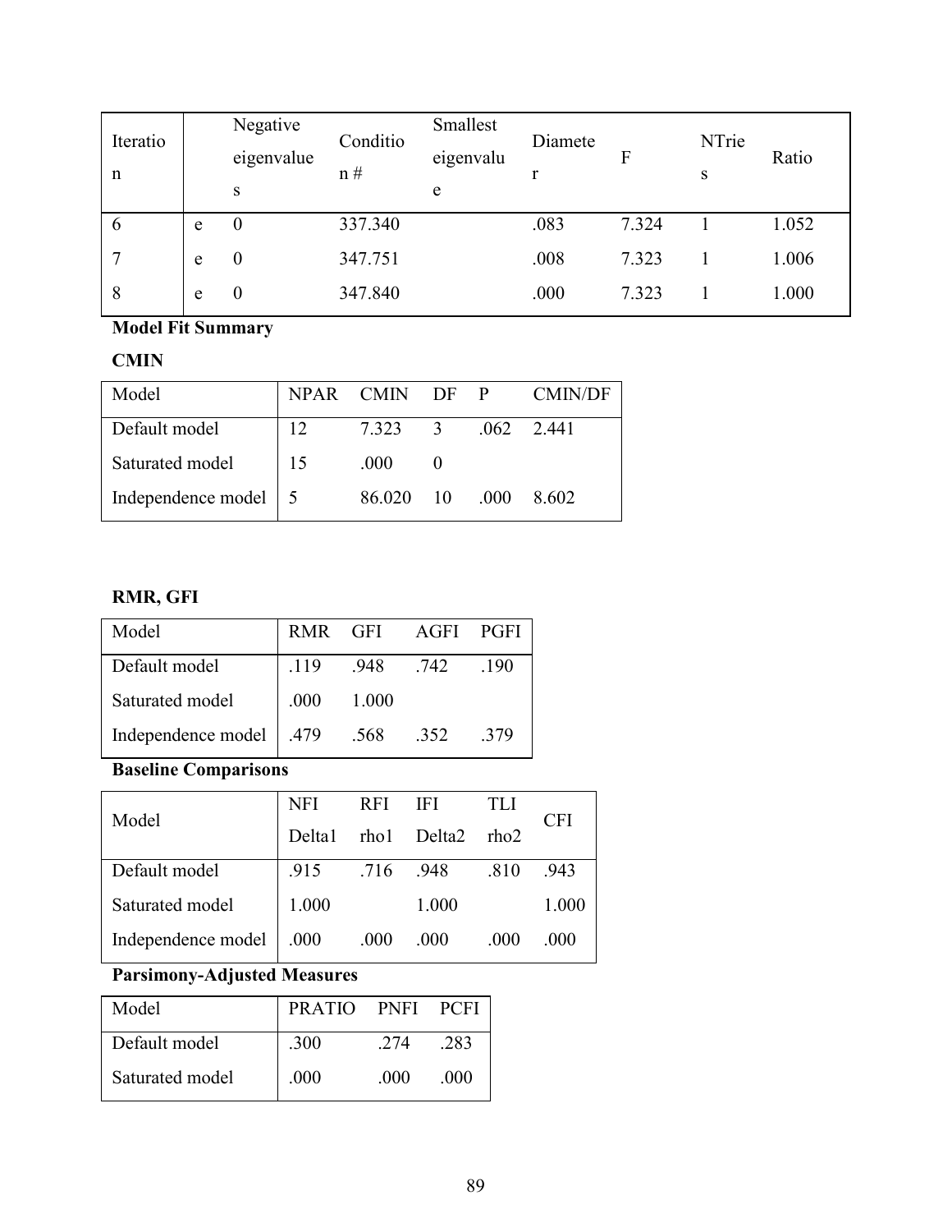| Iteration | | Negative eigenvalues | Condition # | Smallest eigenvalue | Diameter | F | NTries | Ratio |
|---|---|---|---|---|---|---|---|---|
| 6 | e | 0 | 337.340 | | .083 | 7.324 | 1 | 1.052 |
| 7 | e | 0 | 347.751 | | .008 | 7.323 | 1 | 1.006 |
| 8 | e | 0 | 347.840 | | .000 | 7.323 | 1 | 1.000 |

**Model Fit Summary**

**CMIN**

| Model | NPAR | CMIN | DF | P | CMIN/DF |
|---|---|---|---|---|---|
| Default model | 12 | 7.323 | 3 | .062 | 2.441 |
| Saturated model | 15 | .000 | 0 | | |
| Independence model | 5 | 86.020 | 10 | .000 | 8.602 |

**RMR, GFI**

| Model | RMR | GFI | AGFI | PGFI |
|---|---|---|---|---|
| Default model | .119 | .948 | .742 | .190 |
| Saturated model | .000 | 1.000 | | |
| Independence model | .479 | .568 | .352 | .379 |

**Baseline Comparisons**

| Model | NFI Delta1 | RFI rho1 | IFI Delta2 | TLI rho2 | CFI |
|---|---|---|---|---|---|
| Default model | .915 | .716 | .948 | .810 | .943 |
| Saturated model | 1.000 | | 1.000 | | 1.000 |
| Independence model | .000 | .000 | .000 | .000 | .000 |

**Parsimony-Adjusted Measures**

| Model | PRATIO | PNFI | PCFI |
|---|---|---|---|
| Default model | .300 | .274 | .283 |
| Saturated model | .000 | .000 | .000 |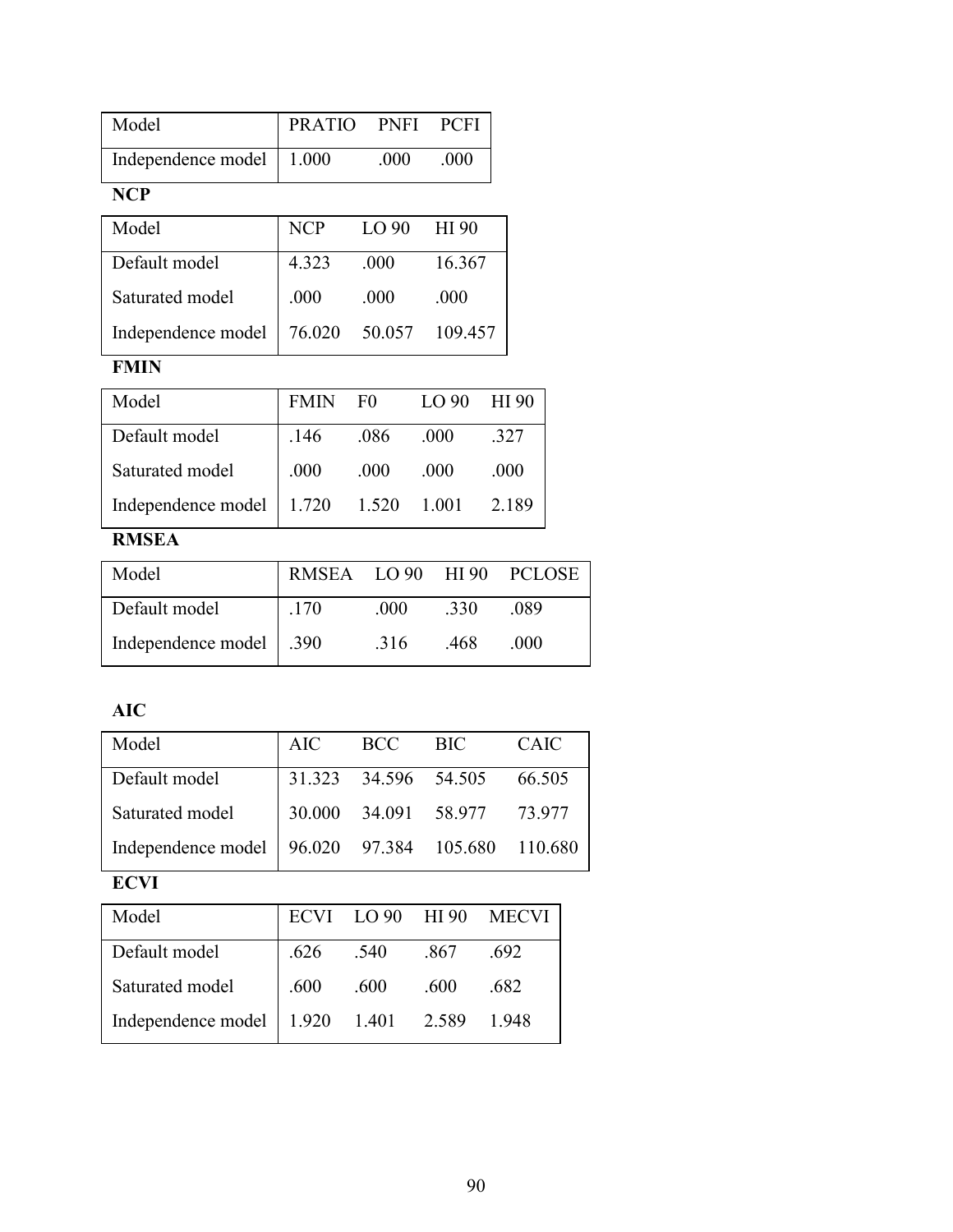| Model | PRATIO | PNFI | PCFI |
| --- | --- | --- | --- |
| Independence model | 1.000 | .000 | .000 |

**NCP**

| Model | NCP | LO 90 | HI 90 |
| --- | --- | --- | --- |
| Default model | 4.323 | .000 | 16.367 |
| Saturated model | .000 | .000 | .000 |
| Independence model | 76.020 | 50.057 | 109.457 |

**FMIN**

| Model | FMIN | F0 | LO 90 | HI 90 |
| --- | --- | --- | --- | --- |
| Default model | .146 | .086 | .000 | .327 |
| Saturated model | .000 | .000 | .000 | .000 |
| Independence model | 1.720 | 1.520 | 1.001 | 2.189 |

**RMSEA**

| Model | RMSEA | LO 90 | HI 90 | PCLOSE |
| --- | --- | --- | --- | --- |
| Default model | .170 | .000 | .330 | .089 |
| Independence model | .390 | .316 | .468 | .000 |

**AIC**

| Model | AIC | BCC | BIC | CAIC |
| --- | --- | --- | --- | --- |
| Default model | 31.323 | 34.596 | 54.505 | 66.505 |
| Saturated model | 30.000 | 34.091 | 58.977 | 73.977 |
| Independence model | 96.020 | 97.384 | 105.680 | 110.680 |

**ECVI**

| Model | ECVI | LO 90 | HI 90 | MECVI |
| --- | --- | --- | --- | --- |
| Default model | .626 | .540 | .867 | .692 |
| Saturated model | .600 | .600 | .600 | .682 |
| Independence model | 1.920 | 1.401 | 2.589 | 1.948 |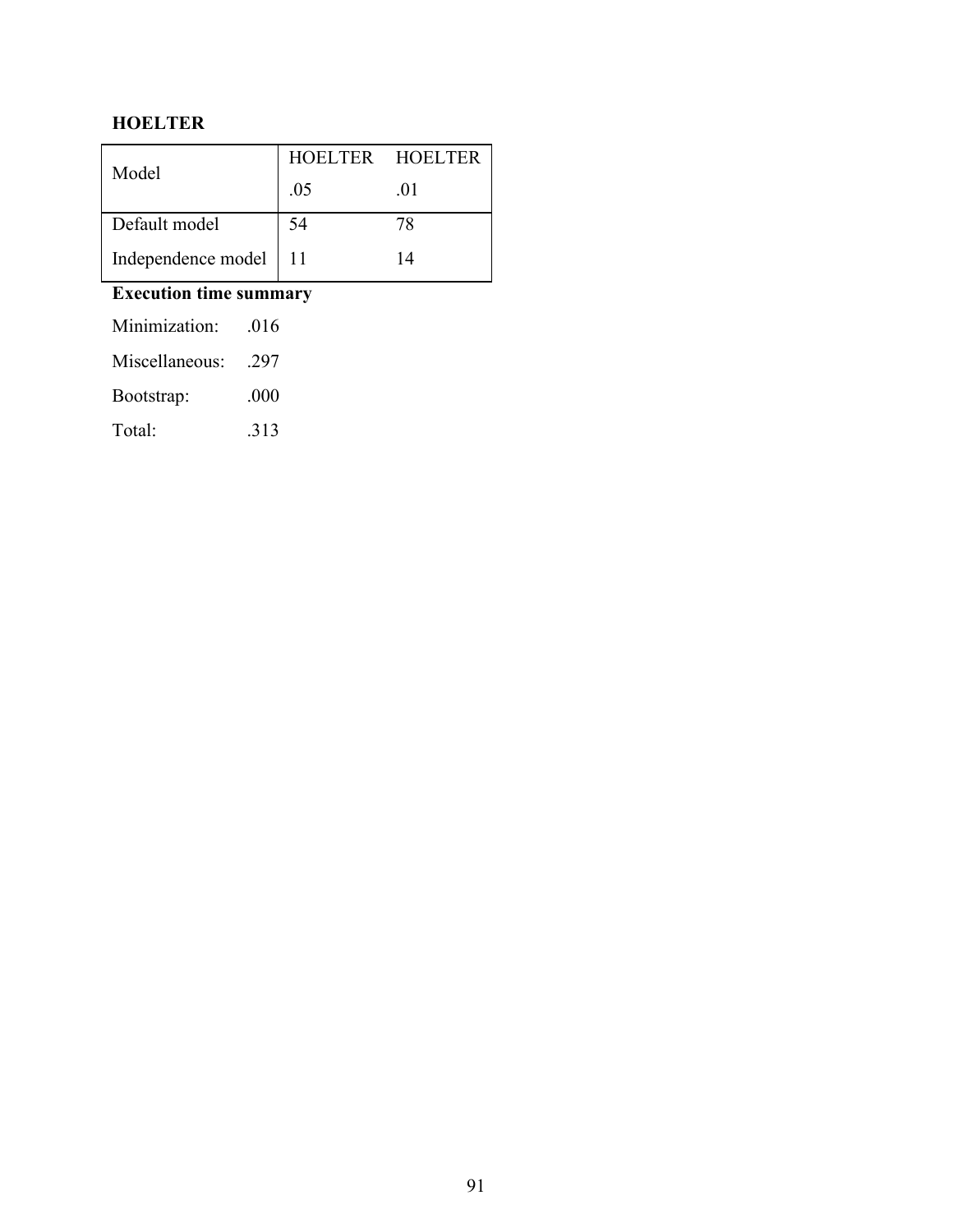**HOELTER**

| Model | HOELTER .05 | HOELTER .01 |
|---|---|---|
| Default model | 54 | 78 |
| Independence model | 11 | 14 |

**Execution time summary**

Minimization: .016

Miscellaneous: .297

Bootstrap: .000

Total: .313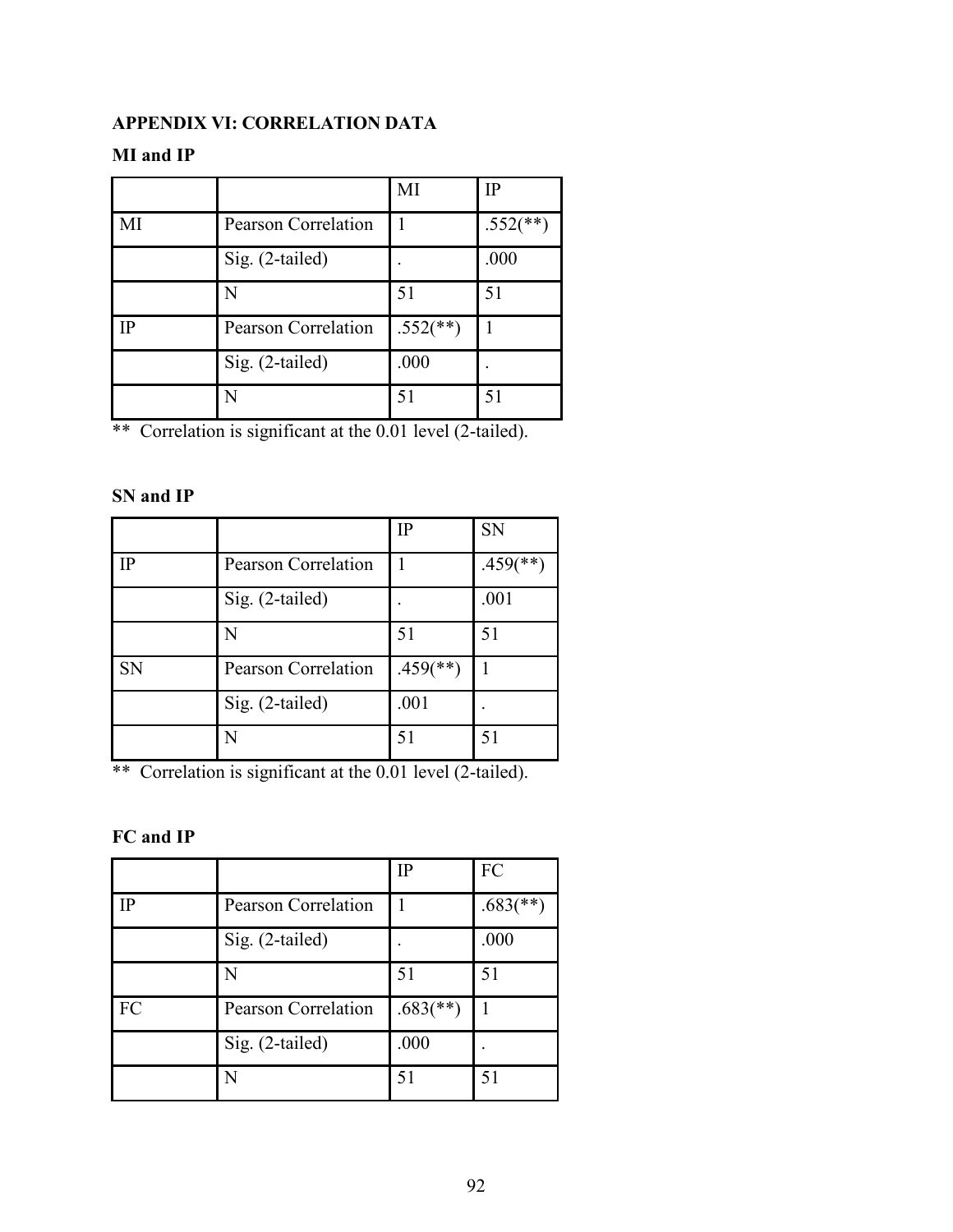## APPENDIX VI: CORRELATION DATA

### MI and IP

| | | MI | IP |
|---|---|---|---|
| MI | Pearson Correlation | 1 | .552(**) |
| | Sig. (2-tailed) | . | .000 |
| | N | 51 | 51 |
| IP | Pearson Correlation | .552(**) | 1 |
| | Sig. (2-tailed) | .000 | . |
| | N | 51 | 51 |

** Correlation is significant at the 0.01 level (2-tailed).

### SN and IP

| | | IP | SN |
|---|---|---|---|
| IP | Pearson Correlation | 1 | .459(**) |
| | Sig. (2-tailed) | . | .001 |
| | N | 51 | 51 |
| SN | Pearson Correlation | .459(**) | 1 |
| | Sig. (2-tailed) | .001 | . |
| | N | 51 | 51 |

** Correlation is significant at the 0.01 level (2-tailed).

### FC and IP

| | | IP | FC |
|---|---|---|---|
| IP | Pearson Correlation | 1 | .683(**) |
| | Sig. (2-tailed) | . | .000 |
| | N | 51 | 51 |
| FC | Pearson Correlation | .683(**) | 1 |
| | Sig. (2-tailed) | .000 | . |
| | N | 51 | 51 |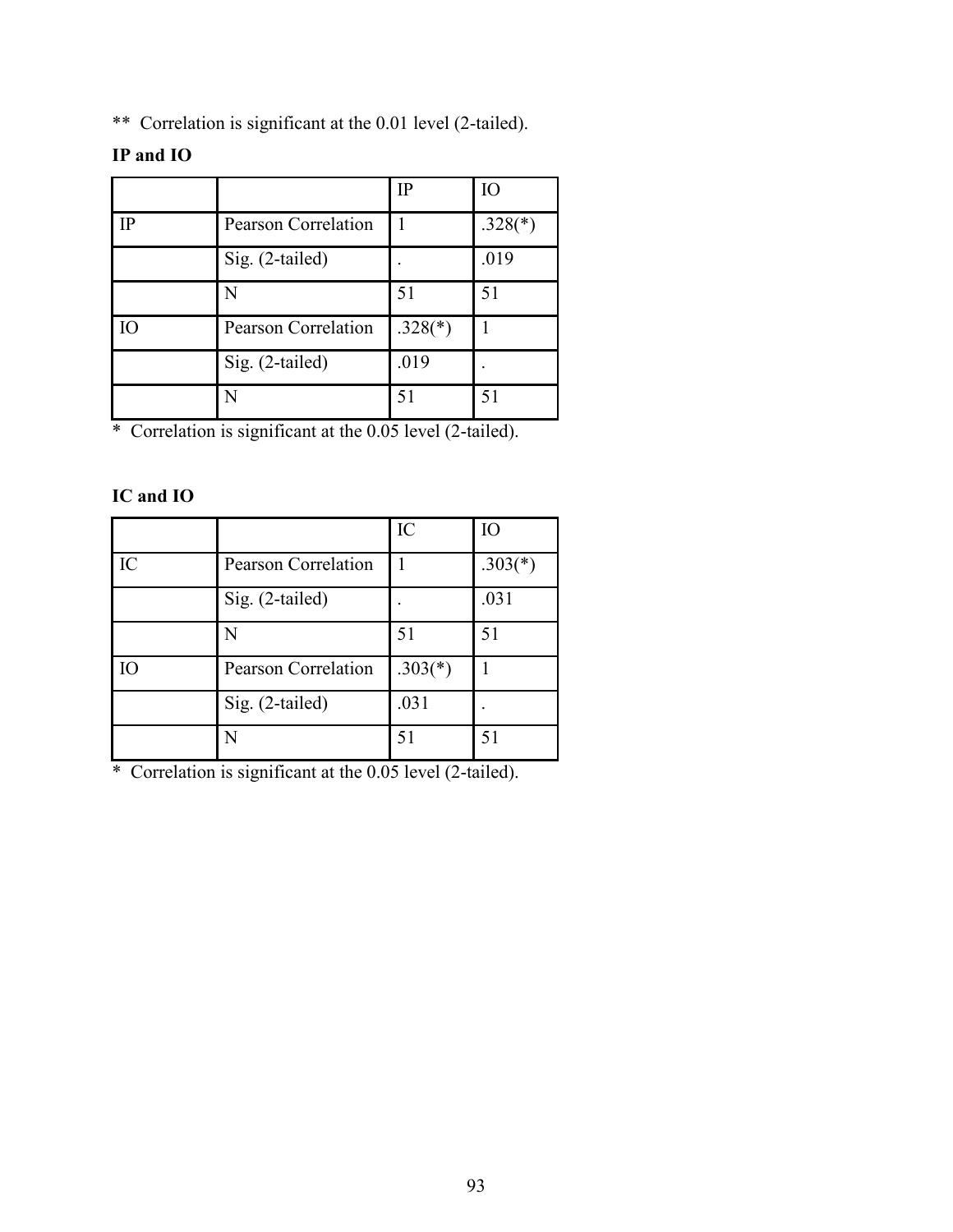** Correlation is significant at the 0.01 level (2-tailed).

**IP and IO**

| | | IP | IO |
|---|---|---|---|
| IP | Pearson Correlation | 1 | .328(*) |
| | Sig. (2-tailed) | . | .019 |
| | N | 51 | 51 |
| IO | Pearson Correlation | .328(*) | 1 |
| | Sig. (2-tailed) | .019 | . |
| | N | 51 | 51 |

* Correlation is significant at the 0.05 level (2-tailed).

**IC and IO**

| | | IC | IO |
|---|---|---|---|
| IC | Pearson Correlation | 1 | .303(*) |
| | Sig. (2-tailed) | . | .031 |
| | N | 51 | 51 |
| IO | Pearson Correlation | .303(*) | 1 |
| | Sig. (2-tailed) | .031 | . |
| | N | 51 | 51 |

* Correlation is significant at the 0.05 level (2-tailed).